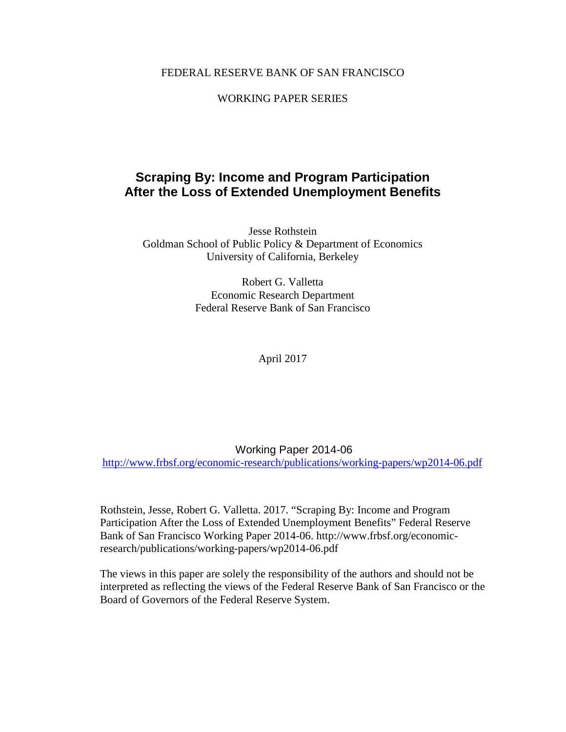FEDERAL RESERVE BANK OF SAN FRANCISCO

WORKING PAPER SERIES

# Scraping By: Income and Program Participation After the Loss of Extended Unemployment Benefits

Jesse Rothstein
Goldman School of Public Policy & Department of Economics
University of California, Berkeley

Robert G. Valletta
Economic Research Department
Federal Reserve Bank of San Francisco

April 2017

Working Paper 2014-06
http://www.frbsf.org/economic-research/publications/working-papers/wp2014-06.pdf

Rothstein, Jesse, Robert G. Valletta. 2017. "Scraping By: Income and Program Participation After the Loss of Extended Unemployment Benefits" Federal Reserve Bank of San Francisco Working Paper 2014-06. http://www.frbsf.org/economic-research/publications/working-papers/wp2014-06.pdf

The views in this paper are solely the responsibility of the authors and should not be interpreted as reflecting the views of the Federal Reserve Bank of San Francisco or the Board of Governors of the Federal Reserve System.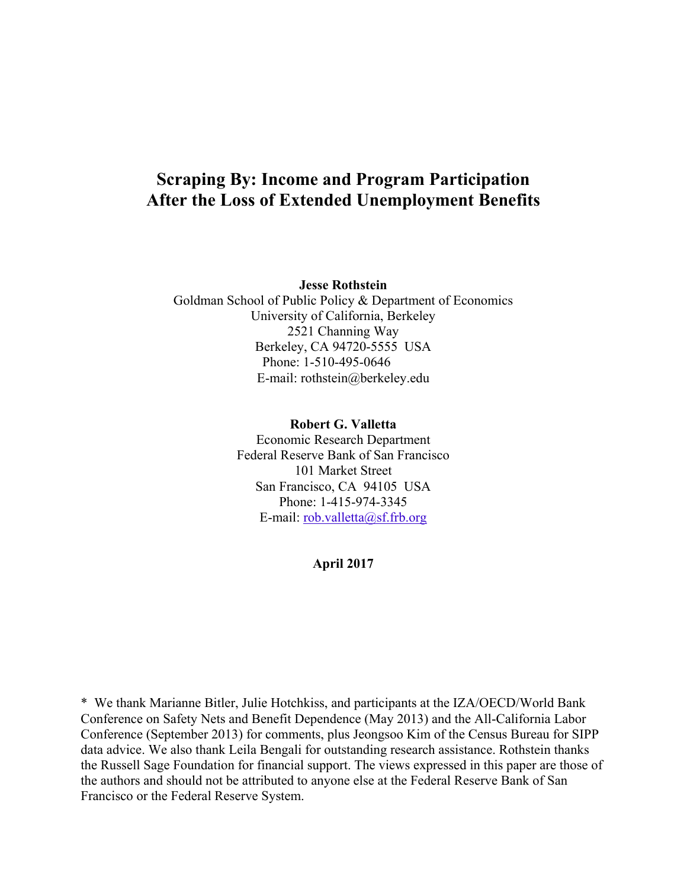# Scraping By: Income and Program Participation After the Loss of Extended Unemployment Benefits

**Jesse Rothstein**
Goldman School of Public Policy & Department of Economics
University of California, Berkeley
2521 Channing Way
Berkeley, CA 94720-5555 USA
Phone: 1-510-495-0646
E-mail: rothstein@berkeley.edu

**Robert G. Valletta**
Economic Research Department
Federal Reserve Bank of San Francisco
101 Market Street
San Francisco, CA 94105 USA
Phone: 1-415-974-3345
E-mail: rob.valletta@sf.frb.org

**April 2017**

\* We thank Marianne Bitler, Julie Hotchkiss, and participants at the IZA/OECD/World Bank Conference on Safety Nets and Benefit Dependence (May 2013) and the All-California Labor Conference (September 2013) for comments, plus Jeongsoo Kim of the Census Bureau for SIPP data advice. We also thank Leila Bengali for outstanding research assistance. Rothstein thanks the Russell Sage Foundation for financial support. The views expressed in this paper are those of the authors and should not be attributed to anyone else at the Federal Reserve Bank of San Francisco or the Federal Reserve System.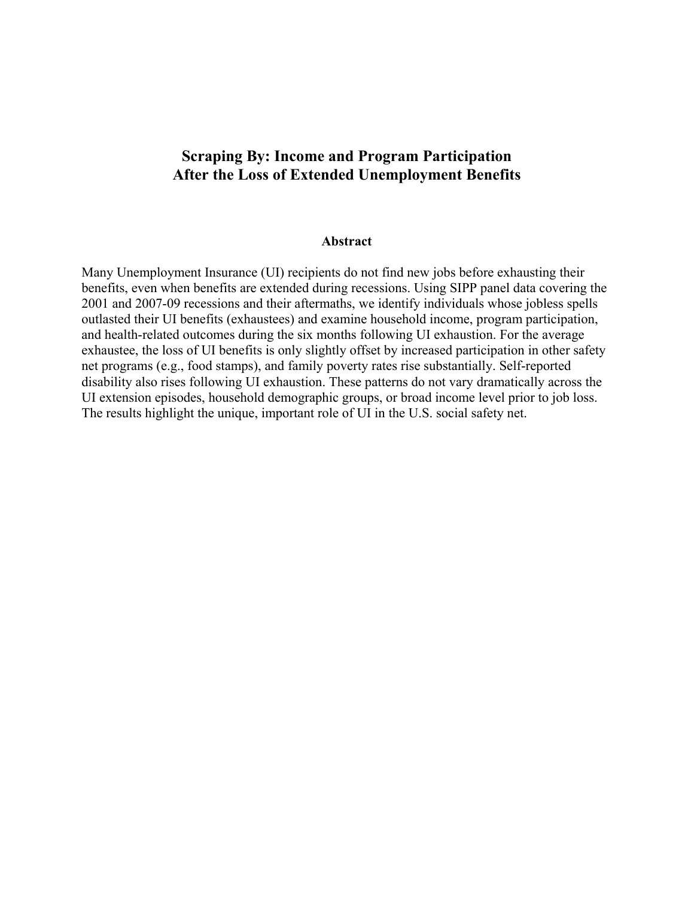# Scraping By: Income and Program Participation After the Loss of Extended Unemployment Benefits

## Abstract

Many Unemployment Insurance (UI) recipients do not find new jobs before exhausting their benefits, even when benefits are extended during recessions. Using SIPP panel data covering the 2001 and 2007-09 recessions and their aftermaths, we identify individuals whose jobless spells outlasted their UI benefits (exhaustees) and examine household income, program participation, and health-related outcomes during the six months following UI exhaustion. For the average exhaustee, the loss of UI benefits is only slightly offset by increased participation in other safety net programs (e.g., food stamps), and family poverty rates rise substantially. Self-reported disability also rises following UI exhaustion. These patterns do not vary dramatically across the UI extension episodes, household demographic groups, or broad income level prior to job loss. The results highlight the unique, important role of UI in the U.S. social safety net.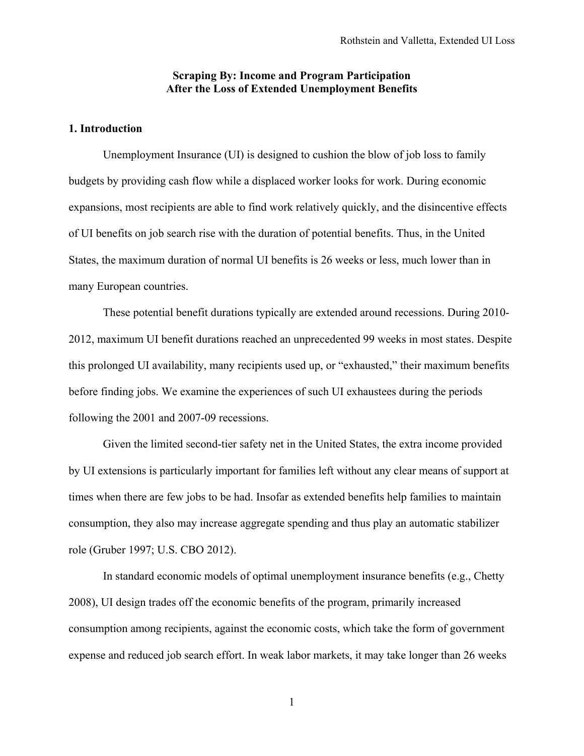**Scraping By: Income and Program Participation After the Loss of Extended Unemployment Benefits**

## 1. Introduction

Unemployment Insurance (UI) is designed to cushion the blow of job loss to family budgets by providing cash flow while a displaced worker looks for work. During economic expansions, most recipients are able to find work relatively quickly, and the disincentive effects of UI benefits on job search rise with the duration of potential benefits. Thus, in the United States, the maximum duration of normal UI benefits is 26 weeks or less, much lower than in many European countries.

These potential benefit durations typically are extended around recessions. During 2010-2012, maximum UI benefit durations reached an unprecedented 99 weeks in most states. Despite this prolonged UI availability, many recipients used up, or "exhausted," their maximum benefits before finding jobs. We examine the experiences of such UI exhaustees during the periods following the 2001 and 2007-09 recessions.

Given the limited second-tier safety net in the United States, the extra income provided by UI extensions is particularly important for families left without any clear means of support at times when there are few jobs to be had. Insofar as extended benefits help families to maintain consumption, they also may increase aggregate spending and thus play an automatic stabilizer role (Gruber 1997; U.S. CBO 2012).

In standard economic models of optimal unemployment insurance benefits (e.g., Chetty 2008), UI design trades off the economic benefits of the program, primarily increased consumption among recipients, against the economic costs, which take the form of government expense and reduced job search effort. In weak labor markets, it may take longer than 26 weeks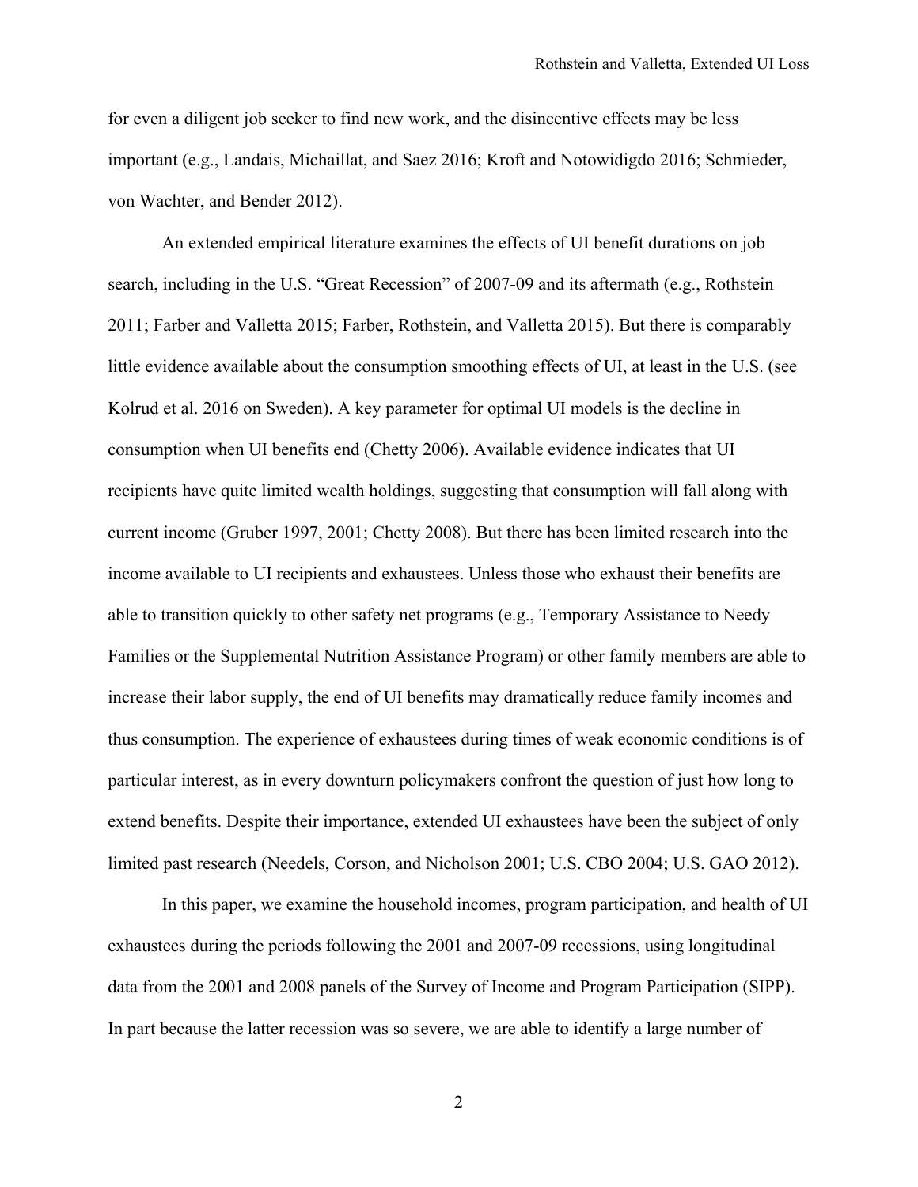for even a diligent job seeker to find new work, and the disincentive effects may be less important (e.g., Landais, Michaillat, and Saez 2016; Kroft and Notowidigdo 2016; Schmieder, von Wachter, and Bender 2012).

An extended empirical literature examines the effects of UI benefit durations on job search, including in the U.S. "Great Recession" of 2007-09 and its aftermath (e.g., Rothstein 2011; Farber and Valletta 2015; Farber, Rothstein, and Valletta 2015). But there is comparably little evidence available about the consumption smoothing effects of UI, at least in the U.S. (see Kolrud et al. 2016 on Sweden). A key parameter for optimal UI models is the decline in consumption when UI benefits end (Chetty 2006). Available evidence indicates that UI recipients have quite limited wealth holdings, suggesting that consumption will fall along with current income (Gruber 1997, 2001; Chetty 2008). But there has been limited research into the income available to UI recipients and exhaustees. Unless those who exhaust their benefits are able to transition quickly to other safety net programs (e.g., Temporary Assistance to Needy Families or the Supplemental Nutrition Assistance Program) or other family members are able to increase their labor supply, the end of UI benefits may dramatically reduce family incomes and thus consumption. The experience of exhaustees during times of weak economic conditions is of particular interest, as in every downturn policymakers confront the question of just how long to extend benefits. Despite their importance, extended UI exhaustees have been the subject of only limited past research (Needels, Corson, and Nicholson 2001; U.S. CBO 2004; U.S. GAO 2012).

In this paper, we examine the household incomes, program participation, and health of UI exhaustees during the periods following the 2001 and 2007-09 recessions, using longitudinal data from the 2001 and 2008 panels of the Survey of Income and Program Participation (SIPP). In part because the latter recession was so severe, we are able to identify a large number of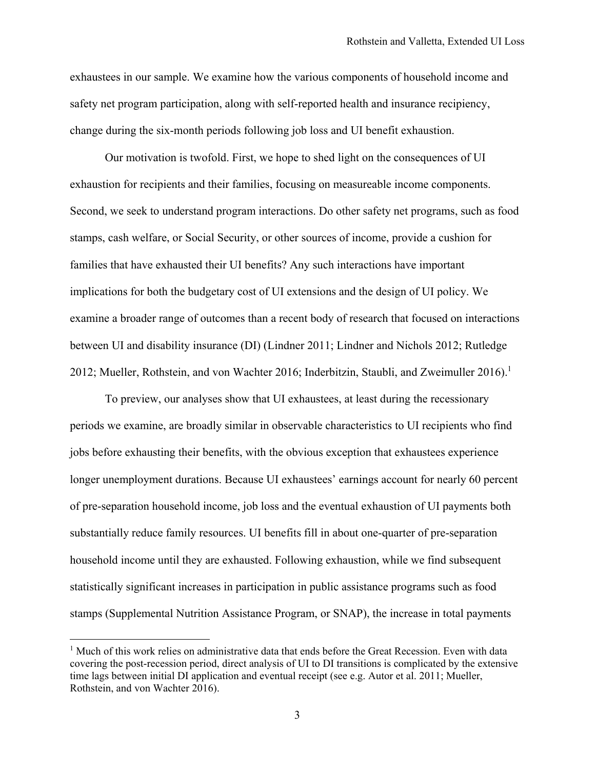exhaustees in our sample. We examine how the various components of household income and safety net program participation, along with self-reported health and insurance recipiency, change during the six-month periods following job loss and UI benefit exhaustion.

Our motivation is twofold. First, we hope to shed light on the consequences of UI exhaustion for recipients and their families, focusing on measureable income components. Second, we seek to understand program interactions. Do other safety net programs, such as food stamps, cash welfare, or Social Security, or other sources of income, provide a cushion for families that have exhausted their UI benefits? Any such interactions have important implications for both the budgetary cost of UI extensions and the design of UI policy. We examine a broader range of outcomes than a recent body of research that focused on interactions between UI and disability insurance (DI) (Lindner 2011; Lindner and Nichols 2012; Rutledge 2012; Mueller, Rothstein, and von Wachter 2016; Inderbitzin, Staubli, and Zweimuller 2016).[1]

To preview, our analyses show that UI exhaustees, at least during the recessionary periods we examine, are broadly similar in observable characteristics to UI recipients who find jobs before exhausting their benefits, with the obvious exception that exhaustees experience longer unemployment durations. Because UI exhaustees' earnings account for nearly 60 percent of pre-separation household income, job loss and the eventual exhaustion of UI payments both substantially reduce family resources. UI benefits fill in about one-quarter of pre-separation household income until they are exhausted. Following exhaustion, while we find subsequent statistically significant increases in participation in public assistance programs such as food stamps (Supplemental Nutrition Assistance Program, or SNAP), the increase in total payments

[1] Much of this work relies on administrative data that ends before the Great Recession. Even with data covering the post-recession period, direct analysis of UI to DI transitions is complicated by the extensive time lags between initial DI application and eventual receipt (see e.g. Autor et al. 2011; Mueller, Rothstein, and von Wachter 2016).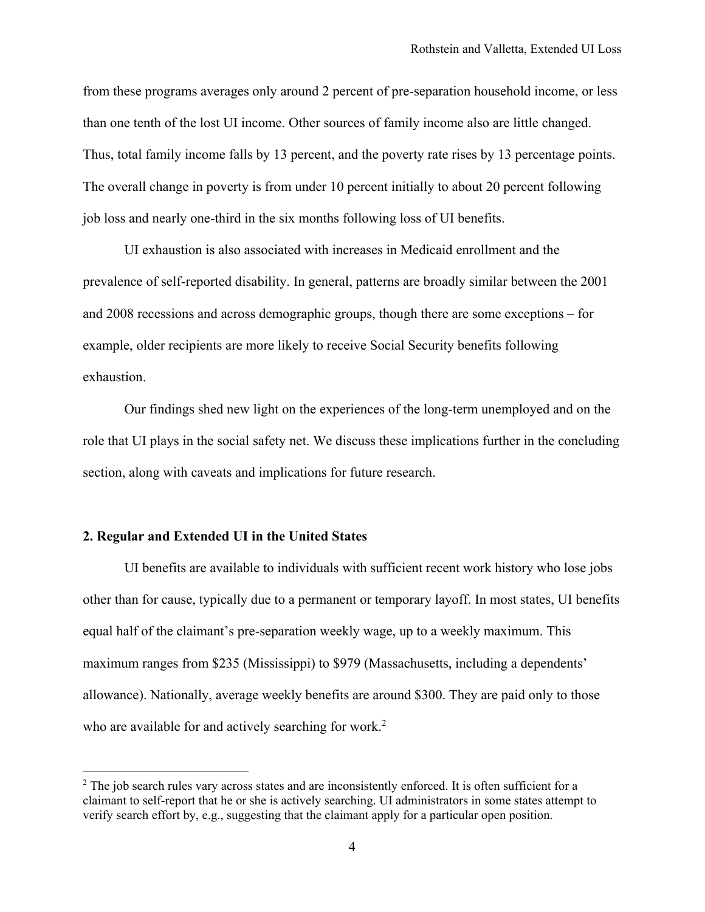from these programs averages only around 2 percent of pre-separation household income, or less than one tenth of the lost UI income. Other sources of family income also are little changed. Thus, total family income falls by 13 percent, and the poverty rate rises by 13 percentage points. The overall change in poverty is from under 10 percent initially to about 20 percent following job loss and nearly one-third in the six months following loss of UI benefits.

UI exhaustion is also associated with increases in Medicaid enrollment and the prevalence of self-reported disability. In general, patterns are broadly similar between the 2001 and 2008 recessions and across demographic groups, though there are some exceptions – for example, older recipients are more likely to receive Social Security benefits following exhaustion.

Our findings shed new light on the experiences of the long-term unemployed and on the role that UI plays in the social safety net. We discuss these implications further in the concluding section, along with caveats and implications for future research.

## 2. Regular and Extended UI in the United States

UI benefits are available to individuals with sufficient recent work history who lose jobs other than for cause, typically due to a permanent or temporary layoff. In most states, UI benefits equal half of the claimant's pre-separation weekly wage, up to a weekly maximum. This maximum ranges from $235 (Mississippi) to $979 (Massachusetts, including a dependents' allowance). Nationally, average weekly benefits are around $300. They are paid only to those who are available for and actively searching for work.[2]

[2] The job search rules vary across states and are inconsistently enforced. It is often sufficient for a claimant to self-report that he or she is actively searching. UI administrators in some states attempt to verify search effort by, e.g., suggesting that the claimant apply for a particular open position.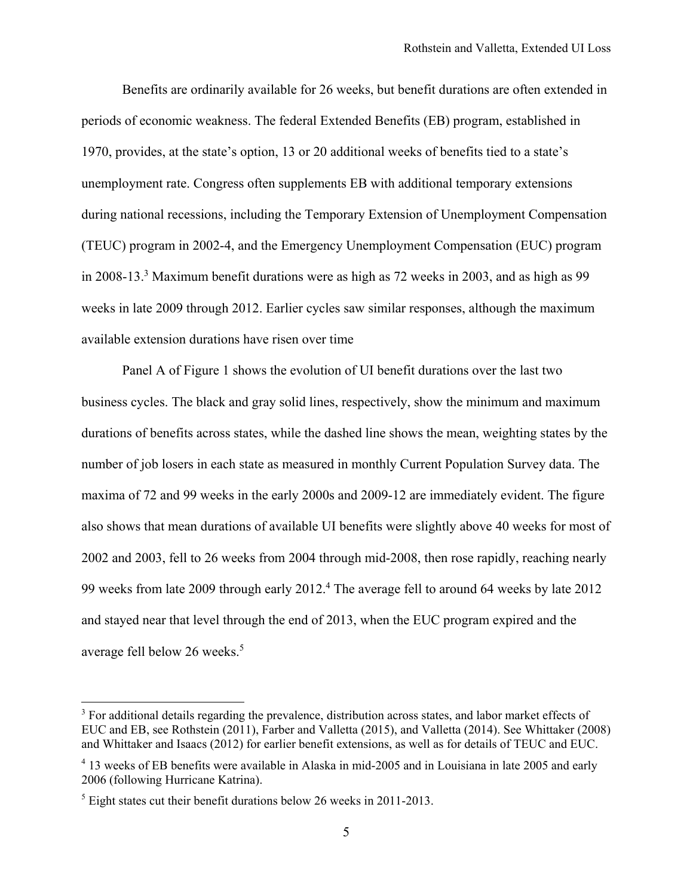Benefits are ordinarily available for 26 weeks, but benefit durations are often extended in periods of economic weakness. The federal Extended Benefits (EB) program, established in 1970, provides, at the state's option, 13 or 20 additional weeks of benefits tied to a state's unemployment rate. Congress often supplements EB with additional temporary extensions during national recessions, including the Temporary Extension of Unemployment Compensation (TEUC) program in 2002-4, and the Emergency Unemployment Compensation (EUC) program in 2008-13.[3] Maximum benefit durations were as high as 72 weeks in 2003, and as high as 99 weeks in late 2009 through 2012. Earlier cycles saw similar responses, although the maximum available extension durations have risen over time

Panel A of Figure 1 shows the evolution of UI benefit durations over the last two business cycles. The black and gray solid lines, respectively, show the minimum and maximum durations of benefits across states, while the dashed line shows the mean, weighting states by the number of job losers in each state as measured in monthly Current Population Survey data. The maxima of 72 and 99 weeks in the early 2000s and 2009-12 are immediately evident. The figure also shows that mean durations of available UI benefits were slightly above 40 weeks for most of 2002 and 2003, fell to 26 weeks from 2004 through mid-2008, then rose rapidly, reaching nearly 99 weeks from late 2009 through early 2012.[4] The average fell to around 64 weeks by late 2012 and stayed near that level through the end of 2013, when the EUC program expired and the average fell below 26 weeks.[5]

[3] For additional details regarding the prevalence, distribution across states, and labor market effects of EUC and EB, see Rothstein (2011), Farber and Valletta (2015), and Valletta (2014). See Whittaker (2008) and Whittaker and Isaacs (2012) for earlier benefit extensions, as well as for details of TEUC and EUC.

[4] 13 weeks of EB benefits were available in Alaska in mid-2005 and in Louisiana in late 2005 and early 2006 (following Hurricane Katrina).

[5] Eight states cut their benefit durations below 26 weeks in 2011-2013.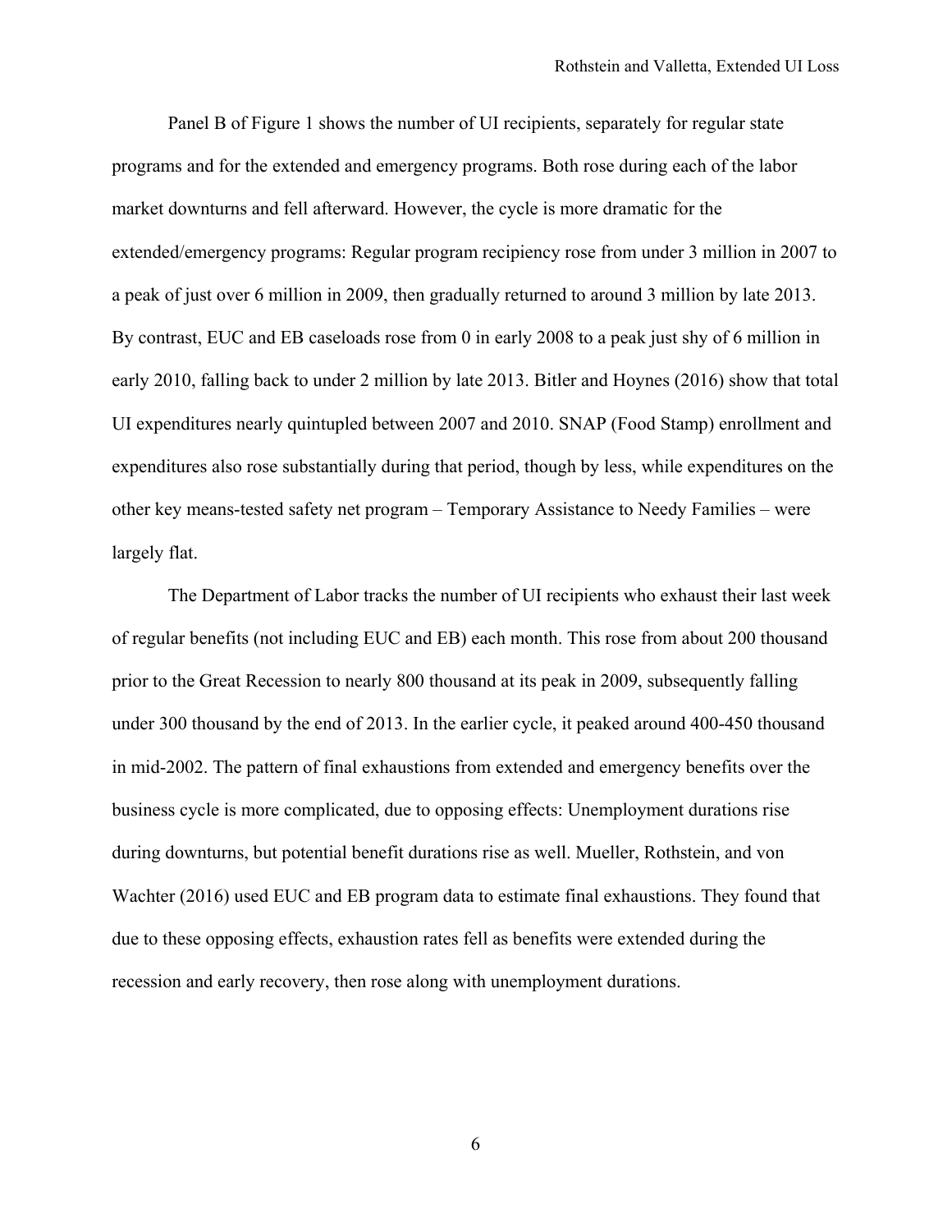Panel B of Figure 1 shows the number of UI recipients, separately for regular state programs and for the extended and emergency programs. Both rose during each of the labor market downturns and fell afterward. However, the cycle is more dramatic for the extended/emergency programs: Regular program recipiency rose from under 3 million in 2007 to a peak of just over 6 million in 2009, then gradually returned to around 3 million by late 2013. By contrast, EUC and EB caseloads rose from 0 in early 2008 to a peak just shy of 6 million in early 2010, falling back to under 2 million by late 2013. Bitler and Hoynes (2016) show that total UI expenditures nearly quintupled between 2007 and 2010. SNAP (Food Stamp) enrollment and expenditures also rose substantially during that period, though by less, while expenditures on the other key means-tested safety net program – Temporary Assistance to Needy Families – were largely flat.

The Department of Labor tracks the number of UI recipients who exhaust their last week of regular benefits (not including EUC and EB) each month. This rose from about 200 thousand prior to the Great Recession to nearly 800 thousand at its peak in 2009, subsequently falling under 300 thousand by the end of 2013. In the earlier cycle, it peaked around 400-450 thousand in mid-2002. The pattern of final exhaustions from extended and emergency benefits over the business cycle is more complicated, due to opposing effects: Unemployment durations rise during downturns, but potential benefit durations rise as well. Mueller, Rothstein, and von Wachter (2016) used EUC and EB program data to estimate final exhaustions. They found that due to these opposing effects, exhaustion rates fell as benefits were extended during the recession and early recovery, then rose along with unemployment durations.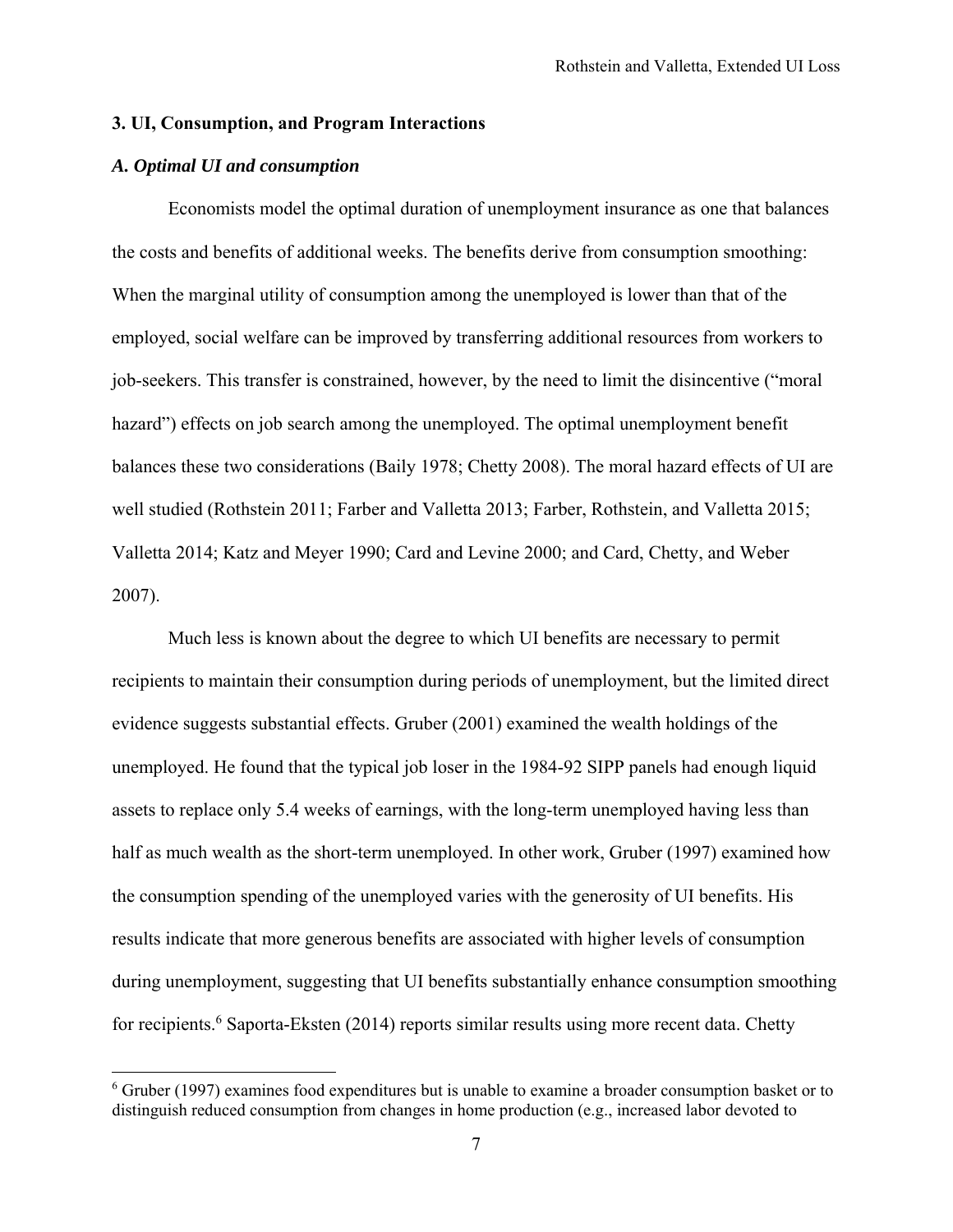## 3. UI, Consumption, and Program Interactions

### *A. Optimal UI and consumption*

Economists model the optimal duration of unemployment insurance as one that balances the costs and benefits of additional weeks. The benefits derive from consumption smoothing: When the marginal utility of consumption among the unemployed is lower than that of the employed, social welfare can be improved by transferring additional resources from workers to job-seekers. This transfer is constrained, however, by the need to limit the disincentive ("moral hazard") effects on job search among the unemployed. The optimal unemployment benefit balances these two considerations (Baily 1978; Chetty 2008). The moral hazard effects of UI are well studied (Rothstein 2011; Farber and Valletta 2013; Farber, Rothstein, and Valletta 2015; Valletta 2014; Katz and Meyer 1990; Card and Levine 2000; and Card, Chetty, and Weber 2007).

Much less is known about the degree to which UI benefits are necessary to permit recipients to maintain their consumption during periods of unemployment, but the limited direct evidence suggests substantial effects. Gruber (2001) examined the wealth holdings of the unemployed. He found that the typical job loser in the 1984-92 SIPP panels had enough liquid assets to replace only 5.4 weeks of earnings, with the long-term unemployed having less than half as much wealth as the short-term unemployed. In other work, Gruber (1997) examined how the consumption spending of the unemployed varies with the generosity of UI benefits. His results indicate that more generous benefits are associated with higher levels of consumption during unemployment, suggesting that UI benefits substantially enhance consumption smoothing for recipients.[6] Saporta-Eksten (2014) reports similar results using more recent data. Chetty

[6] Gruber (1997) examines food expenditures but is unable to examine a broader consumption basket or to distinguish reduced consumption from changes in home production (e.g., increased labor devoted to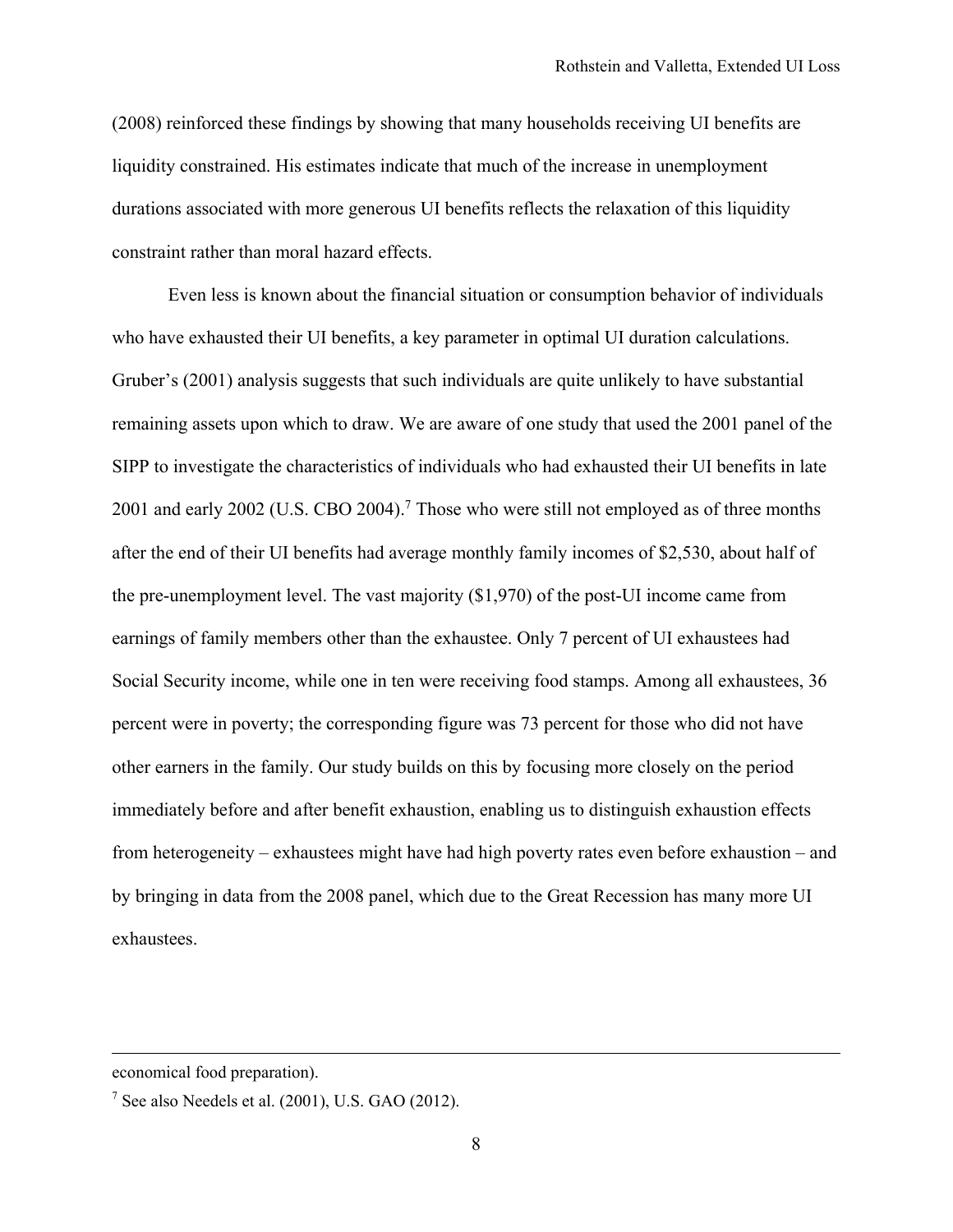(2008) reinforced these findings by showing that many households receiving UI benefits are liquidity constrained. His estimates indicate that much of the increase in unemployment durations associated with more generous UI benefits reflects the relaxation of this liquidity constraint rather than moral hazard effects.

Even less is known about the financial situation or consumption behavior of individuals who have exhausted their UI benefits, a key parameter in optimal UI duration calculations. Gruber's (2001) analysis suggests that such individuals are quite unlikely to have substantial remaining assets upon which to draw. We are aware of one study that used the 2001 panel of the SIPP to investigate the characteristics of individuals who had exhausted their UI benefits in late 2001 and early 2002 (U.S. CBO 2004).[7] Those who were still not employed as of three months after the end of their UI benefits had average monthly family incomes of $2,530, about half of the pre-unemployment level. The vast majority ($1,970) of the post-UI income came from earnings of family members other than the exhaustee. Only 7 percent of UI exhaustees had Social Security income, while one in ten were receiving food stamps. Among all exhaustees, 36 percent were in poverty; the corresponding figure was 73 percent for those who did not have other earners in the family. Our study builds on this by focusing more closely on the period immediately before and after benefit exhaustion, enabling us to distinguish exhaustion effects from heterogeneity – exhaustees might have had high poverty rates even before exhaustion – and by bringing in data from the 2008 panel, which due to the Great Recession has many more UI exhaustees.

---

economical food preparation).

[7] See also Needels et al. (2001), U.S. GAO (2012).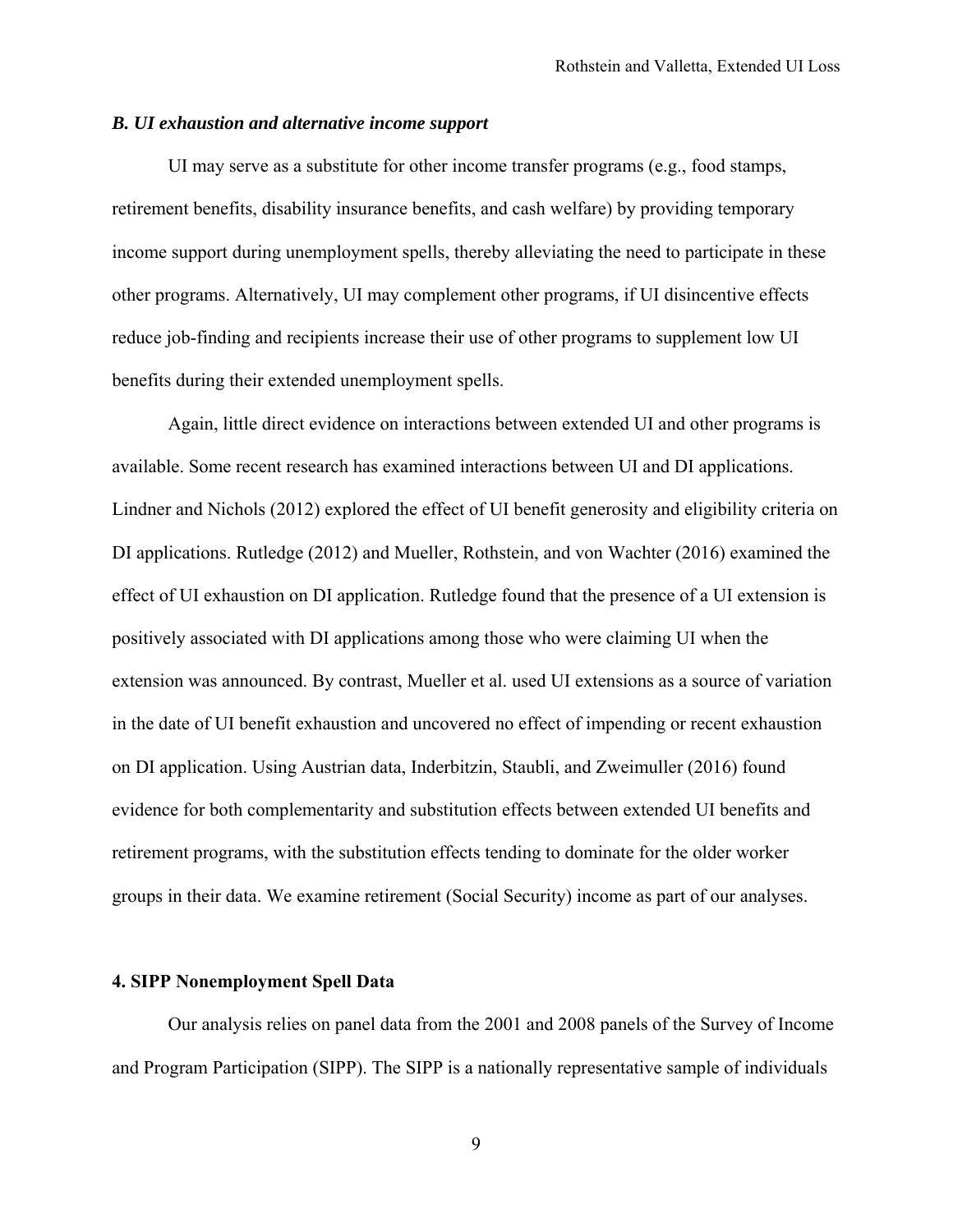### *B. UI exhaustion and alternative income support*

UI may serve as a substitute for other income transfer programs (e.g., food stamps, retirement benefits, disability insurance benefits, and cash welfare) by providing temporary income support during unemployment spells, thereby alleviating the need to participate in these other programs. Alternatively, UI may complement other programs, if UI disincentive effects reduce job-finding and recipients increase their use of other programs to supplement low UI benefits during their extended unemployment spells.

Again, little direct evidence on interactions between extended UI and other programs is available. Some recent research has examined interactions between UI and DI applications. Lindner and Nichols (2012) explored the effect of UI benefit generosity and eligibility criteria on DI applications. Rutledge (2012) and Mueller, Rothstein, and von Wachter (2016) examined the effect of UI exhaustion on DI application. Rutledge found that the presence of a UI extension is positively associated with DI applications among those who were claiming UI when the extension was announced. By contrast, Mueller et al. used UI extensions as a source of variation in the date of UI benefit exhaustion and uncovered no effect of impending or recent exhaustion on DI application. Using Austrian data, Inderbitzin, Staubli, and Zweimuller (2016) found evidence for both complementarity and substitution effects between extended UI benefits and retirement programs, with the substitution effects tending to dominate for the older worker groups in their data. We examine retirement (Social Security) income as part of our analyses.

## 4. SIPP Nonemployment Spell Data

Our analysis relies on panel data from the 2001 and 2008 panels of the Survey of Income and Program Participation (SIPP). The SIPP is a nationally representative sample of individuals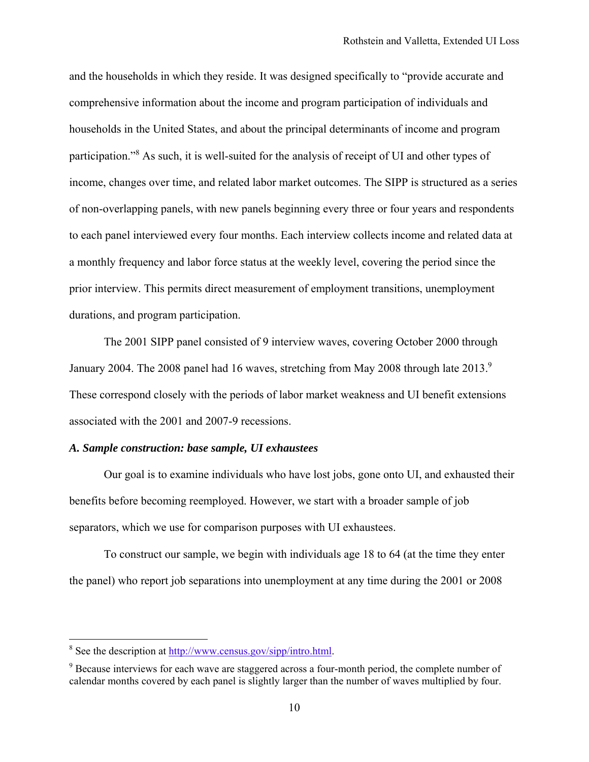and the households in which they reside. It was designed specifically to "provide accurate and comprehensive information about the income and program participation of individuals and households in the United States, and about the principal determinants of income and program participation."[8] As such, it is well-suited for the analysis of receipt of UI and other types of income, changes over time, and related labor market outcomes. The SIPP is structured as a series of non-overlapping panels, with new panels beginning every three or four years and respondents to each panel interviewed every four months. Each interview collects income and related data at a monthly frequency and labor force status at the weekly level, covering the period since the prior interview. This permits direct measurement of employment transitions, unemployment durations, and program participation.

The 2001 SIPP panel consisted of 9 interview waves, covering October 2000 through January 2004. The 2008 panel had 16 waves, stretching from May 2008 through late 2013.[9] These correspond closely with the periods of labor market weakness and UI benefit extensions associated with the 2001 and 2007-9 recessions.

### *A. Sample construction: base sample, UI exhaustees*

Our goal is to examine individuals who have lost jobs, gone onto UI, and exhausted their benefits before becoming reemployed. However, we start with a broader sample of job separators, which we use for comparison purposes with UI exhaustees.

To construct our sample, we begin with individuals age 18 to 64 (at the time they enter the panel) who report job separations into unemployment at any time during the 2001 or 2008

---

[8] See the description at http://www.census.gov/sipp/intro.html.

[9] Because interviews for each wave are staggered across a four-month period, the complete number of calendar months covered by each panel is slightly larger than the number of waves multiplied by four.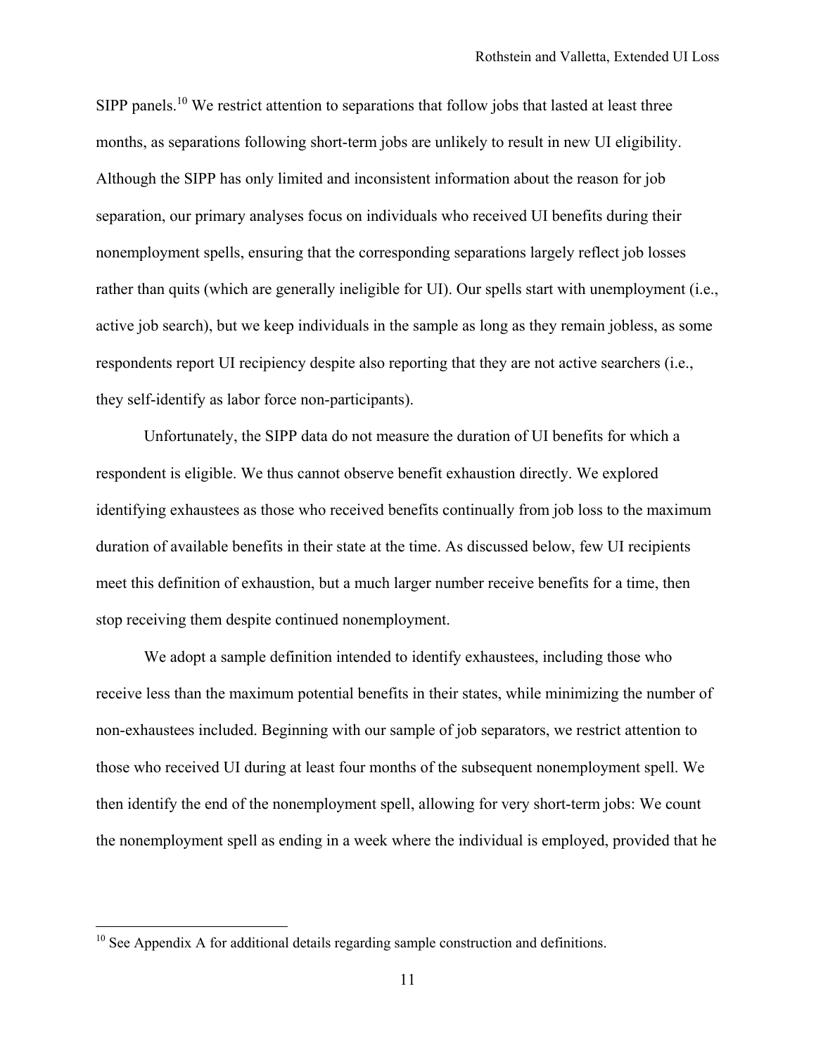SIPP panels.[10] We restrict attention to separations that follow jobs that lasted at least three months, as separations following short-term jobs are unlikely to result in new UI eligibility. Although the SIPP has only limited and inconsistent information about the reason for job separation, our primary analyses focus on individuals who received UI benefits during their nonemployment spells, ensuring that the corresponding separations largely reflect job losses rather than quits (which are generally ineligible for UI). Our spells start with unemployment (i.e., active job search), but we keep individuals in the sample as long as they remain jobless, as some respondents report UI recipiency despite also reporting that they are not active searchers (i.e., they self-identify as labor force non-participants).

Unfortunately, the SIPP data do not measure the duration of UI benefits for which a respondent is eligible. We thus cannot observe benefit exhaustion directly. We explored identifying exhaustees as those who received benefits continually from job loss to the maximum duration of available benefits in their state at the time. As discussed below, few UI recipients meet this definition of exhaustion, but a much larger number receive benefits for a time, then stop receiving them despite continued nonemployment.

We adopt a sample definition intended to identify exhaustees, including those who receive less than the maximum potential benefits in their states, while minimizing the number of non-exhaustees included. Beginning with our sample of job separators, we restrict attention to those who received UI during at least four months of the subsequent nonemployment spell. We then identify the end of the nonemployment spell, allowing for very short-term jobs: We count the nonemployment spell as ending in a week where the individual is employed, provided that he

[10] See Appendix A for additional details regarding sample construction and definitions.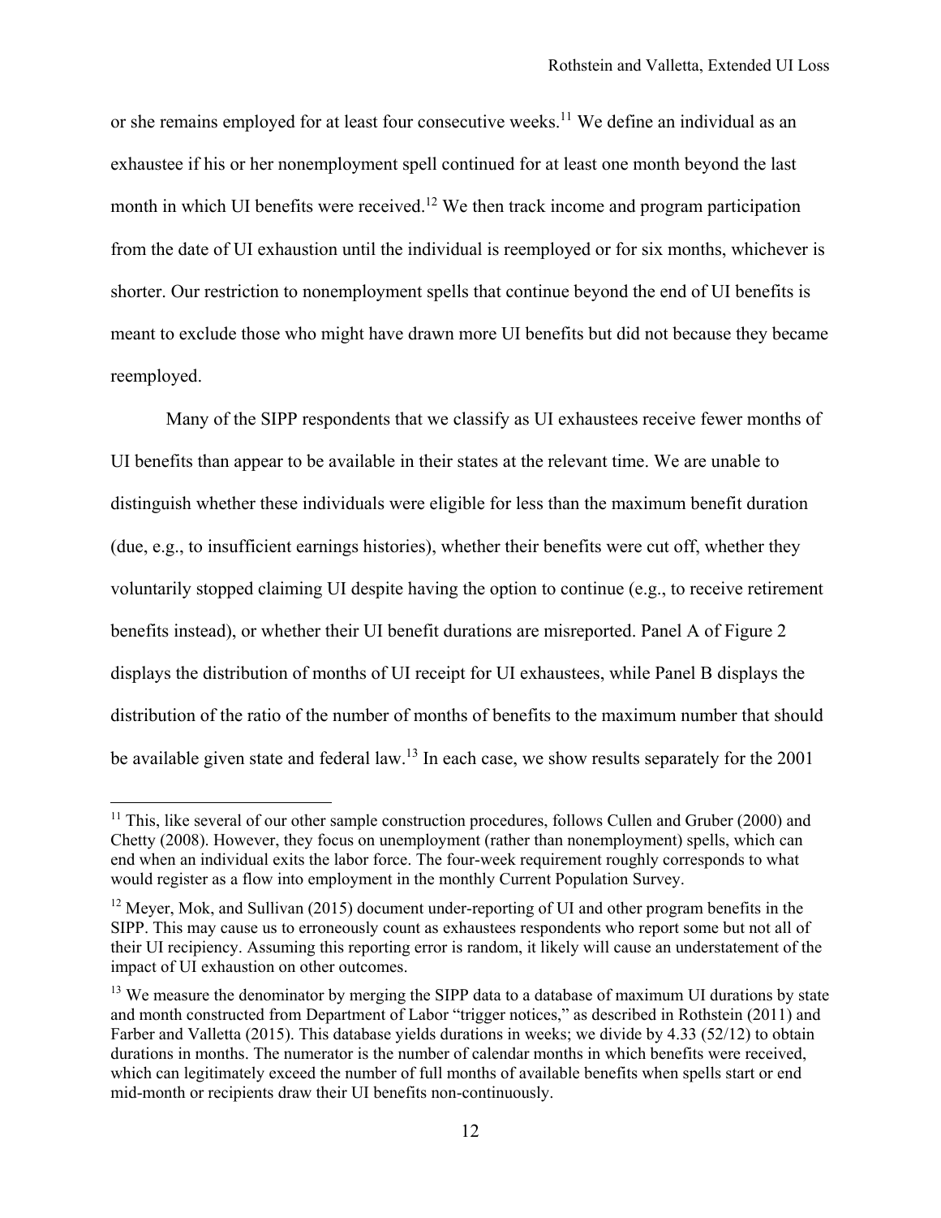or she remains employed for at least four consecutive weeks.[11] We define an individual as an exhaustee if his or her nonemployment spell continued for at least one month beyond the last month in which UI benefits were received.[12] We then track income and program participation from the date of UI exhaustion until the individual is reemployed or for six months, whichever is shorter. Our restriction to nonemployment spells that continue beyond the end of UI benefits is meant to exclude those who might have drawn more UI benefits but did not because they became reemployed.

Many of the SIPP respondents that we classify as UI exhaustees receive fewer months of UI benefits than appear to be available in their states at the relevant time. We are unable to distinguish whether these individuals were eligible for less than the maximum benefit duration (due, e.g., to insufficient earnings histories), whether their benefits were cut off, whether they voluntarily stopped claiming UI despite having the option to continue (e.g., to receive retirement benefits instead), or whether their UI benefit durations are misreported. Panel A of Figure 2 displays the distribution of months of UI receipt for UI exhaustees, while Panel B displays the distribution of the ratio of the number of months of benefits to the maximum number that should be available given state and federal law.[13] In each case, we show results separately for the 2001

---

[11] This, like several of our other sample construction procedures, follows Cullen and Gruber (2000) and Chetty (2008). However, they focus on unemployment (rather than nonemployment) spells, which can end when an individual exits the labor force. The four-week requirement roughly corresponds to what would register as a flow into employment in the monthly Current Population Survey.

[12] Meyer, Mok, and Sullivan (2015) document under-reporting of UI and other program benefits in the SIPP. This may cause us to erroneously count as exhaustees respondents who report some but not all of their UI recipiency. Assuming this reporting error is random, it likely will cause an understatement of the impact of UI exhaustion on other outcomes.

[13] We measure the denominator by merging the SIPP data to a database of maximum UI durations by state and month constructed from Department of Labor "trigger notices," as described in Rothstein (2011) and Farber and Valletta (2015). This database yields durations in weeks; we divide by 4.33 (52/12) to obtain durations in months. The numerator is the number of calendar months in which benefits were received, which can legitimately exceed the number of full months of available benefits when spells start or end mid-month or recipients draw their UI benefits non-continuously.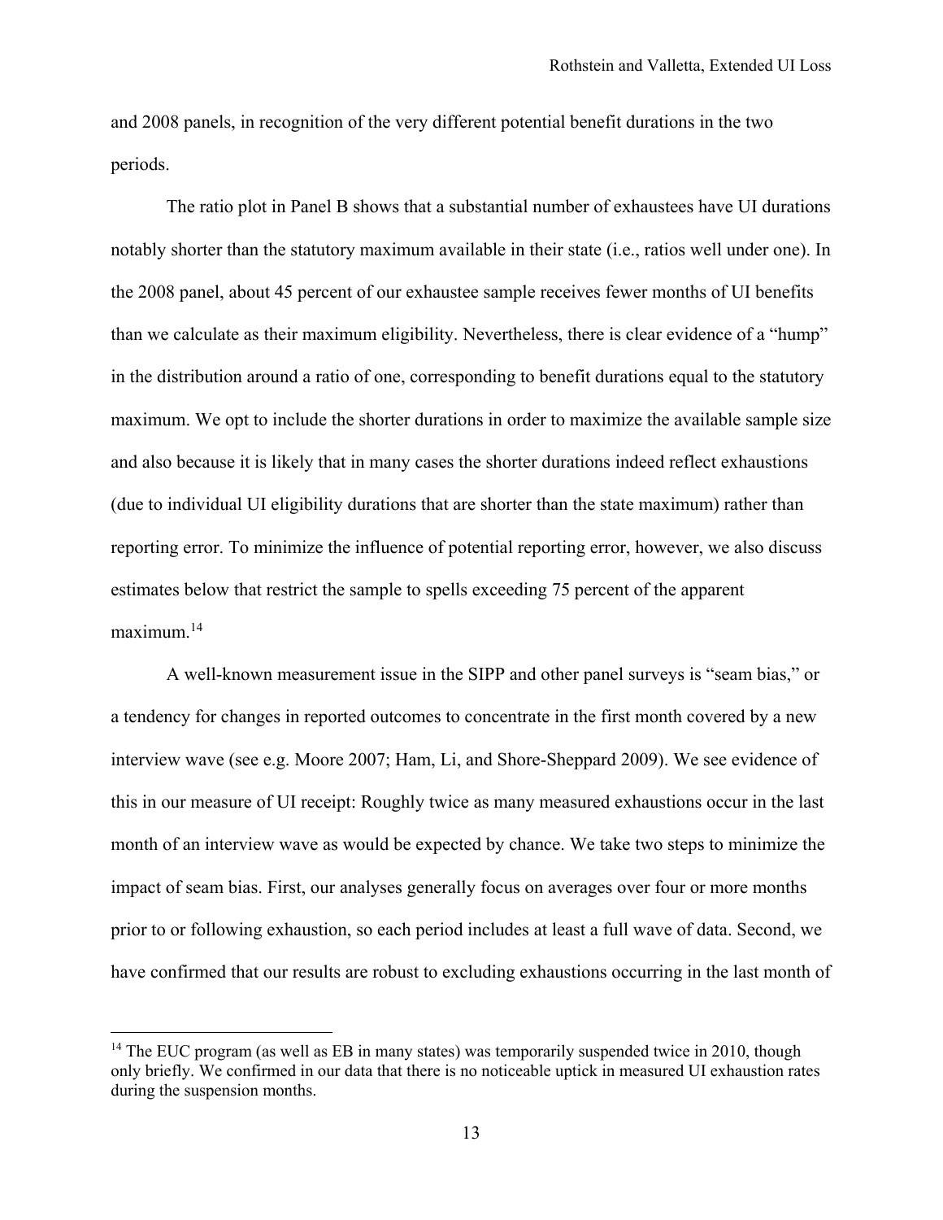and 2008 panels, in recognition of the very different potential benefit durations in the two periods.

The ratio plot in Panel B shows that a substantial number of exhaustees have UI durations notably shorter than the statutory maximum available in their state (i.e., ratios well under one). In the 2008 panel, about 45 percent of our exhaustee sample receives fewer months of UI benefits than we calculate as their maximum eligibility. Nevertheless, there is clear evidence of a "hump" in the distribution around a ratio of one, corresponding to benefit durations equal to the statutory maximum. We opt to include the shorter durations in order to maximize the available sample size and also because it is likely that in many cases the shorter durations indeed reflect exhaustions (due to individual UI eligibility durations that are shorter than the state maximum) rather than reporting error. To minimize the influence of potential reporting error, however, we also discuss estimates below that restrict the sample to spells exceeding 75 percent of the apparent maximum.[14]

A well-known measurement issue in the SIPP and other panel surveys is "seam bias," or a tendency for changes in reported outcomes to concentrate in the first month covered by a new interview wave (see e.g. Moore 2007; Ham, Li, and Shore-Sheppard 2009). We see evidence of this in our measure of UI receipt: Roughly twice as many measured exhaustions occur in the last month of an interview wave as would be expected by chance. We take two steps to minimize the impact of seam bias. First, our analyses generally focus on averages over four or more months prior to or following exhaustion, so each period includes at least a full wave of data. Second, we have confirmed that our results are robust to excluding exhaustions occurring in the last month of

[14] The EUC program (as well as EB in many states) was temporarily suspended twice in 2010, though only briefly. We confirmed in our data that there is no noticeable uptick in measured UI exhaustion rates during the suspension months.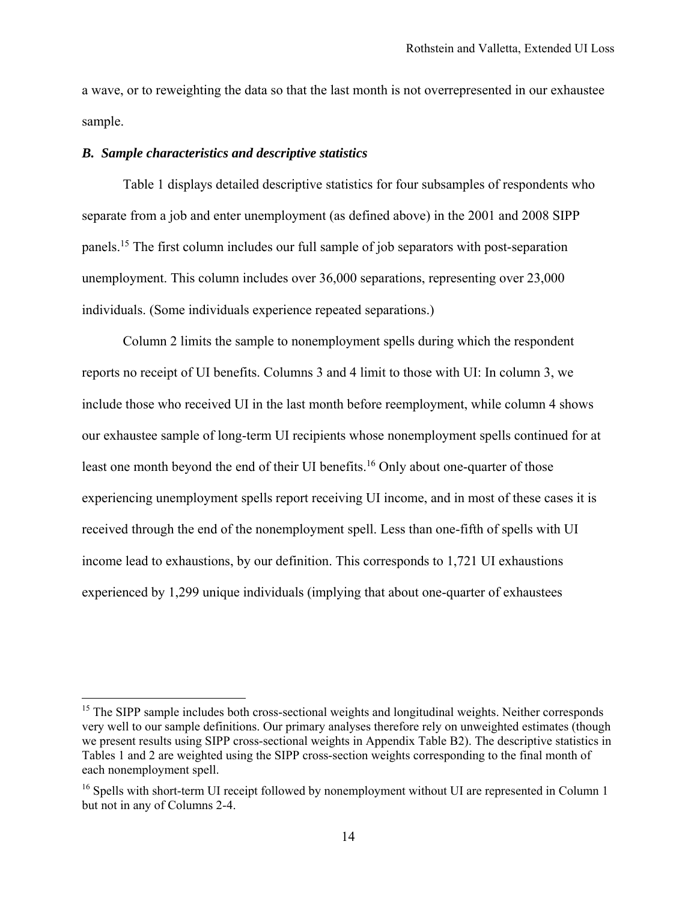a wave, or to reweighting the data so that the last month is not overrepresented in our exhaustee sample.

### *B. Sample characteristics and descriptive statistics*

Table 1 displays detailed descriptive statistics for four subsamples of respondents who separate from a job and enter unemployment (as defined above) in the 2001 and 2008 SIPP panels.[15] The first column includes our full sample of job separators with post-separation unemployment. This column includes over 36,000 separations, representing over 23,000 individuals. (Some individuals experience repeated separations.)

Column 2 limits the sample to nonemployment spells during which the respondent reports no receipt of UI benefits. Columns 3 and 4 limit to those with UI: In column 3, we include those who received UI in the last month before reemployment, while column 4 shows our exhaustee sample of long-term UI recipients whose nonemployment spells continued for at least one month beyond the end of their UI benefits.[16] Only about one-quarter of those experiencing unemployment spells report receiving UI income, and in most of these cases it is received through the end of the nonemployment spell. Less than one-fifth of spells with UI income lead to exhaustions, by our definition. This corresponds to 1,721 UI exhaustions experienced by 1,299 unique individuals (implying that about one-quarter of exhaustees

---

[15] The SIPP sample includes both cross-sectional weights and longitudinal weights. Neither corresponds very well to our sample definitions. Our primary analyses therefore rely on unweighted estimates (though we present results using SIPP cross-sectional weights in Appendix Table B2). The descriptive statistics in Tables 1 and 2 are weighted using the SIPP cross-section weights corresponding to the final month of each nonemployment spell.

[16] Spells with short-term UI receipt followed by nonemployment without UI are represented in Column 1 but not in any of Columns 2-4.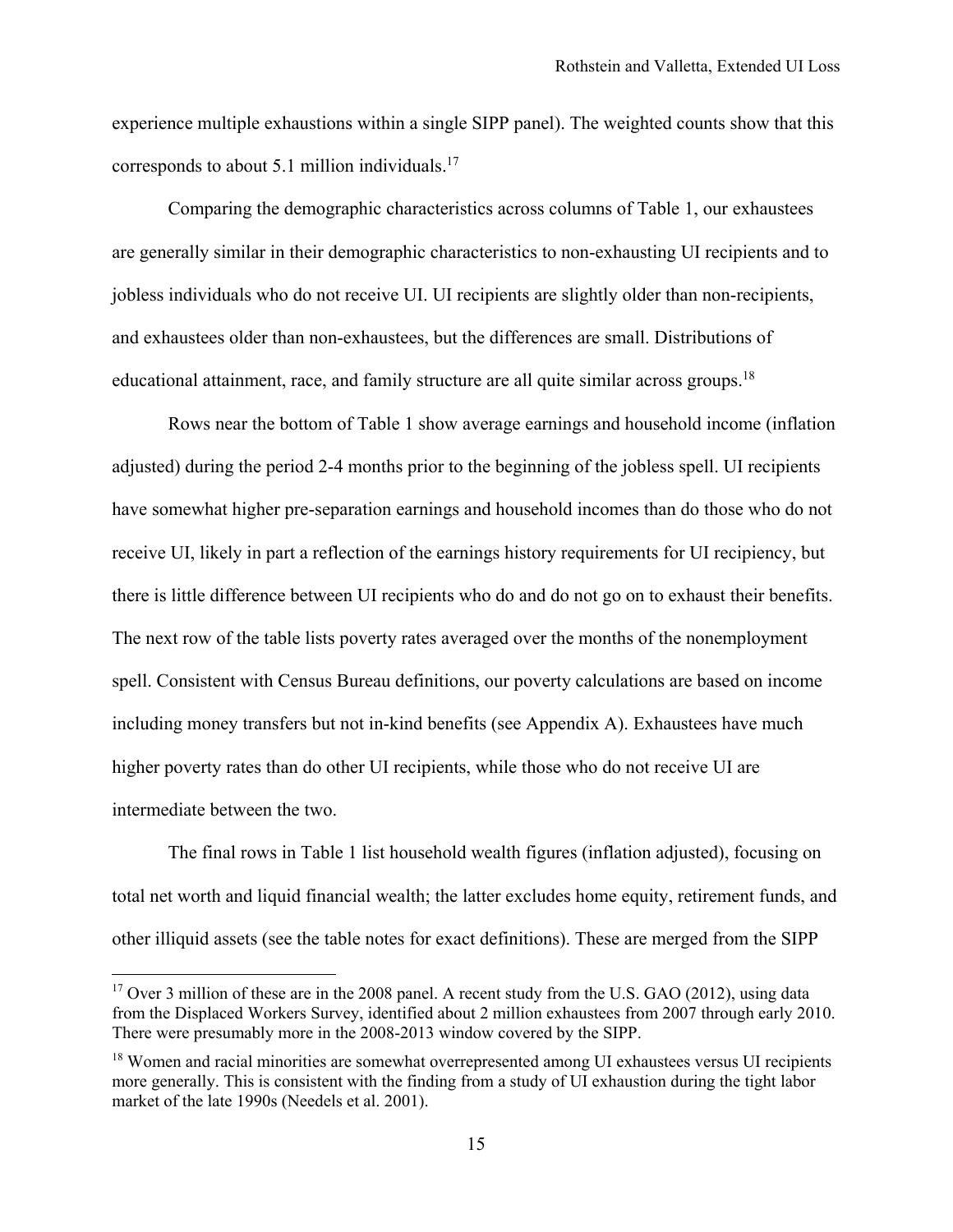experience multiple exhaustions within a single SIPP panel). The weighted counts show that this corresponds to about 5.1 million individuals.[17]

Comparing the demographic characteristics across columns of Table 1, our exhaustees are generally similar in their demographic characteristics to non-exhausting UI recipients and to jobless individuals who do not receive UI. UI recipients are slightly older than non-recipients, and exhaustees older than non-exhaustees, but the differences are small. Distributions of educational attainment, race, and family structure are all quite similar across groups.[18]

Rows near the bottom of Table 1 show average earnings and household income (inflation adjusted) during the period 2-4 months prior to the beginning of the jobless spell. UI recipients have somewhat higher pre-separation earnings and household incomes than do those who do not receive UI, likely in part a reflection of the earnings history requirements for UI recipiency, but there is little difference between UI recipients who do and do not go on to exhaust their benefits. The next row of the table lists poverty rates averaged over the months of the nonemployment spell. Consistent with Census Bureau definitions, our poverty calculations are based on income including money transfers but not in-kind benefits (see Appendix A). Exhaustees have much higher poverty rates than do other UI recipients, while those who do not receive UI are intermediate between the two.

The final rows in Table 1 list household wealth figures (inflation adjusted), focusing on total net worth and liquid financial wealth; the latter excludes home equity, retirement funds, and other illiquid assets (see the table notes for exact definitions). These are merged from the SIPP

[17] Over 3 million of these are in the 2008 panel. A recent study from the U.S. GAO (2012), using data from the Displaced Workers Survey, identified about 2 million exhaustees from 2007 through early 2010. There were presumably more in the 2008-2013 window covered by the SIPP.

[18] Women and racial minorities are somewhat overrepresented among UI exhaustees versus UI recipients more generally. This is consistent with the finding from a study of UI exhaustion during the tight labor market of the late 1990s (Needels et al. 2001).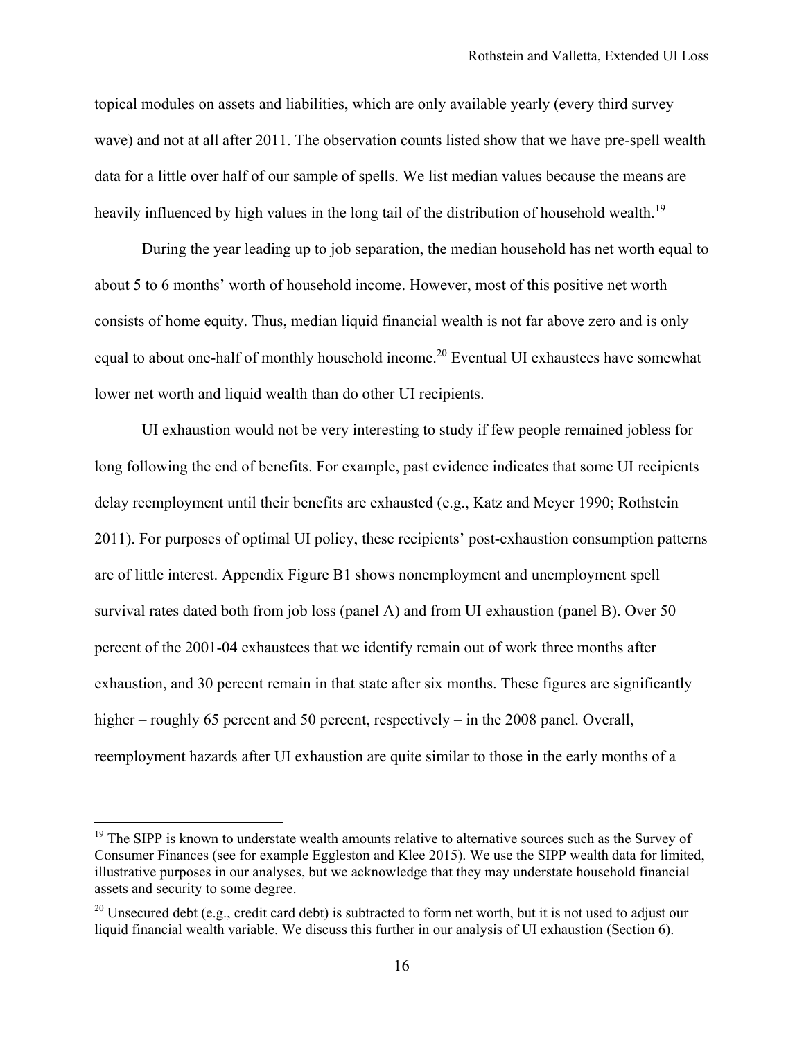topical modules on assets and liabilities, which are only available yearly (every third survey wave) and not at all after 2011. The observation counts listed show that we have pre-spell wealth data for a little over half of our sample of spells. We list median values because the means are heavily influenced by high values in the long tail of the distribution of household wealth.[19]

During the year leading up to job separation, the median household has net worth equal to about 5 to 6 months' worth of household income. However, most of this positive net worth consists of home equity. Thus, median liquid financial wealth is not far above zero and is only equal to about one-half of monthly household income.[20] Eventual UI exhaustees have somewhat lower net worth and liquid wealth than do other UI recipients.

UI exhaustion would not be very interesting to study if few people remained jobless for long following the end of benefits. For example, past evidence indicates that some UI recipients delay reemployment until their benefits are exhausted (e.g., Katz and Meyer 1990; Rothstein 2011). For purposes of optimal UI policy, these recipients' post-exhaustion consumption patterns are of little interest. Appendix Figure B1 shows nonemployment and unemployment spell survival rates dated both from job loss (panel A) and from UI exhaustion (panel B). Over 50 percent of the 2001-04 exhaustees that we identify remain out of work three months after exhaustion, and 30 percent remain in that state after six months. These figures are significantly higher – roughly 65 percent and 50 percent, respectively – in the 2008 panel. Overall, reemployment hazards after UI exhaustion are quite similar to those in the early months of a

---

[19] The SIPP is known to understate wealth amounts relative to alternative sources such as the Survey of Consumer Finances (see for example Eggleston and Klee 2015). We use the SIPP wealth data for limited, illustrative purposes in our analyses, but we acknowledge that they may understate household financial assets and security to some degree.

[20] Unsecured debt (e.g., credit card debt) is subtracted to form net worth, but it is not used to adjust our liquid financial wealth variable. We discuss this further in our analysis of UI exhaustion (Section 6).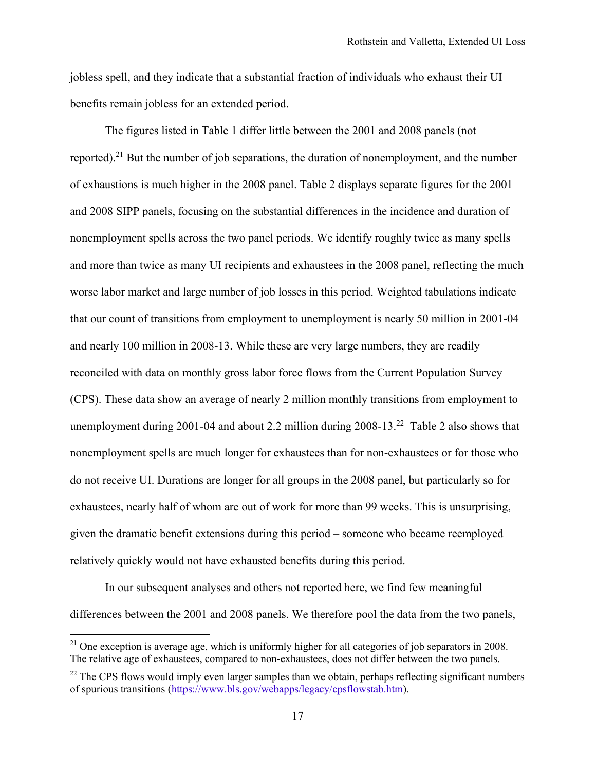jobless spell, and they indicate that a substantial fraction of individuals who exhaust their UI benefits remain jobless for an extended period.

The figures listed in Table 1 differ little between the 2001 and 2008 panels (not reported).[21] But the number of job separations, the duration of nonemployment, and the number of exhaustions is much higher in the 2008 panel. Table 2 displays separate figures for the 2001 and 2008 SIPP panels, focusing on the substantial differences in the incidence and duration of nonemployment spells across the two panel periods. We identify roughly twice as many spells and more than twice as many UI recipients and exhaustees in the 2008 panel, reflecting the much worse labor market and large number of job losses in this period. Weighted tabulations indicate that our count of transitions from employment to unemployment is nearly 50 million in 2001-04 and nearly 100 million in 2008-13. While these are very large numbers, they are readily reconciled with data on monthly gross labor force flows from the Current Population Survey (CPS). These data show an average of nearly 2 million monthly transitions from employment to unemployment during 2001-04 and about 2.2 million during 2008-13.[22] Table 2 also shows that nonemployment spells are much longer for exhaustees than for non-exhaustees or for those who do not receive UI. Durations are longer for all groups in the 2008 panel, but particularly so for exhaustees, nearly half of whom are out of work for more than 99 weeks. This is unsurprising, given the dramatic benefit extensions during this period – someone who became reemployed relatively quickly would not have exhausted benefits during this period.

In our subsequent analyses and others not reported here, we find few meaningful differences between the 2001 and 2008 panels. We therefore pool the data from the two panels,

[21] One exception is average age, which is uniformly higher for all categories of job separators in 2008. The relative age of exhaustees, compared to non-exhaustees, does not differ between the two panels.

[22] The CPS flows would imply even larger samples than we obtain, perhaps reflecting significant numbers of spurious transitions (https://www.bls.gov/webapps/legacy/cpsflowstab.htm).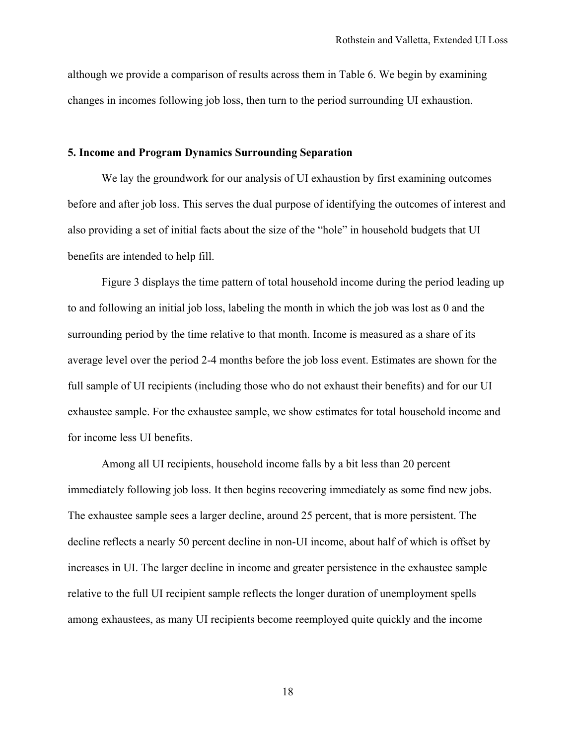although we provide a comparison of results across them in Table 6. We begin by examining changes in incomes following job loss, then turn to the period surrounding UI exhaustion.

## 5. Income and Program Dynamics Surrounding Separation

We lay the groundwork for our analysis of UI exhaustion by first examining outcomes before and after job loss. This serves the dual purpose of identifying the outcomes of interest and also providing a set of initial facts about the size of the "hole" in household budgets that UI benefits are intended to help fill.

Figure 3 displays the time pattern of total household income during the period leading up to and following an initial job loss, labeling the month in which the job was lost as 0 and the surrounding period by the time relative to that month. Income is measured as a share of its average level over the period 2-4 months before the job loss event. Estimates are shown for the full sample of UI recipients (including those who do not exhaust their benefits) and for our UI exhaustee sample. For the exhaustee sample, we show estimates for total household income and for income less UI benefits.

Among all UI recipients, household income falls by a bit less than 20 percent immediately following job loss. It then begins recovering immediately as some find new jobs. The exhaustee sample sees a larger decline, around 25 percent, that is more persistent. The decline reflects a nearly 50 percent decline in non-UI income, about half of which is offset by increases in UI. The larger decline in income and greater persistence in the exhaustee sample relative to the full UI recipient sample reflects the longer duration of unemployment spells among exhaustees, as many UI recipients become reemployed quite quickly and the income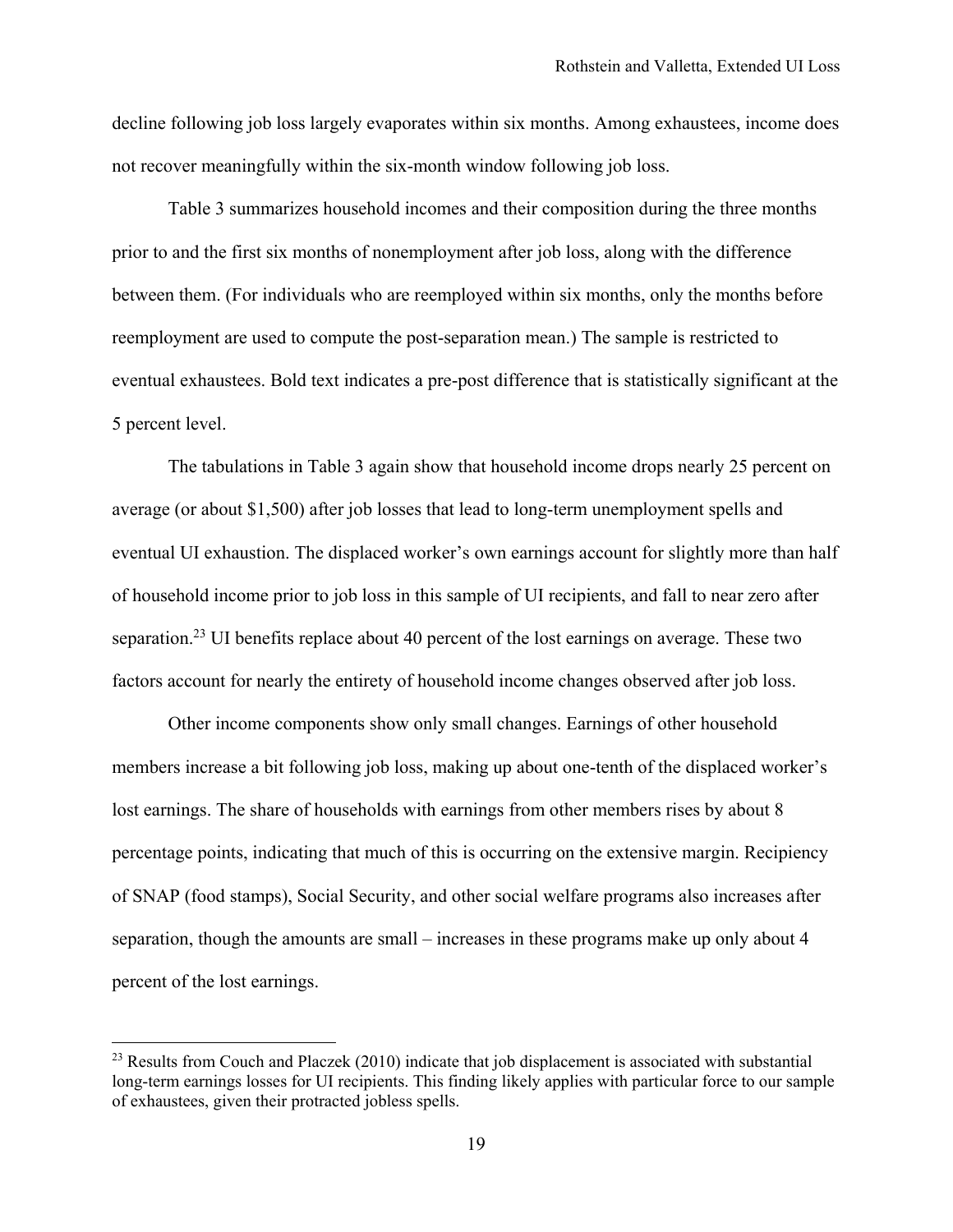decline following job loss largely evaporates within six months. Among exhaustees, income does not recover meaningfully within the six-month window following job loss.

Table 3 summarizes household incomes and their composition during the three months prior to and the first six months of nonemployment after job loss, along with the difference between them. (For individuals who are reemployed within six months, only the months before reemployment are used to compute the post-separation mean.) The sample is restricted to eventual exhaustees. Bold text indicates a pre-post difference that is statistically significant at the 5 percent level.

The tabulations in Table 3 again show that household income drops nearly 25 percent on average (or about $1,500) after job losses that lead to long-term unemployment spells and eventual UI exhaustion. The displaced worker's own earnings account for slightly more than half of household income prior to job loss in this sample of UI recipients, and fall to near zero after separation.[23] UI benefits replace about 40 percent of the lost earnings on average. These two factors account for nearly the entirety of household income changes observed after job loss.

Other income components show only small changes. Earnings of other household members increase a bit following job loss, making up about one-tenth of the displaced worker's lost earnings. The share of households with earnings from other members rises by about 8 percentage points, indicating that much of this is occurring on the extensive margin. Recipiency of SNAP (food stamps), Social Security, and other social welfare programs also increases after separation, though the amounts are small – increases in these programs make up only about 4 percent of the lost earnings.

[23] Results from Couch and Placzek (2010) indicate that job displacement is associated with substantial long-term earnings losses for UI recipients. This finding likely applies with particular force to our sample of exhaustees, given their protracted jobless spells.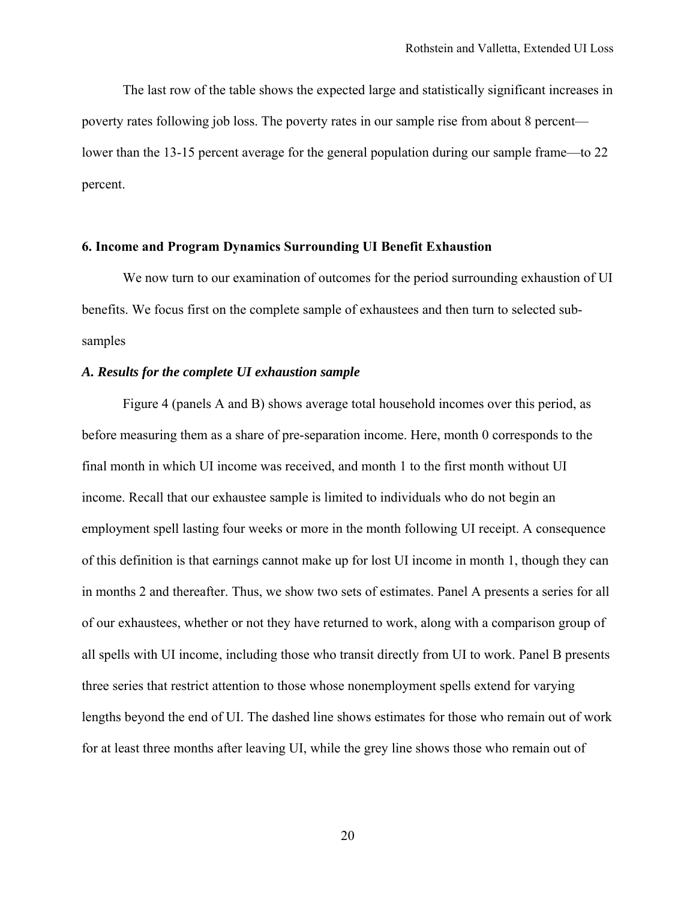The last row of the table shows the expected large and statistically significant increases in poverty rates following job loss. The poverty rates in our sample rise from about 8 percent—lower than the 13-15 percent average for the general population during our sample frame—to 22 percent.

## 6. Income and Program Dynamics Surrounding UI Benefit Exhaustion

We now turn to our examination of outcomes for the period surrounding exhaustion of UI benefits. We focus first on the complete sample of exhaustees and then turn to selected sub-samples

### *A. Results for the complete UI exhaustion sample*

Figure 4 (panels A and B) shows average total household incomes over this period, as before measuring them as a share of pre-separation income. Here, month 0 corresponds to the final month in which UI income was received, and month 1 to the first month without UI income. Recall that our exhaustee sample is limited to individuals who do not begin an employment spell lasting four weeks or more in the month following UI receipt. A consequence of this definition is that earnings cannot make up for lost UI income in month 1, though they can in months 2 and thereafter. Thus, we show two sets of estimates. Panel A presents a series for all of our exhaustees, whether or not they have returned to work, along with a comparison group of all spells with UI income, including those who transit directly from UI to work. Panel B presents three series that restrict attention to those whose nonemployment spells extend for varying lengths beyond the end of UI. The dashed line shows estimates for those who remain out of work for at least three months after leaving UI, while the grey line shows those who remain out of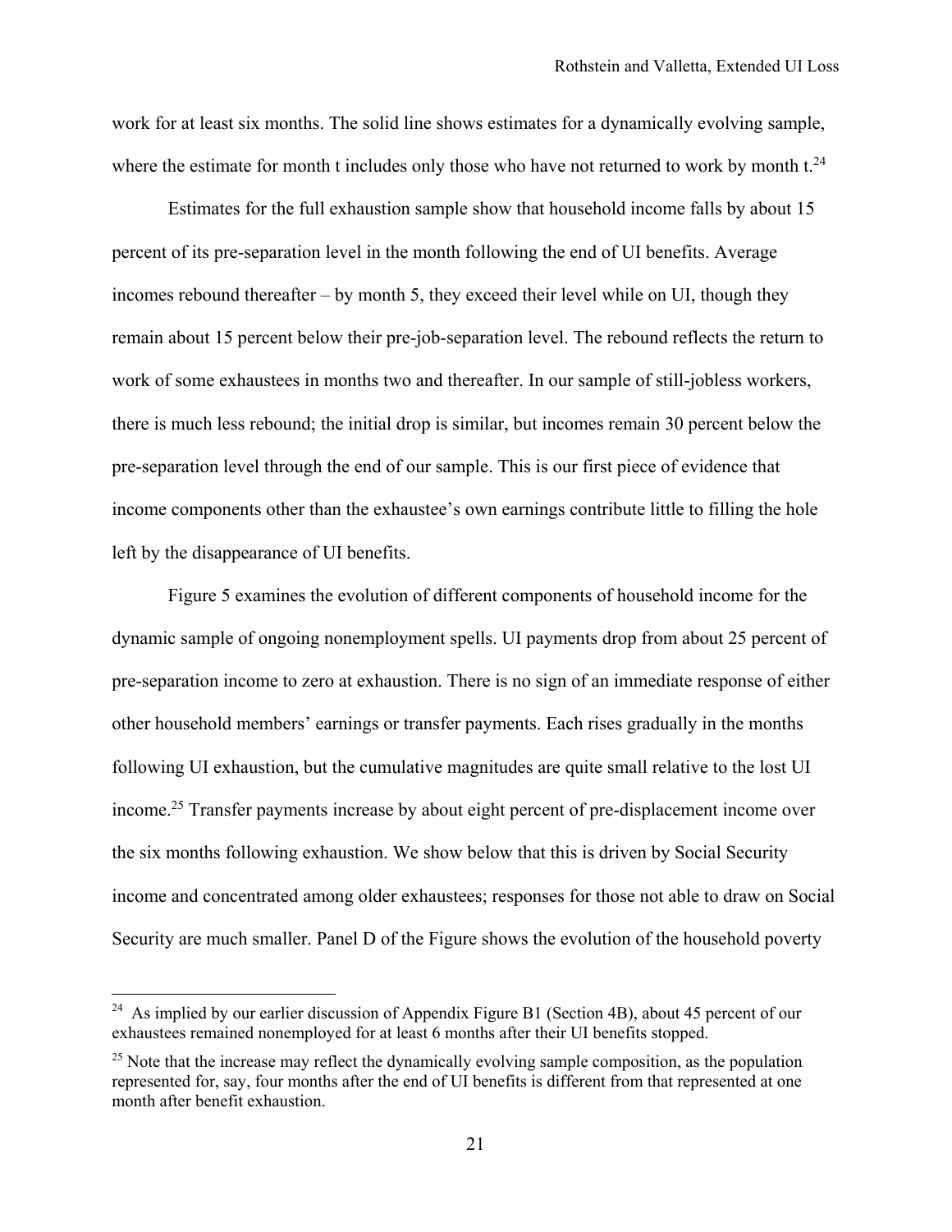work for at least six months. The solid line shows estimates for a dynamically evolving sample, where the estimate for month t includes only those who have not returned to work by month t.[24]

Estimates for the full exhaustion sample show that household income falls by about 15 percent of its pre-separation level in the month following the end of UI benefits. Average incomes rebound thereafter – by month 5, they exceed their level while on UI, though they remain about 15 percent below their pre-job-separation level. The rebound reflects the return to work of some exhaustees in months two and thereafter. In our sample of still-jobless workers, there is much less rebound; the initial drop is similar, but incomes remain 30 percent below the pre-separation level through the end of our sample. This is our first piece of evidence that income components other than the exhaustee's own earnings contribute little to filling the hole left by the disappearance of UI benefits.

Figure 5 examines the evolution of different components of household income for the dynamic sample of ongoing nonemployment spells. UI payments drop from about 25 percent of pre-separation income to zero at exhaustion. There is no sign of an immediate response of either other household members' earnings or transfer payments. Each rises gradually in the months following UI exhaustion, but the cumulative magnitudes are quite small relative to the lost UI income.[25] Transfer payments increase by about eight percent of pre-displacement income over the six months following exhaustion. We show below that this is driven by Social Security income and concentrated among older exhaustees; responses for those not able to draw on Social Security are much smaller. Panel D of the Figure shows the evolution of the household poverty

---

[24] As implied by our earlier discussion of Appendix Figure B1 (Section 4B), about 45 percent of our exhaustees remained nonemployed for at least 6 months after their UI benefits stopped.

[25] Note that the increase may reflect the dynamically evolving sample composition, as the population represented for, say, four months after the end of UI benefits is different from that represented at one month after benefit exhaustion.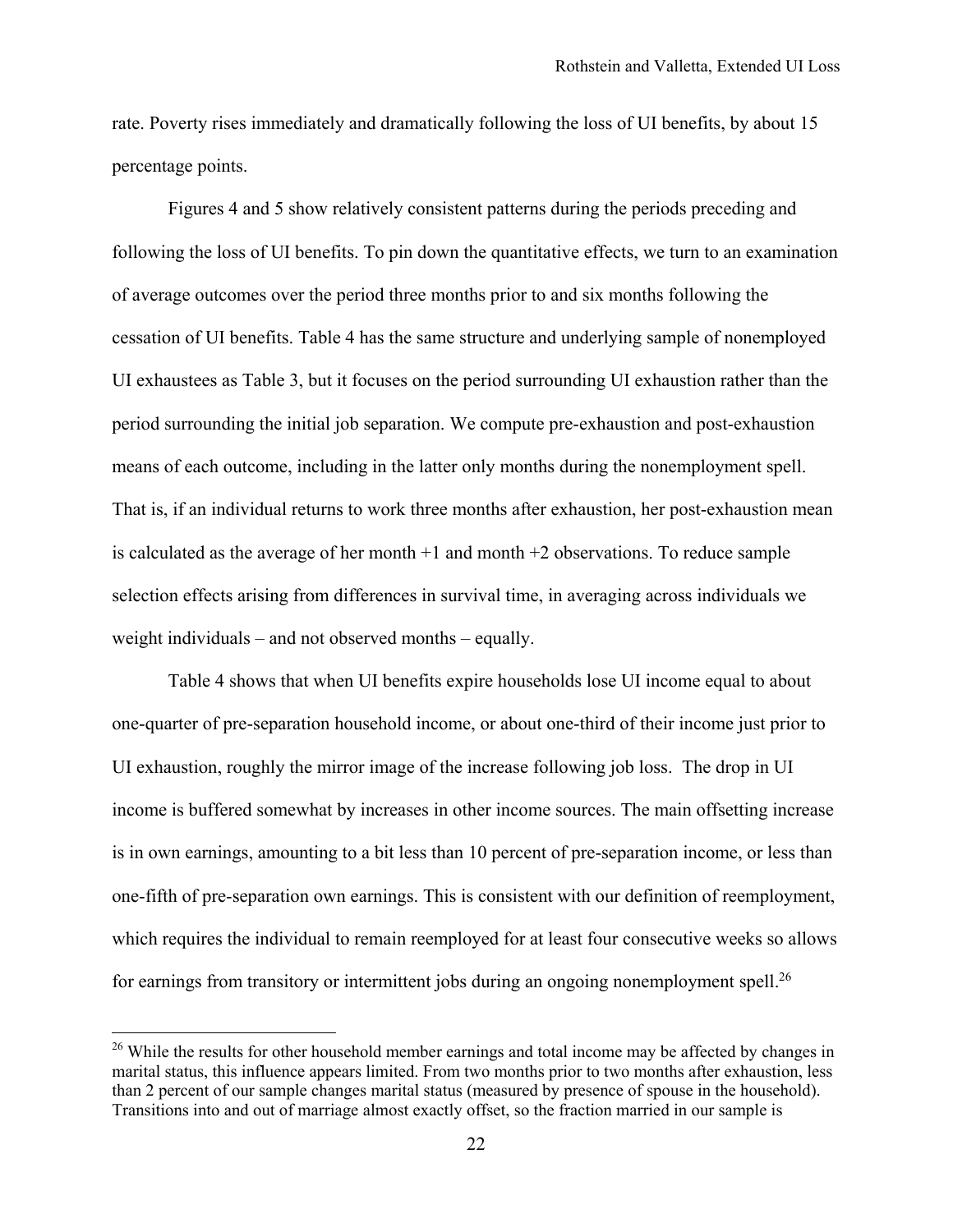rate. Poverty rises immediately and dramatically following the loss of UI benefits, by about 15 percentage points.

Figures 4 and 5 show relatively consistent patterns during the periods preceding and following the loss of UI benefits. To pin down the quantitative effects, we turn to an examination of average outcomes over the period three months prior to and six months following the cessation of UI benefits. Table 4 has the same structure and underlying sample of nonemployed UI exhaustees as Table 3, but it focuses on the period surrounding UI exhaustion rather than the period surrounding the initial job separation. We compute pre-exhaustion and post-exhaustion means of each outcome, including in the latter only months during the nonemployment spell. That is, if an individual returns to work three months after exhaustion, her post-exhaustion mean is calculated as the average of her month +1 and month +2 observations. To reduce sample selection effects arising from differences in survival time, in averaging across individuals we weight individuals – and not observed months – equally.

Table 4 shows that when UI benefits expire households lose UI income equal to about one-quarter of pre-separation household income, or about one-third of their income just prior to UI exhaustion, roughly the mirror image of the increase following job loss. The drop in UI income is buffered somewhat by increases in other income sources. The main offsetting increase is in own earnings, amounting to a bit less than 10 percent of pre-separation income, or less than one-fifth of pre-separation own earnings. This is consistent with our definition of reemployment, which requires the individual to remain reemployed for at least four consecutive weeks so allows for earnings from transitory or intermittent jobs during an ongoing nonemployment spell.[26]

[26] While the results for other household member earnings and total income may be affected by changes in marital status, this influence appears limited. From two months prior to two months after exhaustion, less than 2 percent of our sample changes marital status (measured by presence of spouse in the household). Transitions into and out of marriage almost exactly offset, so the fraction married in our sample is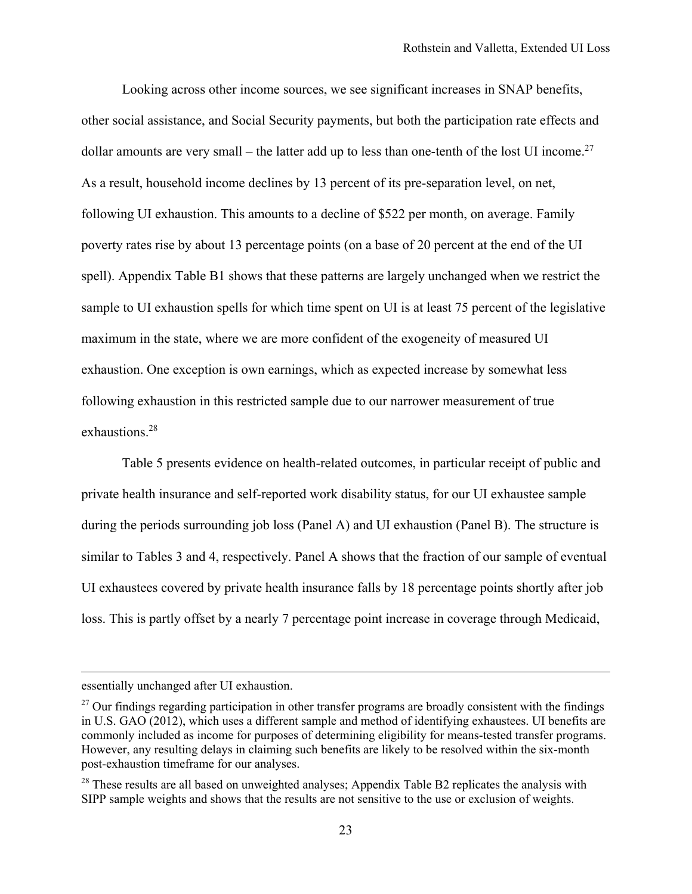Looking across other income sources, we see significant increases in SNAP benefits, other social assistance, and Social Security payments, but both the participation rate effects and dollar amounts are very small – the latter add up to less than one-tenth of the lost UI income.[27] As a result, household income declines by 13 percent of its pre-separation level, on net, following UI exhaustion. This amounts to a decline of $522 per month, on average. Family poverty rates rise by about 13 percentage points (on a base of 20 percent at the end of the UI spell). Appendix Table B1 shows that these patterns are largely unchanged when we restrict the sample to UI exhaustion spells for which time spent on UI is at least 75 percent of the legislative maximum in the state, where we are more confident of the exogeneity of measured UI exhaustion. One exception is own earnings, which as expected increase by somewhat less following exhaustion in this restricted sample due to our narrower measurement of true exhaustions.[28]

Table 5 presents evidence on health-related outcomes, in particular receipt of public and private health insurance and self-reported work disability status, for our UI exhaustee sample during the periods surrounding job loss (Panel A) and UI exhaustion (Panel B). The structure is similar to Tables 3 and 4, respectively. Panel A shows that the fraction of our sample of eventual UI exhaustees covered by private health insurance falls by 18 percentage points shortly after job loss. This is partly offset by a nearly 7 percentage point increase in coverage through Medicaid,

---

essentially unchanged after UI exhaustion.

[27] Our findings regarding participation in other transfer programs are broadly consistent with the findings in U.S. GAO (2012), which uses a different sample and method of identifying exhaustees. UI benefits are commonly included as income for purposes of determining eligibility for means-tested transfer programs. However, any resulting delays in claiming such benefits are likely to be resolved within the six-month post-exhaustion timeframe for our analyses.

[28] These results are all based on unweighted analyses; Appendix Table B2 replicates the analysis with SIPP sample weights and shows that the results are not sensitive to the use or exclusion of weights.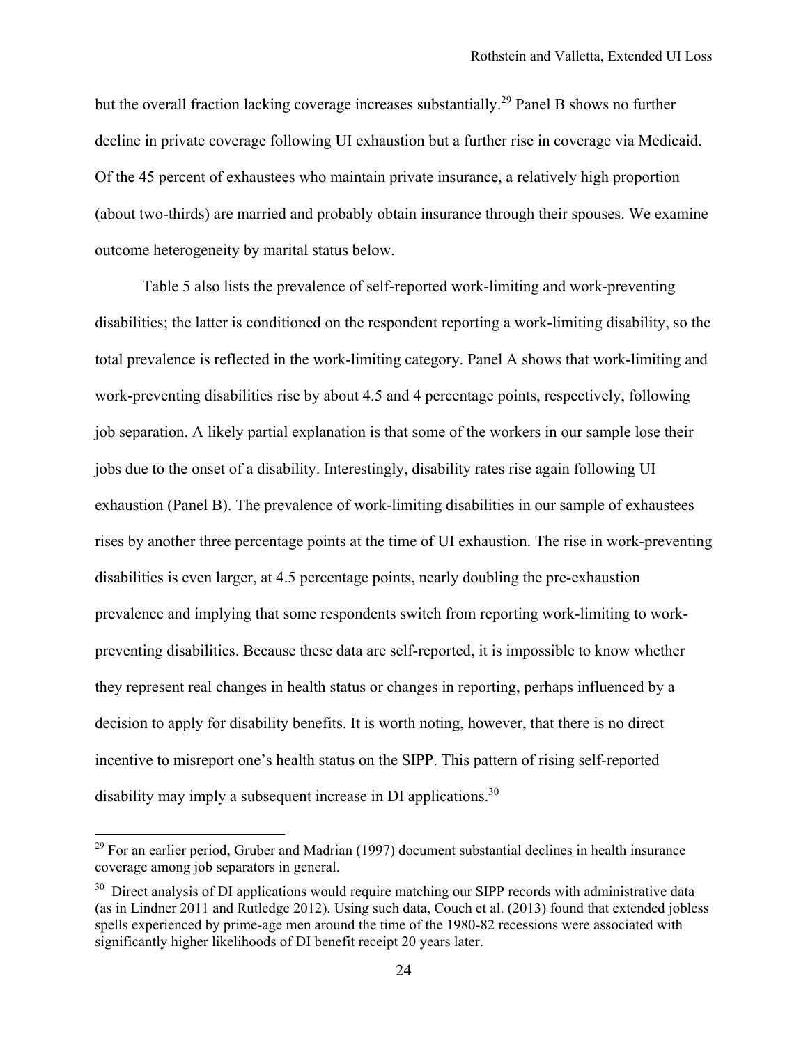but the overall fraction lacking coverage increases substantially.[29] Panel B shows no further decline in private coverage following UI exhaustion but a further rise in coverage via Medicaid. Of the 45 percent of exhaustees who maintain private insurance, a relatively high proportion (about two-thirds) are married and probably obtain insurance through their spouses. We examine outcome heterogeneity by marital status below.

Table 5 also lists the prevalence of self-reported work-limiting and work-preventing disabilities; the latter is conditioned on the respondent reporting a work-limiting disability, so the total prevalence is reflected in the work-limiting category. Panel A shows that work-limiting and work-preventing disabilities rise by about 4.5 and 4 percentage points, respectively, following job separation. A likely partial explanation is that some of the workers in our sample lose their jobs due to the onset of a disability. Interestingly, disability rates rise again following UI exhaustion (Panel B). The prevalence of work-limiting disabilities in our sample of exhaustees rises by another three percentage points at the time of UI exhaustion. The rise in work-preventing disabilities is even larger, at 4.5 percentage points, nearly doubling the pre-exhaustion prevalence and implying that some respondents switch from reporting work-limiting to work-preventing disabilities. Because these data are self-reported, it is impossible to know whether they represent real changes in health status or changes in reporting, perhaps influenced by a decision to apply for disability benefits. It is worth noting, however, that there is no direct incentive to misreport one's health status on the SIPP. This pattern of rising self-reported disability may imply a subsequent increase in DI applications.[30]

---

[29] For an earlier period, Gruber and Madrian (1997) document substantial declines in health insurance coverage among job separators in general.

[30] Direct analysis of DI applications would require matching our SIPP records with administrative data (as in Lindner 2011 and Rutledge 2012). Using such data, Couch et al. (2013) found that extended jobless spells experienced by prime-age men around the time of the 1980-82 recessions were associated with significantly higher likelihoods of DI benefit receipt 20 years later.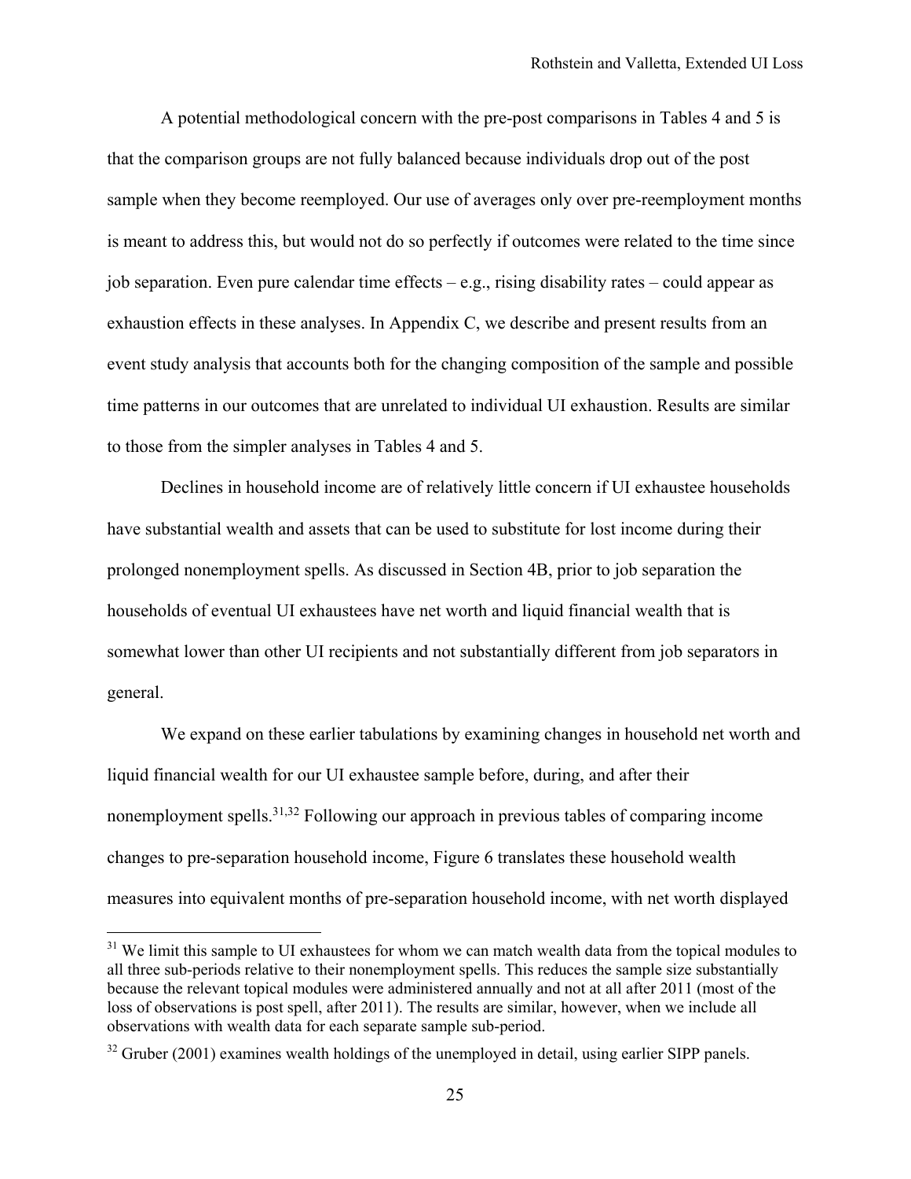A potential methodological concern with the pre-post comparisons in Tables 4 and 5 is that the comparison groups are not fully balanced because individuals drop out of the post sample when they become reemployed. Our use of averages only over pre-reemployment months is meant to address this, but would not do so perfectly if outcomes were related to the time since job separation. Even pure calendar time effects – e.g., rising disability rates – could appear as exhaustion effects in these analyses. In Appendix C, we describe and present results from an event study analysis that accounts both for the changing composition of the sample and possible time patterns in our outcomes that are unrelated to individual UI exhaustion. Results are similar to those from the simpler analyses in Tables 4 and 5.

Declines in household income are of relatively little concern if UI exhaustee households have substantial wealth and assets that can be used to substitute for lost income during their prolonged nonemployment spells. As discussed in Section 4B, prior to job separation the households of eventual UI exhaustees have net worth and liquid financial wealth that is somewhat lower than other UI recipients and not substantially different from job separators in general.

We expand on these earlier tabulations by examining changes in household net worth and liquid financial wealth for our UI exhaustee sample before, during, and after their nonemployment spells.[31,32] Following our approach in previous tables of comparing income changes to pre-separation household income, Figure 6 translates these household wealth measures into equivalent months of pre-separation household income, with net worth displayed

---

[31] We limit this sample to UI exhaustees for whom we can match wealth data from the topical modules to all three sub-periods relative to their nonemployment spells. This reduces the sample size substantially because the relevant topical modules were administered annually and not at all after 2011 (most of the loss of observations is post spell, after 2011). The results are similar, however, when we include all observations with wealth data for each separate sample sub-period.

[32] Gruber (2001) examines wealth holdings of the unemployed in detail, using earlier SIPP panels.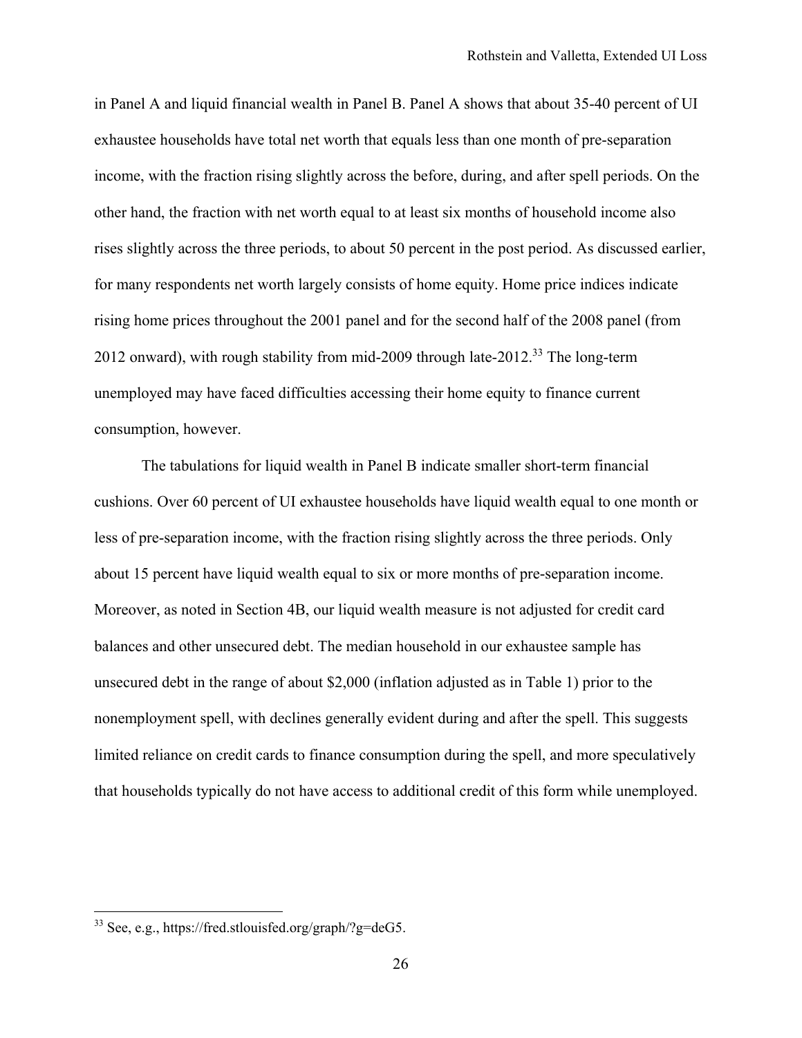in Panel A and liquid financial wealth in Panel B. Panel A shows that about 35-40 percent of UI exhaustee households have total net worth that equals less than one month of pre-separation income, with the fraction rising slightly across the before, during, and after spell periods. On the other hand, the fraction with net worth equal to at least six months of household income also rises slightly across the three periods, to about 50 percent in the post period. As discussed earlier, for many respondents net worth largely consists of home equity. Home price indices indicate rising home prices throughout the 2001 panel and for the second half of the 2008 panel (from 2012 onward), with rough stability from mid-2009 through late-2012.[33] The long-term unemployed may have faced difficulties accessing their home equity to finance current consumption, however.

The tabulations for liquid wealth in Panel B indicate smaller short-term financial cushions. Over 60 percent of UI exhaustee households have liquid wealth equal to one month or less of pre-separation income, with the fraction rising slightly across the three periods. Only about 15 percent have liquid wealth equal to six or more months of pre-separation income. Moreover, as noted in Section 4B, our liquid wealth measure is not adjusted for credit card balances and other unsecured debt. The median household in our exhaustee sample has unsecured debt in the range of about $2,000 (inflation adjusted as in Table 1) prior to the nonemployment spell, with declines generally evident during and after the spell. This suggests limited reliance on credit cards to finance consumption during the spell, and more speculatively that households typically do not have access to additional credit of this form while unemployed.

[33] See, e.g., https://fred.stlouisfed.org/graph/?g=deG5.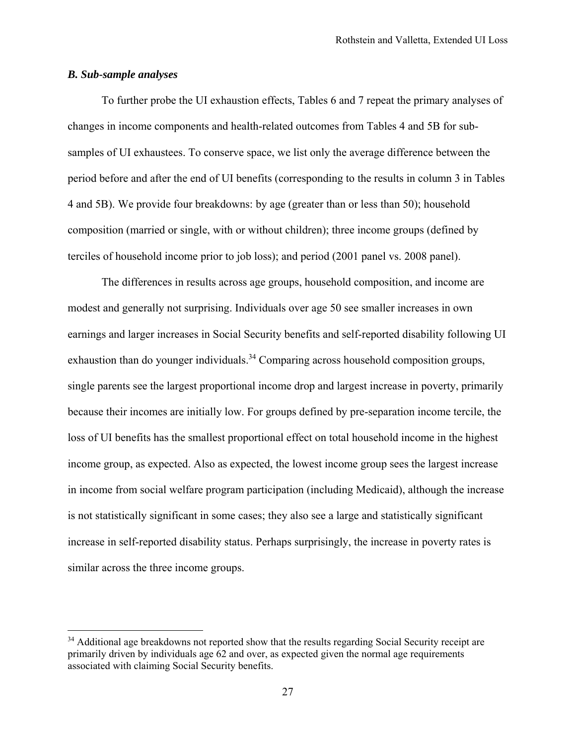### *B. Sub-sample analyses*

To further probe the UI exhaustion effects, Tables 6 and 7 repeat the primary analyses of changes in income components and health-related outcomes from Tables 4 and 5B for sub-samples of UI exhaustees. To conserve space, we list only the average difference between the period before and after the end of UI benefits (corresponding to the results in column 3 in Tables 4 and 5B). We provide four breakdowns: by age (greater than or less than 50); household composition (married or single, with or without children); three income groups (defined by terciles of household income prior to job loss); and period (2001 panel vs. 2008 panel).

The differences in results across age groups, household composition, and income are modest and generally not surprising. Individuals over age 50 see smaller increases in own earnings and larger increases in Social Security benefits and self-reported disability following UI exhaustion than do younger individuals.[34] Comparing across household composition groups, single parents see the largest proportional income drop and largest increase in poverty, primarily because their incomes are initially low. For groups defined by pre-separation income tercile, the loss of UI benefits has the smallest proportional effect on total household income in the highest income group, as expected. Also as expected, the lowest income group sees the largest increase in income from social welfare program participation (including Medicaid), although the increase is not statistically significant in some cases; they also see a large and statistically significant increase in self-reported disability status. Perhaps surprisingly, the increase in poverty rates is similar across the three income groups.

[34] Additional age breakdowns not reported show that the results regarding Social Security receipt are primarily driven by individuals age 62 and over, as expected given the normal age requirements associated with claiming Social Security benefits.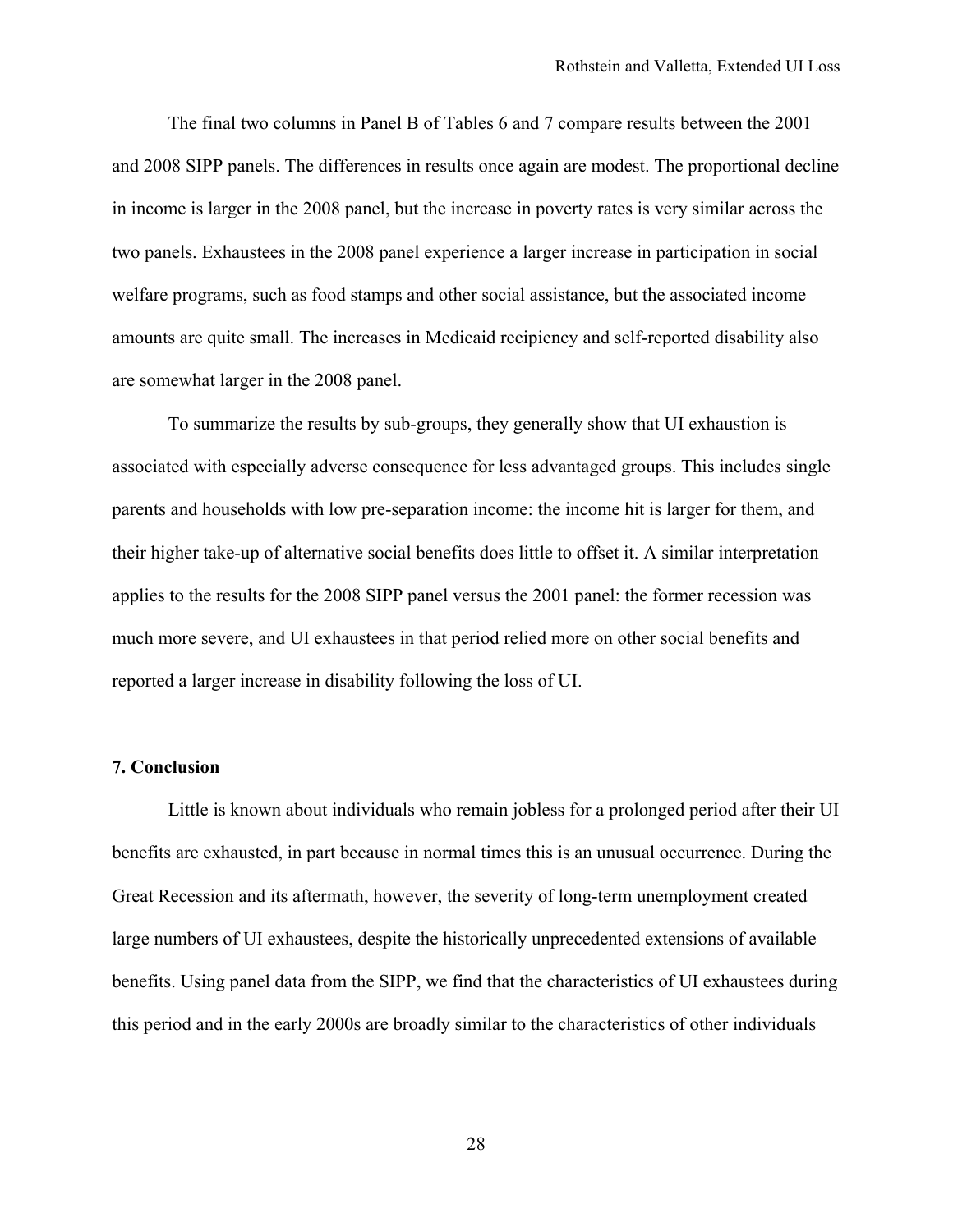The final two columns in Panel B of Tables 6 and 7 compare results between the 2001 and 2008 SIPP panels. The differences in results once again are modest. The proportional decline in income is larger in the 2008 panel, but the increase in poverty rates is very similar across the two panels. Exhaustees in the 2008 panel experience a larger increase in participation in social welfare programs, such as food stamps and other social assistance, but the associated income amounts are quite small. The increases in Medicaid recipiency and self-reported disability also are somewhat larger in the 2008 panel.

To summarize the results by sub-groups, they generally show that UI exhaustion is associated with especially adverse consequence for less advantaged groups. This includes single parents and households with low pre-separation income: the income hit is larger for them, and their higher take-up of alternative social benefits does little to offset it. A similar interpretation applies to the results for the 2008 SIPP panel versus the 2001 panel: the former recession was much more severe, and UI exhaustees in that period relied more on other social benefits and reported a larger increase in disability following the loss of UI.

## 7. Conclusion

Little is known about individuals who remain jobless for a prolonged period after their UI benefits are exhausted, in part because in normal times this is an unusual occurrence. During the Great Recession and its aftermath, however, the severity of long-term unemployment created large numbers of UI exhaustees, despite the historically unprecedented extensions of available benefits. Using panel data from the SIPP, we find that the characteristics of UI exhaustees during this period and in the early 2000s are broadly similar to the characteristics of other individuals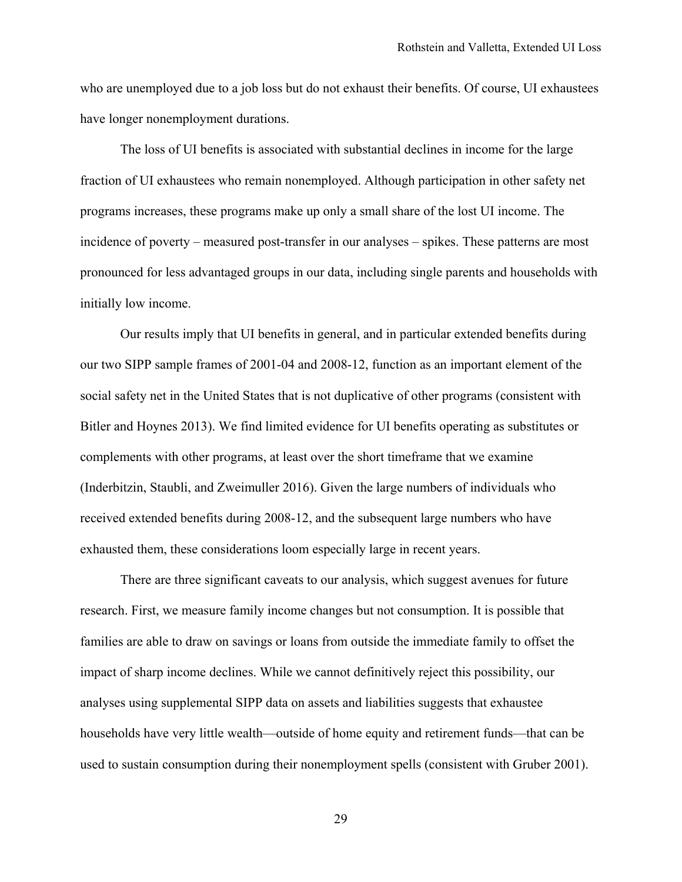who are unemployed due to a job loss but do not exhaust their benefits. Of course, UI exhaustees have longer nonemployment durations.

The loss of UI benefits is associated with substantial declines in income for the large fraction of UI exhaustees who remain nonemployed. Although participation in other safety net programs increases, these programs make up only a small share of the lost UI income. The incidence of poverty – measured post-transfer in our analyses – spikes. These patterns are most pronounced for less advantaged groups in our data, including single parents and households with initially low income.

Our results imply that UI benefits in general, and in particular extended benefits during our two SIPP sample frames of 2001-04 and 2008-12, function as an important element of the social safety net in the United States that is not duplicative of other programs (consistent with Bitler and Hoynes 2013). We find limited evidence for UI benefits operating as substitutes or complements with other programs, at least over the short timeframe that we examine (Inderbitzin, Staubli, and Zweimuller 2016). Given the large numbers of individuals who received extended benefits during 2008-12, and the subsequent large numbers who have exhausted them, these considerations loom especially large in recent years.

There are three significant caveats to our analysis, which suggest avenues for future research. First, we measure family income changes but not consumption. It is possible that families are able to draw on savings or loans from outside the immediate family to offset the impact of sharp income declines. While we cannot definitively reject this possibility, our analyses using supplemental SIPP data on assets and liabilities suggests that exhaustee households have very little wealth—outside of home equity and retirement funds—that can be used to sustain consumption during their nonemployment spells (consistent with Gruber 2001).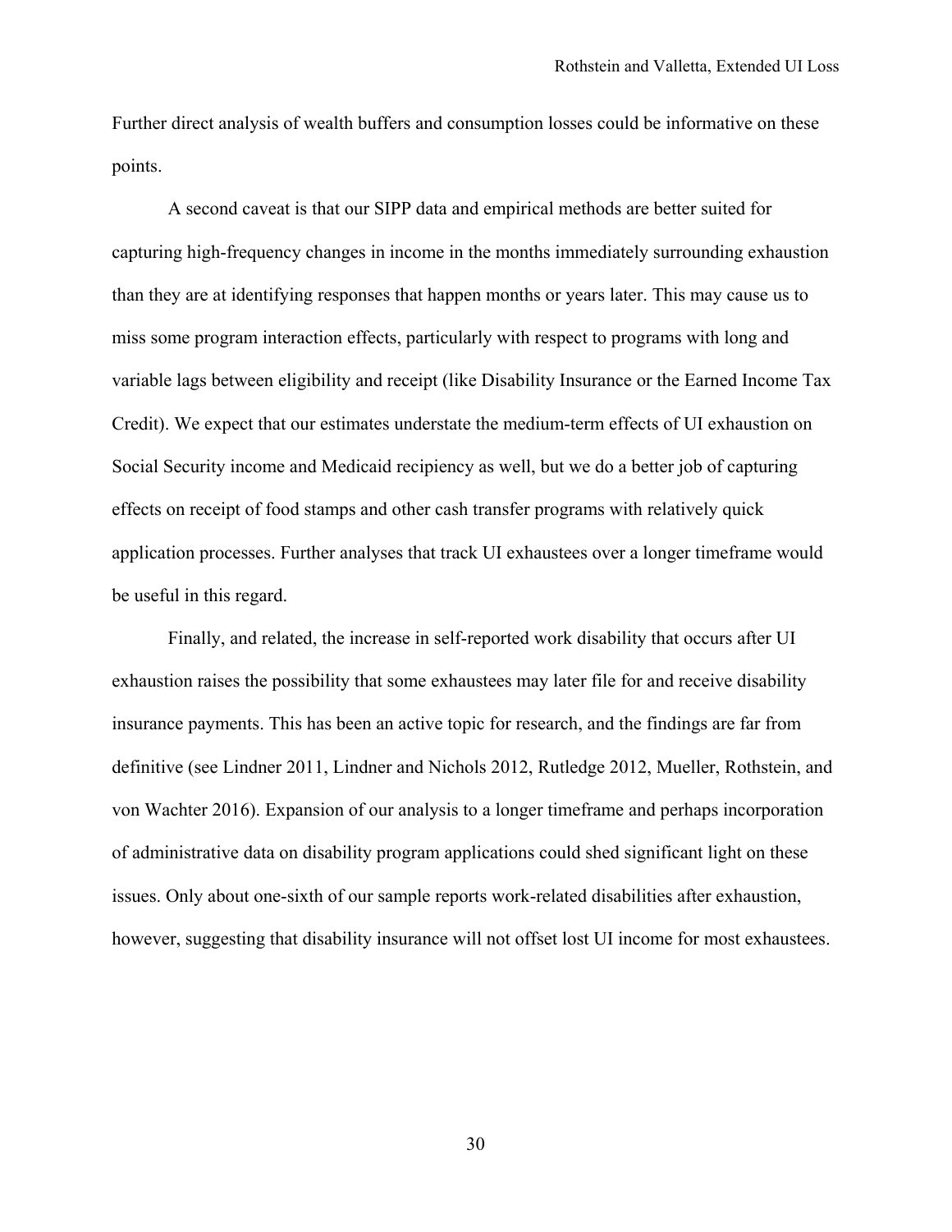Further direct analysis of wealth buffers and consumption losses could be informative on these points.

A second caveat is that our SIPP data and empirical methods are better suited for capturing high-frequency changes in income in the months immediately surrounding exhaustion than they are at identifying responses that happen months or years later. This may cause us to miss some program interaction effects, particularly with respect to programs with long and variable lags between eligibility and receipt (like Disability Insurance or the Earned Income Tax Credit). We expect that our estimates understate the medium-term effects of UI exhaustion on Social Security income and Medicaid recipiency as well, but we do a better job of capturing effects on receipt of food stamps and other cash transfer programs with relatively quick application processes. Further analyses that track UI exhaustees over a longer timeframe would be useful in this regard.

Finally, and related, the increase in self-reported work disability that occurs after UI exhaustion raises the possibility that some exhaustees may later file for and receive disability insurance payments. This has been an active topic for research, and the findings are far from definitive (see Lindner 2011, Lindner and Nichols 2012, Rutledge 2012, Mueller, Rothstein, and von Wachter 2016). Expansion of our analysis to a longer timeframe and perhaps incorporation of administrative data on disability program applications could shed significant light on these issues. Only about one-sixth of our sample reports work-related disabilities after exhaustion, however, suggesting that disability insurance will not offset lost UI income for most exhaustees.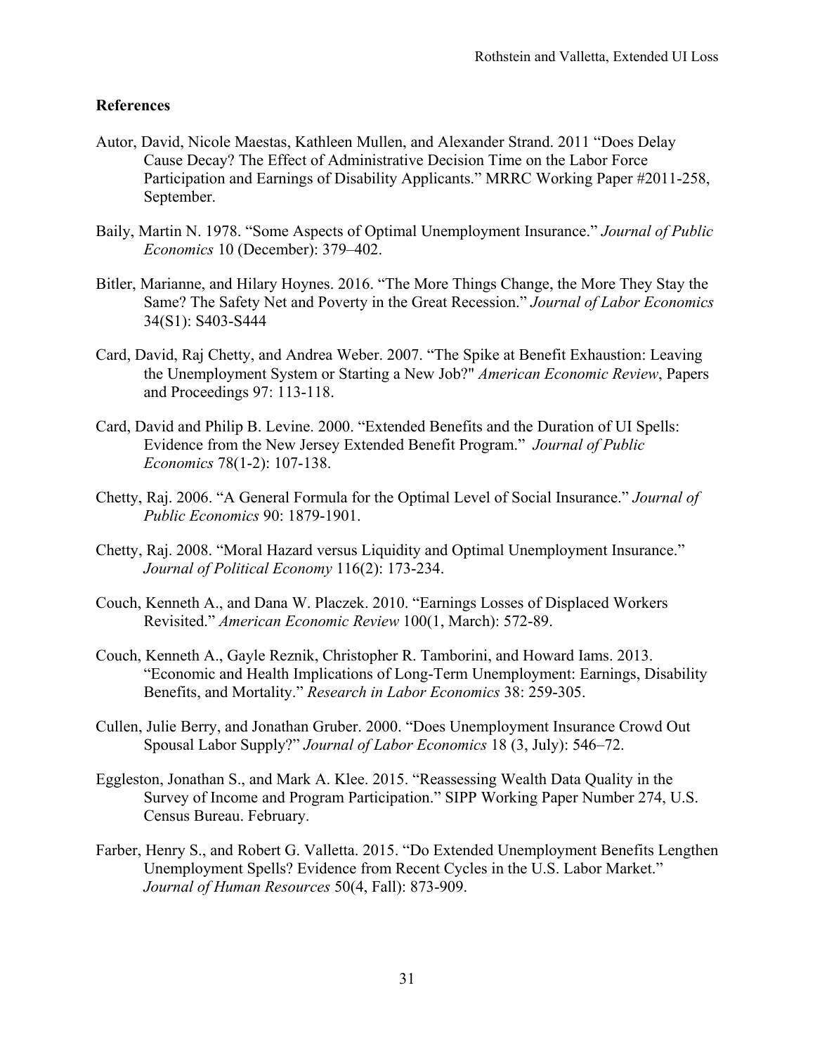## References

Autor, David, Nicole Maestas, Kathleen Mullen, and Alexander Strand. 2011 "Does Delay Cause Decay? The Effect of Administrative Decision Time on the Labor Force Participation and Earnings of Disability Applicants." MRRC Working Paper #2011-258, September.

Baily, Martin N. 1978. "Some Aspects of Optimal Unemployment Insurance." *Journal of Public Economics* 10 (December): 379–402.

Bitler, Marianne, and Hilary Hoynes. 2016. "The More Things Change, the More They Stay the Same? The Safety Net and Poverty in the Great Recession." *Journal of Labor Economics* 34(S1): S403-S444

Card, David, Raj Chetty, and Andrea Weber. 2007. "The Spike at Benefit Exhaustion: Leaving the Unemployment System or Starting a New Job?" *American Economic Review*, Papers and Proceedings 97: 113-118.

Card, David and Philip B. Levine. 2000. "Extended Benefits and the Duration of UI Spells: Evidence from the New Jersey Extended Benefit Program." *Journal of Public Economics* 78(1-2): 107-138.

Chetty, Raj. 2006. "A General Formula for the Optimal Level of Social Insurance." *Journal of Public Economics* 90: 1879-1901.

Chetty, Raj. 2008. "Moral Hazard versus Liquidity and Optimal Unemployment Insurance." *Journal of Political Economy* 116(2): 173-234.

Couch, Kenneth A., and Dana W. Placzek. 2010. "Earnings Losses of Displaced Workers Revisited." *American Economic Review* 100(1, March): 572-89.

Couch, Kenneth A., Gayle Reznik, Christopher R. Tamborini, and Howard Iams. 2013. "Economic and Health Implications of Long-Term Unemployment: Earnings, Disability Benefits, and Mortality." *Research in Labor Economics* 38: 259-305.

Cullen, Julie Berry, and Jonathan Gruber. 2000. "Does Unemployment Insurance Crowd Out Spousal Labor Supply?" *Journal of Labor Economics* 18 (3, July): 546–72.

Eggleston, Jonathan S., and Mark A. Klee. 2015. "Reassessing Wealth Data Quality in the Survey of Income and Program Participation." SIPP Working Paper Number 274, U.S. Census Bureau. February.

Farber, Henry S., and Robert G. Valletta. 2015. "Do Extended Unemployment Benefits Lengthen Unemployment Spells? Evidence from Recent Cycles in the U.S. Labor Market." *Journal of Human Resources* 50(4, Fall): 873-909.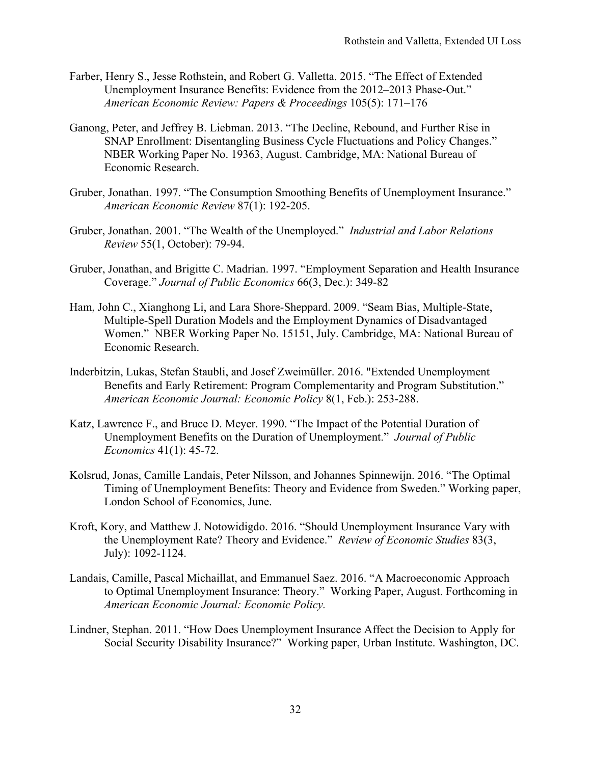Farber, Henry S., Jesse Rothstein, and Robert G. Valletta. 2015. "The Effect of Extended Unemployment Insurance Benefits: Evidence from the 2012–2013 Phase-Out." *American Economic Review: Papers & Proceedings* 105(5): 171–176

Ganong, Peter, and Jeffrey B. Liebman. 2013. "The Decline, Rebound, and Further Rise in SNAP Enrollment: Disentangling Business Cycle Fluctuations and Policy Changes." NBER Working Paper No. 19363, August. Cambridge, MA: National Bureau of Economic Research.

Gruber, Jonathan. 1997. "The Consumption Smoothing Benefits of Unemployment Insurance." *American Economic Review* 87(1): 192-205.

Gruber, Jonathan. 2001. "The Wealth of the Unemployed." *Industrial and Labor Relations Review* 55(1, October): 79-94.

Gruber, Jonathan, and Brigitte C. Madrian. 1997. "Employment Separation and Health Insurance Coverage." *Journal of Public Economics* 66(3, Dec.): 349-82

Ham, John C., Xianghong Li, and Lara Shore-Sheppard. 2009. "Seam Bias, Multiple-State, Multiple-Spell Duration Models and the Employment Dynamics of Disadvantaged Women." NBER Working Paper No. 15151, July. Cambridge, MA: National Bureau of Economic Research.

Inderbitzin, Lukas, Stefan Staubli, and Josef Zweimüller. 2016. "Extended Unemployment Benefits and Early Retirement: Program Complementarity and Program Substitution." *American Economic Journal: Economic Policy* 8(1, Feb.): 253-288.

Katz, Lawrence F., and Bruce D. Meyer. 1990. "The Impact of the Potential Duration of Unemployment Benefits on the Duration of Unemployment." *Journal of Public Economics* 41(1): 45-72.

Kolsrud, Jonas, Camille Landais, Peter Nilsson, and Johannes Spinnewijn. 2016. "The Optimal Timing of Unemployment Benefits: Theory and Evidence from Sweden." Working paper, London School of Economics, June.

Kroft, Kory, and Matthew J. Notowidigdo. 2016. "Should Unemployment Insurance Vary with the Unemployment Rate? Theory and Evidence." *Review of Economic Studies* 83(3, July): 1092-1124.

Landais, Camille, Pascal Michaillat, and Emmanuel Saez. 2016. "A Macroeconomic Approach to Optimal Unemployment Insurance: Theory." Working Paper, August. Forthcoming in *American Economic Journal: Economic Policy.*

Lindner, Stephan. 2011. "How Does Unemployment Insurance Affect the Decision to Apply for Social Security Disability Insurance?" Working paper, Urban Institute. Washington, DC.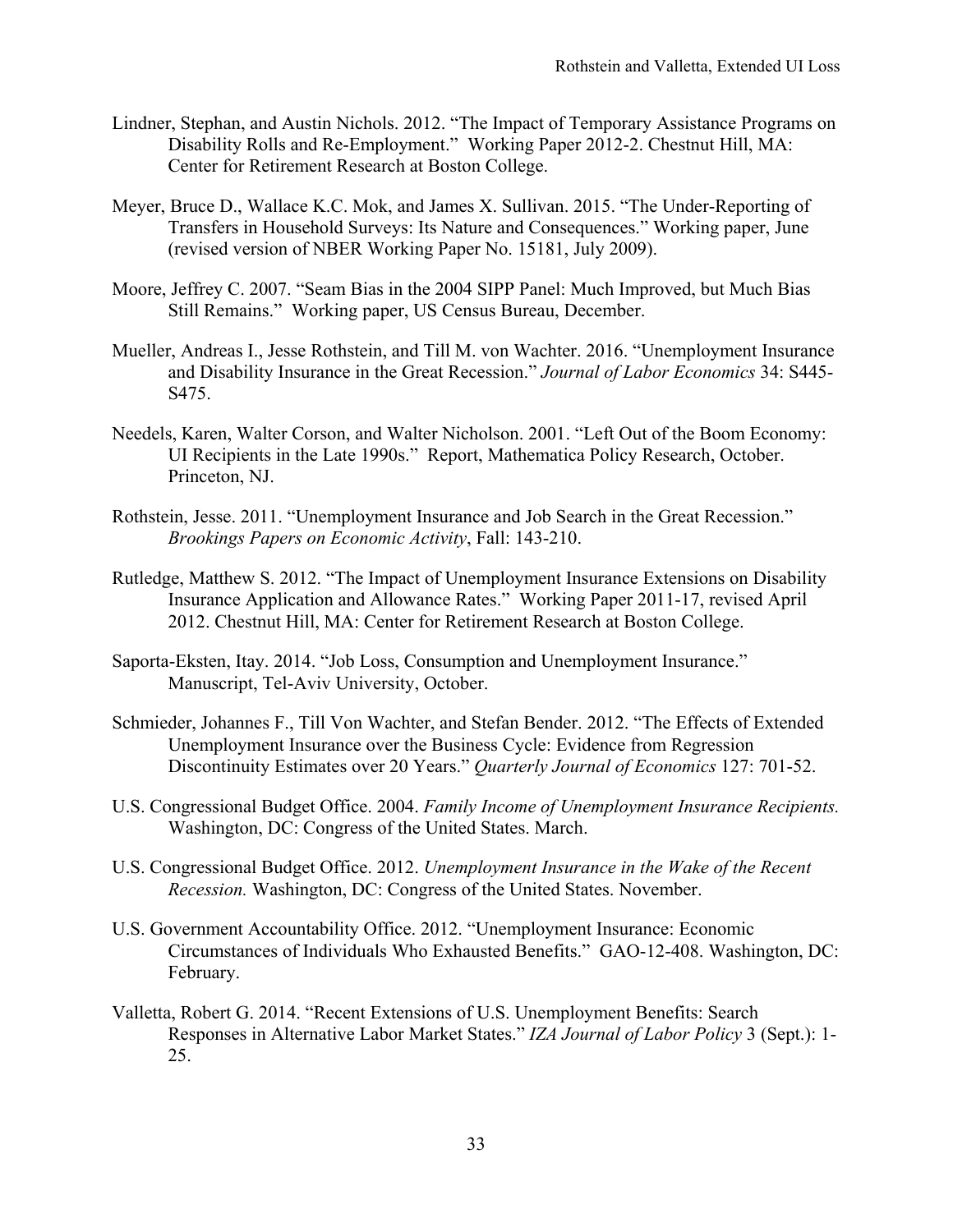Lindner, Stephan, and Austin Nichols. 2012. "The Impact of Temporary Assistance Programs on Disability Rolls and Re-Employment." Working Paper 2012-2. Chestnut Hill, MA: Center for Retirement Research at Boston College.

Meyer, Bruce D., Wallace K.C. Mok, and James X. Sullivan. 2015. "The Under-Reporting of Transfers in Household Surveys: Its Nature and Consequences." Working paper, June (revised version of NBER Working Paper No. 15181, July 2009).

Moore, Jeffrey C. 2007. "Seam Bias in the 2004 SIPP Panel: Much Improved, but Much Bias Still Remains." Working paper, US Census Bureau, December.

Mueller, Andreas I., Jesse Rothstein, and Till M. von Wachter. 2016. "Unemployment Insurance and Disability Insurance in the Great Recession." *Journal of Labor Economics* 34: S445-S475.

Needels, Karen, Walter Corson, and Walter Nicholson. 2001. "Left Out of the Boom Economy: UI Recipients in the Late 1990s." Report, Mathematica Policy Research, October. Princeton, NJ.

Rothstein, Jesse. 2011. "Unemployment Insurance and Job Search in the Great Recession." *Brookings Papers on Economic Activity*, Fall: 143-210.

Rutledge, Matthew S. 2012. "The Impact of Unemployment Insurance Extensions on Disability Insurance Application and Allowance Rates." Working Paper 2011-17, revised April 2012. Chestnut Hill, MA: Center for Retirement Research at Boston College.

Saporta-Eksten, Itay. 2014. "Job Loss, Consumption and Unemployment Insurance." Manuscript, Tel-Aviv University, October.

Schmieder, Johannes F., Till Von Wachter, and Stefan Bender. 2012. "The Effects of Extended Unemployment Insurance over the Business Cycle: Evidence from Regression Discontinuity Estimates over 20 Years." *Quarterly Journal of Economics* 127: 701-52.

U.S. Congressional Budget Office. 2004. *Family Income of Unemployment Insurance Recipients.* Washington, DC: Congress of the United States. March.

U.S. Congressional Budget Office. 2012. *Unemployment Insurance in the Wake of the Recent Recession.* Washington, DC: Congress of the United States. November.

U.S. Government Accountability Office. 2012. "Unemployment Insurance: Economic Circumstances of Individuals Who Exhausted Benefits." GAO-12-408. Washington, DC: February.

Valletta, Robert G. 2014. "Recent Extensions of U.S. Unemployment Benefits: Search Responses in Alternative Labor Market States." *IZA Journal of Labor Policy* 3 (Sept.): 1-25.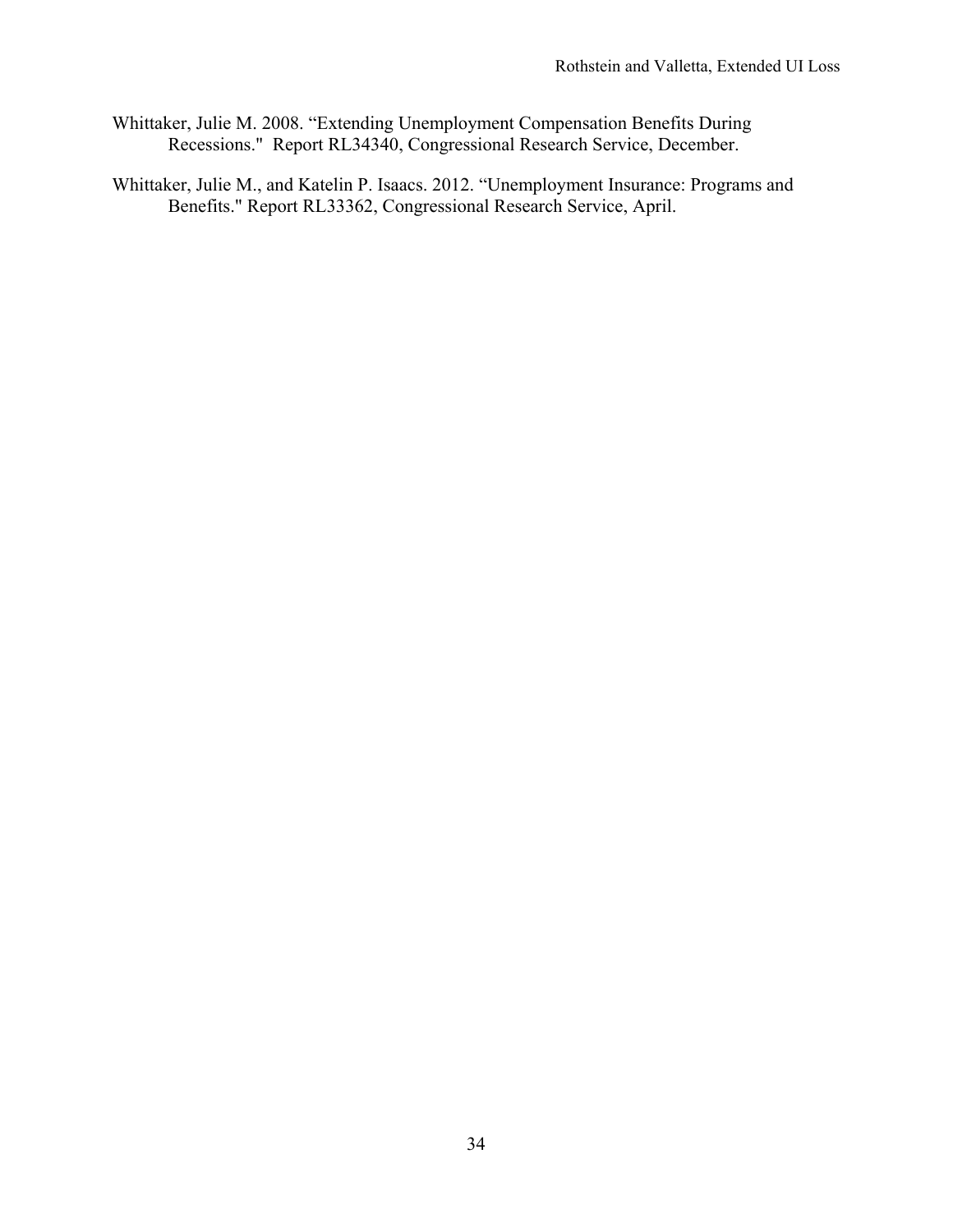Whittaker, Julie M. 2008. "Extending Unemployment Compensation Benefits During Recessions." Report RL34340, Congressional Research Service, December.

Whittaker, Julie M., and Katelin P. Isaacs. 2012. "Unemployment Insurance: Programs and Benefits." Report RL33362, Congressional Research Service, April.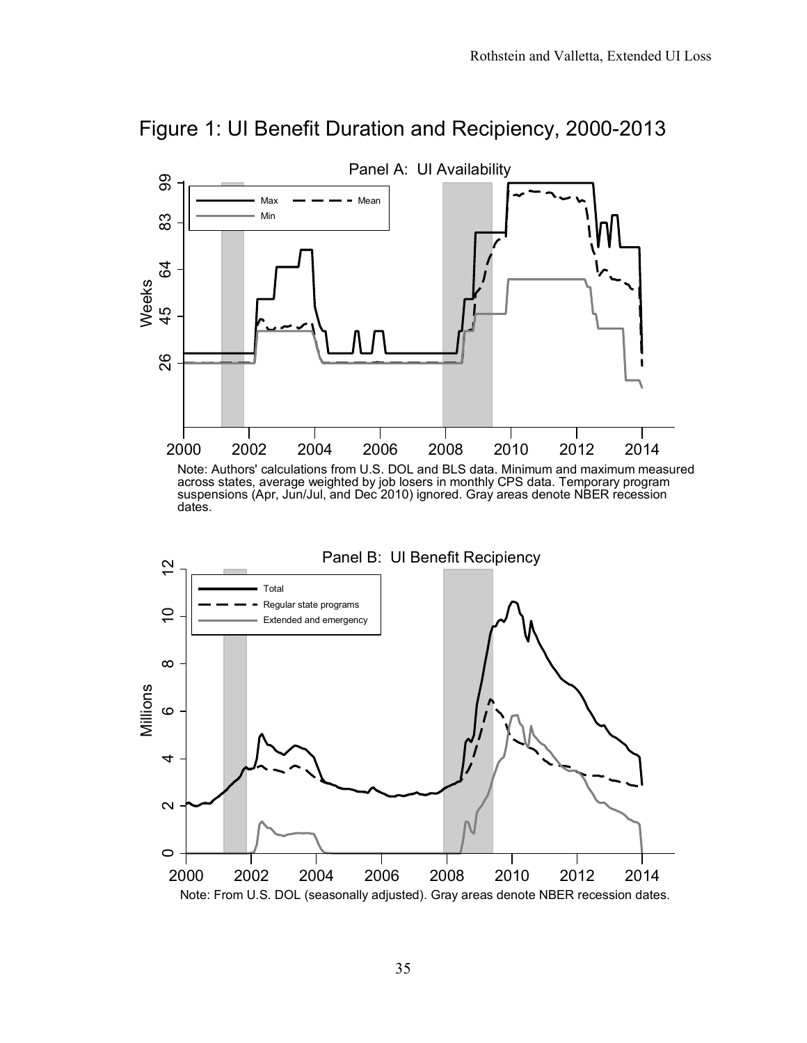# Figure 1: UI Benefit Duration and Recipiency, 2000-2013

Panel A: UI Availability

Note: Authors' calculations from U.S. DOL and BLS data. Minimum and maximum measured across states, average weighted by job losers in monthly CPS data. Temporary program suspensions (Apr, Jun/Jul, and Dec 2010) ignored. Gray areas denote NBER recession dates.

Panel B: UI Benefit Recipiency

Note: From U.S. DOL (seasonally adjusted). Gray areas denote NBER recession dates.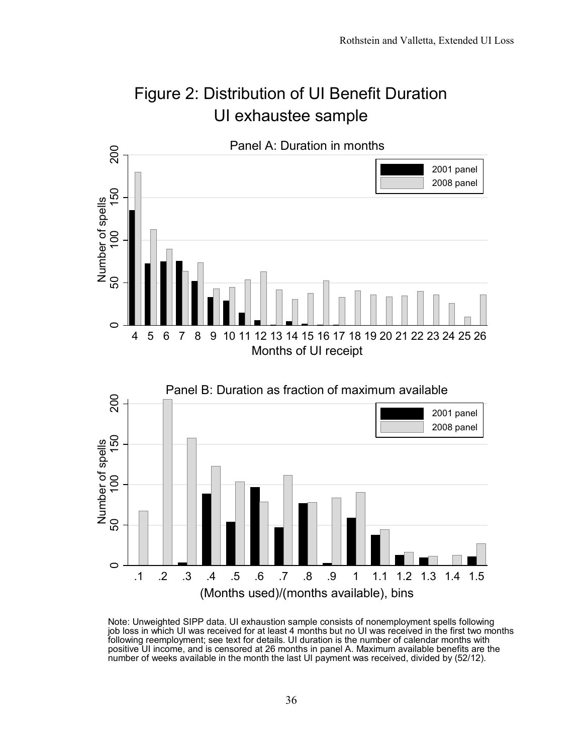# Figure 2: Distribution of UI Benefit Duration
## UI exhaustee sample

Note: Unweighted SIPP data. UI exhaustion sample consists of nonemployment spells following job loss in which UI was received for at least 4 months but no UI was received in the first two months following reemployment; see text for details. UI duration is the number of calendar months with positive UI income, and is censored at 26 months in panel A. Maximum available benefits are the number of weeks available in the month the last UI payment was received, divided by (52/12).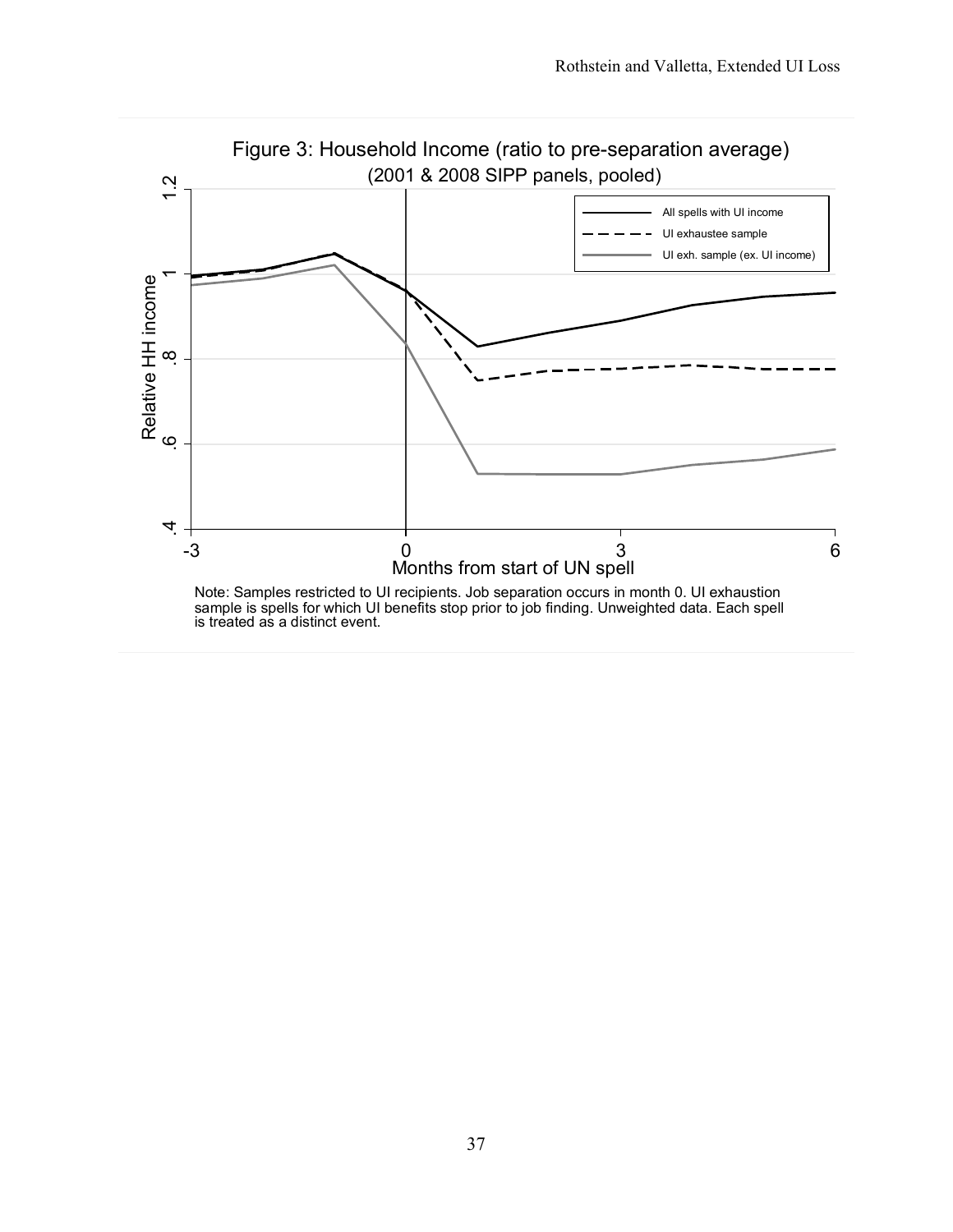Figure 3: Household Income (ratio to pre-separation average)
(2001 & 2008 SIPP panels, pooled)

Note: Samples restricted to UI recipients. Job separation occurs in month 0. UI exhaustion sample is spells for which UI benefits stop prior to job finding. Unweighted data. Each spell is treated as a distinct event.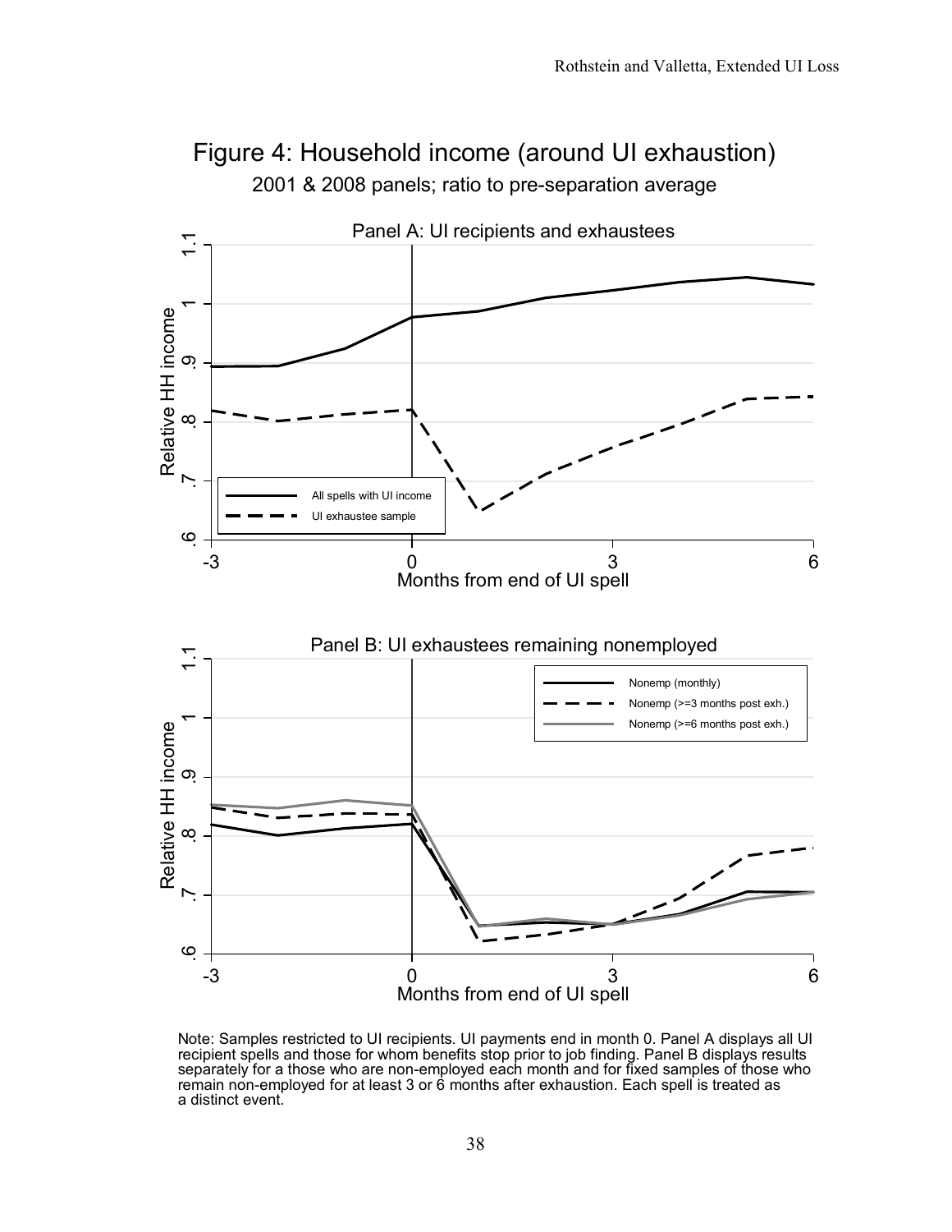# Figure 4: Household income (around UI exhaustion)

2001 & 2008 panels; ratio to pre-separation average

Panel A: UI recipients and exhaustees

Panel B: UI exhaustees remaining nonemployed

Note: Samples restricted to UI recipients. UI payments end in month 0. Panel A displays all UI recipient spells and those for whom benefits stop prior to job finding. Panel B displays results separately for a those who are non-employed each month and for fixed samples of those who remain non-employed for at least 3 or 6 months after exhaustion. Each spell is treated as a distinct event.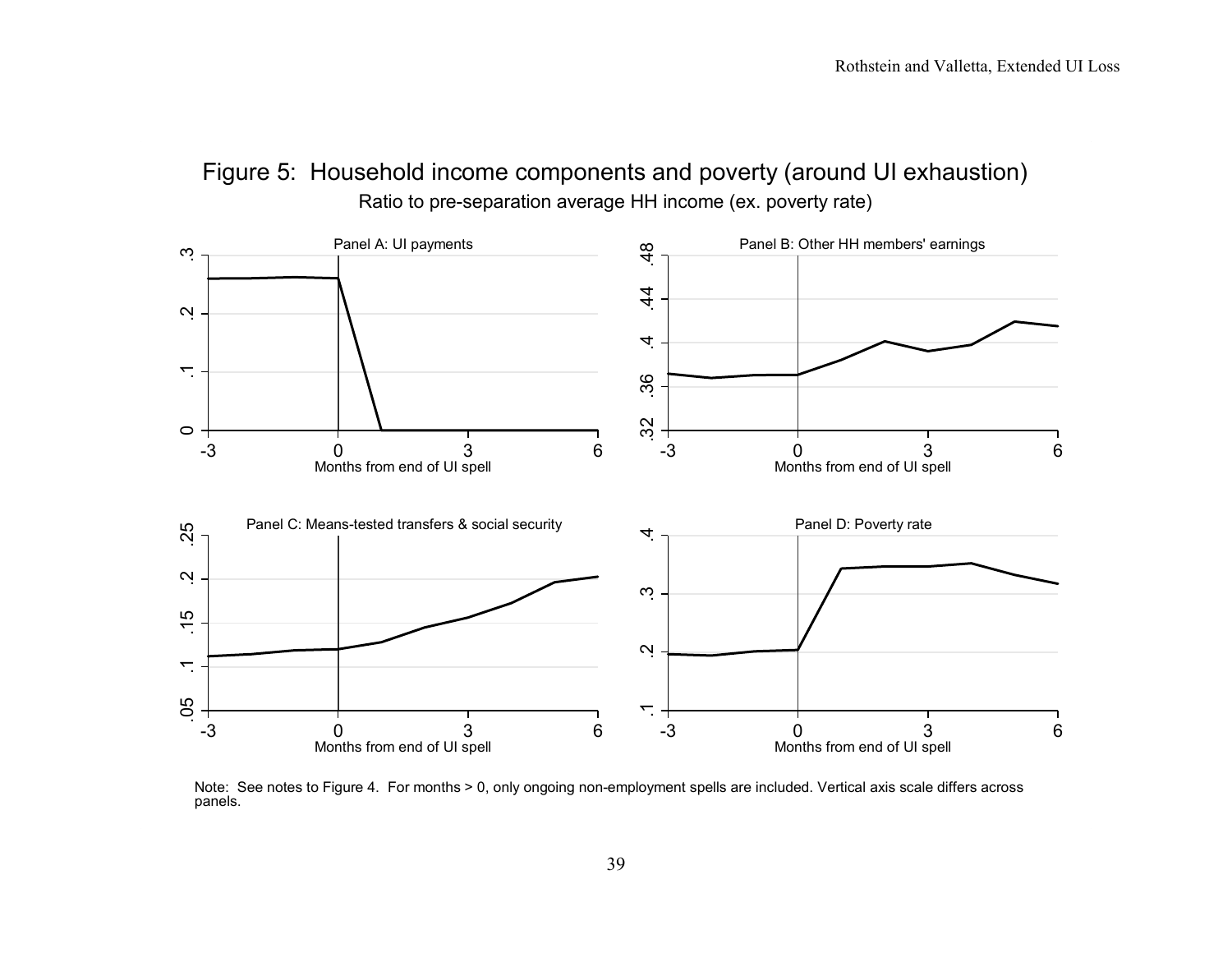# Figure 5: Household income components and poverty (around UI exhaustion)

Ratio to pre-separation average HH income (ex. poverty rate)

Panel A: UI payments

Panel B: Other HH members' earnings

Panel C: Means-tested transfers & social security

Panel D: Poverty rate

Months from end of UI spell

Note: See notes to Figure 4. For months > 0, only ongoing non-employment spells are included. Vertical axis scale differs across panels.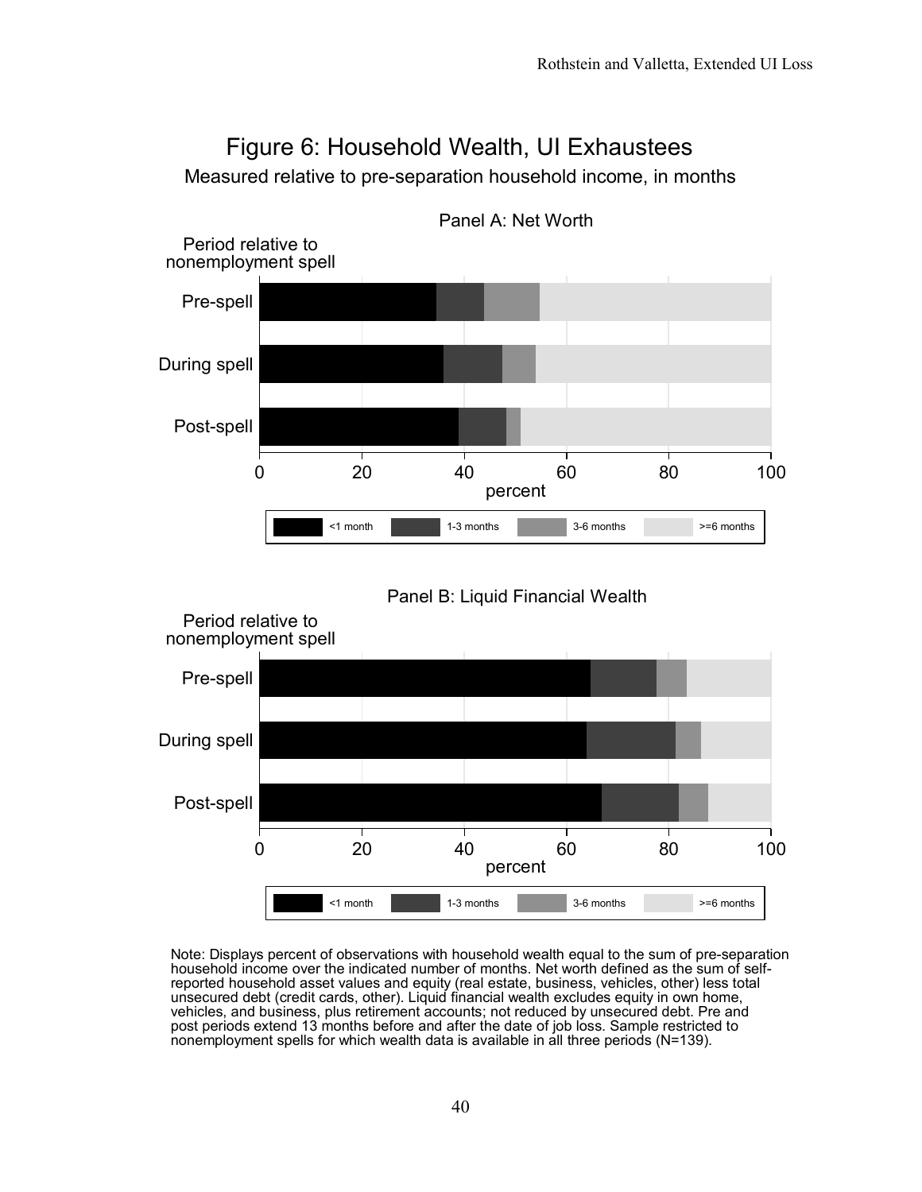# Figure 6: Household Wealth, UI Exhaustees

Measured relative to pre-separation household income, in months

Panel A: Net Worth

Period relative to nonemployment spell

Pre-spell

During spell

Post-spell

0 20 40 60 80 100

percent

<1 month | 1-3 months | 3-6 months | >=6 months

Panel B: Liquid Financial Wealth

Period relative to nonemployment spell

Pre-spell

During spell

Post-spell

0 20 40 60 80 100

percent

<1 month | 1-3 months | 3-6 months | >=6 months

Note: Displays percent of observations with household wealth equal to the sum of pre-separation household income over the indicated number of months. Net worth defined as the sum of self-reported household asset values and equity (real estate, business, vehicles, other) less total unsecured debt (credit cards, other). Liquid financial wealth excludes equity in own home, vehicles, and business, plus retirement accounts; not reduced by unsecured debt. Pre and post periods extend 13 months before and after the date of job loss. Sample restricted to nonemployment spells for which wealth data is available in all three periods (N=139).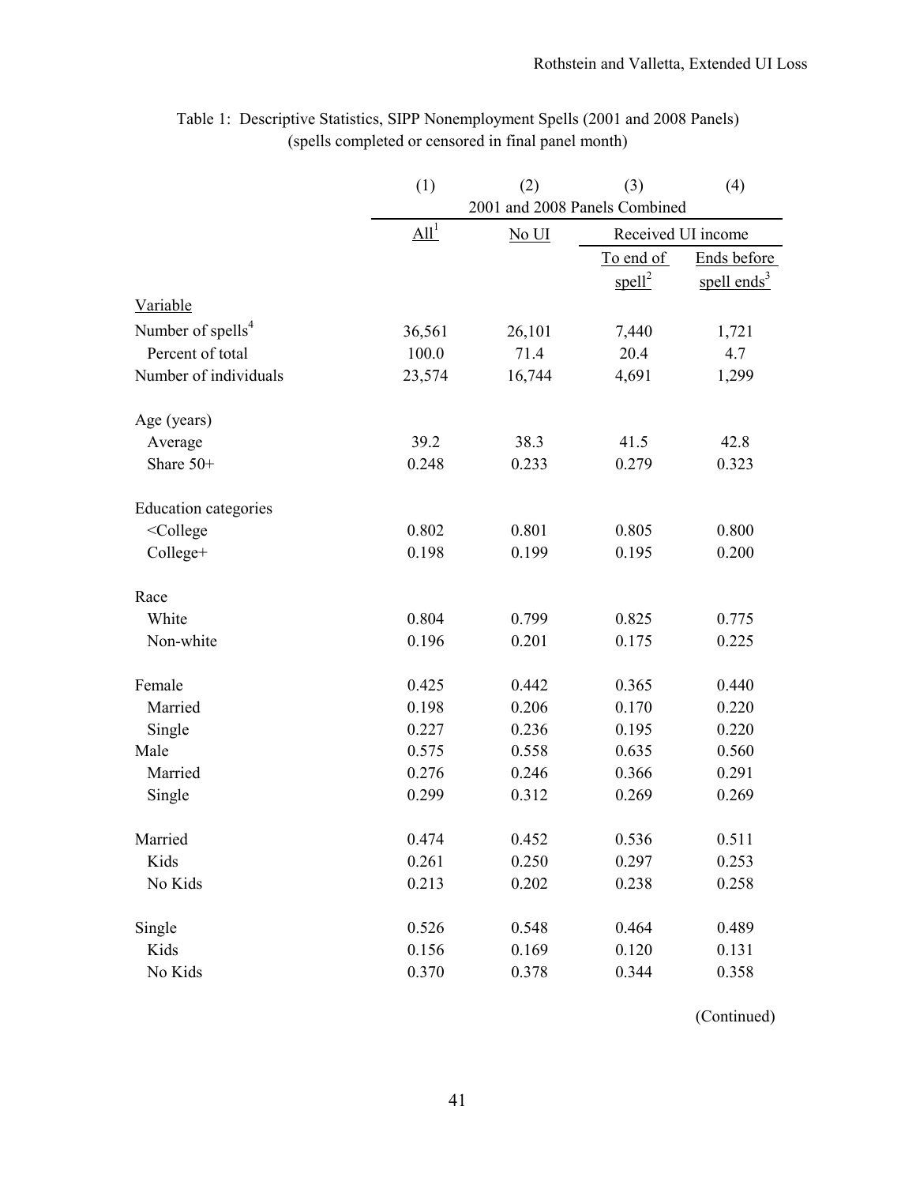Table 1: Descriptive Statistics, SIPP Nonemployment Spells (2001 and 2008 Panels)
(spells completed or censored in final panel month)

| | (1) | (2) | (3) | (4) |
|---|---|---|---|---|
| | 2001 and 2008 Panels Combined | | | |
| | All[1] | No UI | Received UI income | |
| | | | To end of spell[2] | Ends before spell ends[3] |
| Variable | | | | |
| Number of spells[4] | 36,561 | 26,101 | 7,440 | 1,721 |
| Percent of total | 100.0 | 71.4 | 20.4 | 4.7 |
| Number of individuals | 23,574 | 16,744 | 4,691 | 1,299 |
| | | | | |
| Age (years) | | | | |
| Average | 39.2 | 38.3 | 41.5 | 42.8 |
| Share 50+ | 0.248 | 0.233 | 0.279 | 0.323 |
| | | | | |
| Education categories | | | | |
| <College | 0.802 | 0.801 | 0.805 | 0.800 |
| College+ | 0.198 | 0.199 | 0.195 | 0.200 |
| | | | | |
| Race | | | | |
| White | 0.804 | 0.799 | 0.825 | 0.775 |
| Non-white | 0.196 | 0.201 | 0.175 | 0.225 |
| | | | | |
| Female | 0.425 | 0.442 | 0.365 | 0.440 |
| Married | 0.198 | 0.206 | 0.170 | 0.220 |
| Single | 0.227 | 0.236 | 0.195 | 0.220 |
| Male | 0.575 | 0.558 | 0.635 | 0.560 |
| Married | 0.276 | 0.246 | 0.366 | 0.291 |
| Single | 0.299 | 0.312 | 0.269 | 0.269 |
| | | | | |
| Married | 0.474 | 0.452 | 0.536 | 0.511 |
| Kids | 0.261 | 0.250 | 0.297 | 0.253 |
| No Kids | 0.213 | 0.202 | 0.238 | 0.258 |
| | | | | |
| Single | 0.526 | 0.548 | 0.464 | 0.489 |
| Kids | 0.156 | 0.169 | 0.120 | 0.131 |
| No Kids | 0.370 | 0.378 | 0.344 | 0.358 |

(Continued)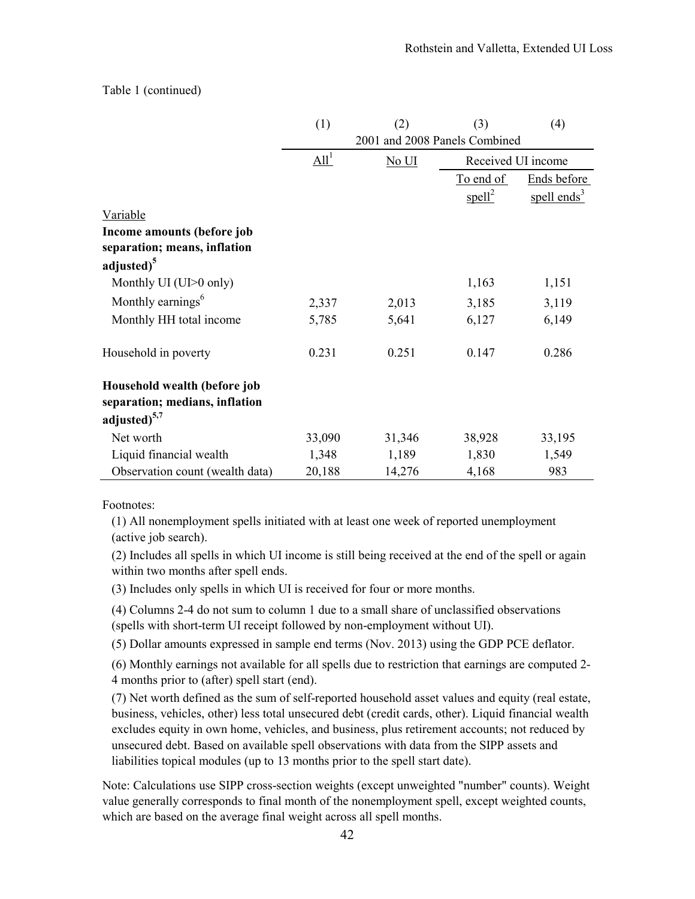Table 1 (continued)

| | (1) | (2) | (3) | (4) |
|---|---|---|---|---|
| | 2001 and 2008 Panels Combined | | | |
| | All[1] | No UI | Received UI income | |
| | | | To end of spell[2] | Ends before spell ends[3] |
| Variable | | | | |
| **Income amounts (before job separation; means, inflation adjusted)[5]** | | | | |
| Monthly UI (UI>0 only) | | | 1,163 | 1,151 |
| Monthly earnings[6] | 2,337 | 2,013 | 3,185 | 3,119 |
| Monthly HH total income | 5,785 | 5,641 | 6,127 | 6,149 |
| Household in poverty | 0.231 | 0.251 | 0.147 | 0.286 |
| **Household wealth (before job separation; medians, inflation adjusted)[5,7]** | | | | |
| Net worth | 33,090 | 31,346 | 38,928 | 33,195 |
| Liquid financial wealth | 1,348 | 1,189 | 1,830 | 1,549 |
| Observation count (wealth data) | 20,188 | 14,276 | 4,168 | 983 |

Footnotes:

(1) All nonemployment spells initiated with at least one week of reported unemployment (active job search).

(2) Includes all spells in which UI income is still being received at the end of the spell or again within two months after spell ends.

(3) Includes only spells in which UI is received for four or more months.

(4) Columns 2-4 do not sum to column 1 due to a small share of unclassified observations (spells with short-term UI receipt followed by non-employment without UI).

(5) Dollar amounts expressed in sample end terms (Nov. 2013) using the GDP PCE deflator.

(6) Monthly earnings not available for all spells due to restriction that earnings are computed 2-4 months prior to (after) spell start (end).

(7) Net worth defined as the sum of self-reported household asset values and equity (real estate, business, vehicles, other) less total unsecured debt (credit cards, other). Liquid financial wealth excludes equity in own home, vehicles, and business, plus retirement accounts; not reduced by unsecured debt. Based on available spell observations with data from the SIPP assets and liabilities topical modules (up to 13 months prior to the spell start date).

Note: Calculations use SIPP cross-section weights (except unweighted "number" counts). Weight value generally corresponds to final month of the nonemployment spell, except weighted counts, which are based on the average final weight across all spell months.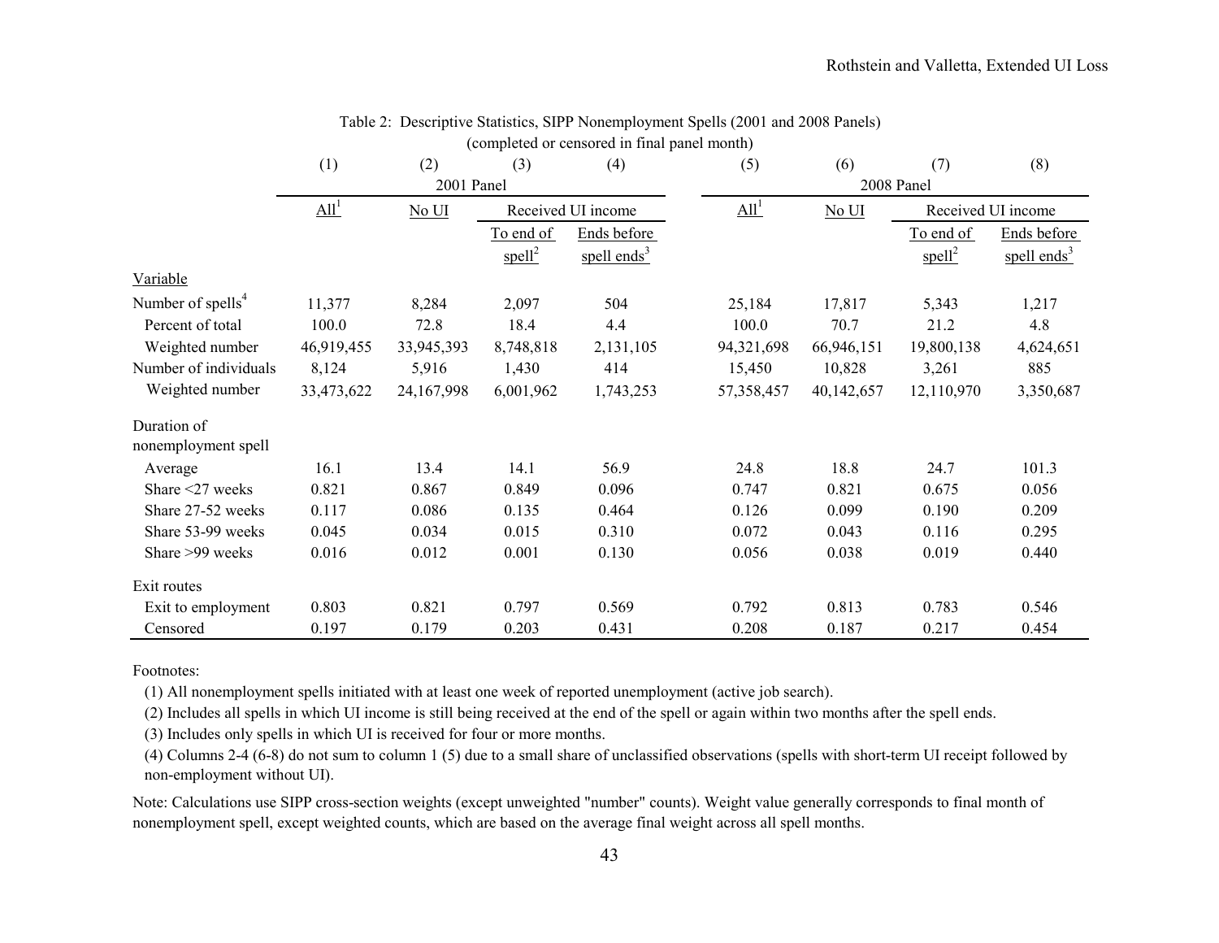Table 2: Descriptive Statistics, SIPP Nonemployment Spells (2001 and 2008 Panels)
(completed or censored in final panel month)

| | (1) | (2) | (3) | (4) | (5) | (6) | (7) | (8) |
|---|---|---|---|---|---|---|---|---|
| | 2001 Panel | | | | 2008 Panel | | | |
| | All[1] | No UI | Received UI income | | All[1] | No UI | Received UI income | |
| | | | To end of spell[2] | Ends before spell ends[3] | | | To end of spell[2] | Ends before spell ends[3] |
| Variable | | | | | | | | |
| Number of spells[4] | 11,377 | 8,284 | 2,097 | 504 | 25,184 | 17,817 | 5,343 | 1,217 |
| Percent of total | 100.0 | 72.8 | 18.4 | 4.4 | 100.0 | 70.7 | 21.2 | 4.8 |
| Weighted number | 46,919,455 | 33,945,393 | 8,748,818 | 2,131,105 | 94,321,698 | 66,946,151 | 19,800,138 | 4,624,651 |
| Number of individuals | 8,124 | 5,916 | 1,430 | 414 | 15,450 | 10,828 | 3,261 | 885 |
| Weighted number | 33,473,622 | 24,167,998 | 6,001,962 | 1,743,253 | 57,358,457 | 40,142,657 | 12,110,970 | 3,350,687 |
| Duration of nonemployment spell | | | | | | | | |
| Average | 16.1 | 13.4 | 14.1 | 56.9 | 24.8 | 18.8 | 24.7 | 101.3 |
| Share <27 weeks | 0.821 | 0.867 | 0.849 | 0.096 | 0.747 | 0.821 | 0.675 | 0.056 |
| Share 27-52 weeks | 0.117 | 0.086 | 0.135 | 0.464 | 0.126 | 0.099 | 0.190 | 0.209 |
| Share 53-99 weeks | 0.045 | 0.034 | 0.015 | 0.310 | 0.072 | 0.043 | 0.116 | 0.295 |
| Share >99 weeks | 0.016 | 0.012 | 0.001 | 0.130 | 0.056 | 0.038 | 0.019 | 0.440 |
| Exit routes | | | | | | | | |
| Exit to employment | 0.803 | 0.821 | 0.797 | 0.569 | 0.792 | 0.813 | 0.783 | 0.546 |
| Censored | 0.197 | 0.179 | 0.203 | 0.431 | 0.208 | 0.187 | 0.217 | 0.454 |

Footnotes:

(1) All nonemployment spells initiated with at least one week of reported unemployment (active job search).

(2) Includes all spells in which UI income is still being received at the end of the spell or again within two months after the spell ends.

(3) Includes only spells in which UI is received for four or more months.

(4) Columns 2-4 (6-8) do not sum to column 1 (5) due to a small share of unclassified observations (spells with short-term UI receipt followed by non-employment without UI).

Note: Calculations use SIPP cross-section weights (except unweighted "number" counts). Weight value generally corresponds to final month of nonemployment spell, except weighted counts, which are based on the average final weight across all spell months.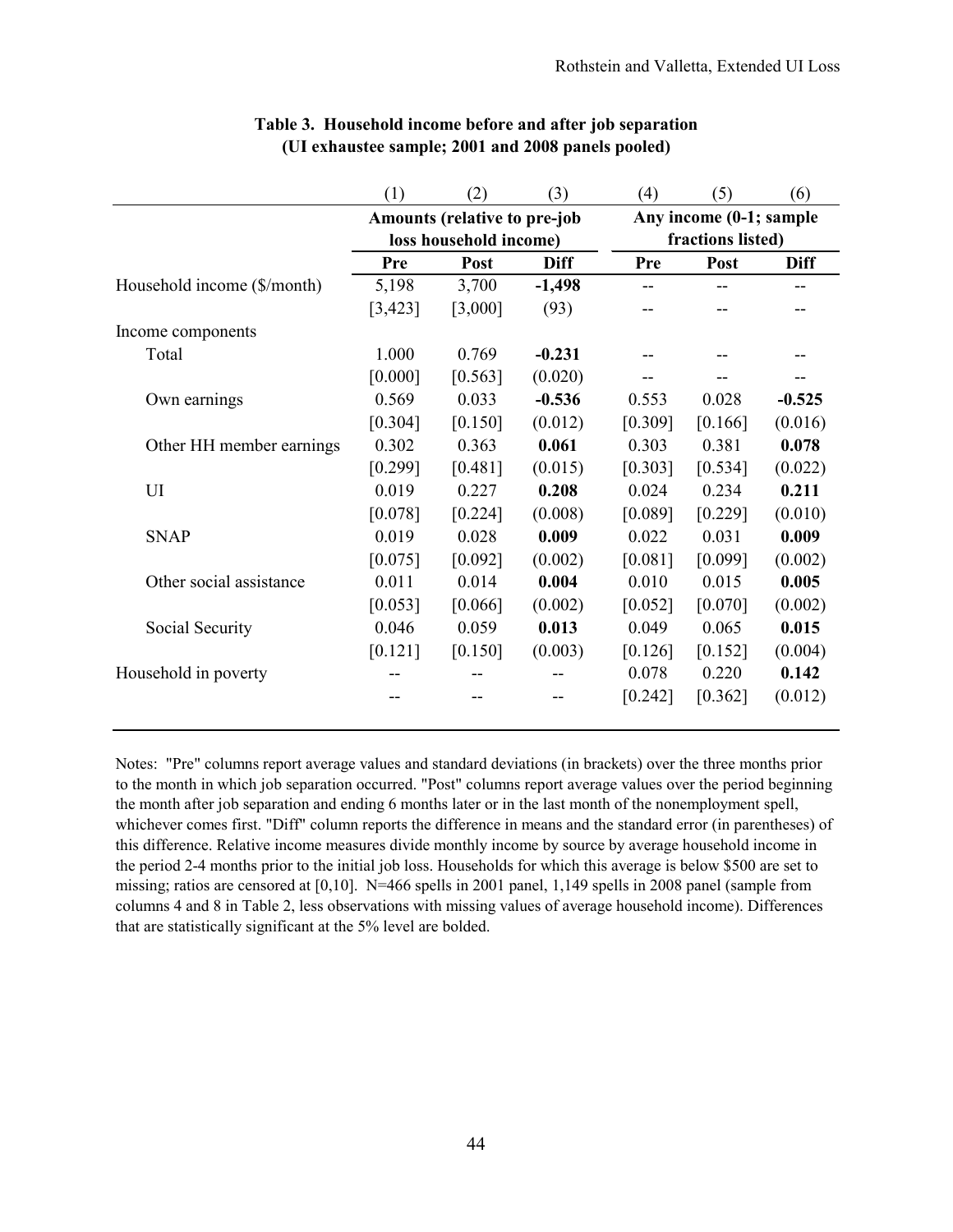**Table 3. Household income before and after job separation (UI exhaustee sample; 2001 and 2008 panels pooled)**

| | (1) | (2) | (3) | (4) | (5) | (6) |
|---|---|---|---|---|---|---|
| | Amounts (relative to pre-job loss household income) | | | Any income (0-1; sample fractions listed) | | |
| | **Pre** | **Post** | **Diff** | **Pre** | **Post** | **Diff** |
| Household income ($/month) | 5,198 | 3,700 | **-1,498** | -- | -- | -- |
| | [3,423] | [3,000] | (93) | -- | -- | -- |
| Income components | | | | | | |
| Total | 1.000 | 0.769 | **-0.231** | -- | -- | -- |
| | [0.000] | [0.563] | (0.020) | -- | -- | -- |
| Own earnings | 0.569 | 0.033 | **-0.536** | 0.553 | 0.028 | **-0.525** |
| | [0.304] | [0.150] | (0.012) | [0.309] | [0.166] | (0.016) |
| Other HH member earnings | 0.302 | 0.363 | **0.061** | 0.303 | 0.381 | **0.078** |
| | [0.299] | [0.481] | (0.015) | [0.303] | [0.534] | (0.022) |
| UI | 0.019 | 0.227 | **0.208** | 0.024 | 0.234 | **0.211** |
| | [0.078] | [0.224] | (0.008) | [0.089] | [0.229] | (0.010) |
| SNAP | 0.019 | 0.028 | **0.009** | 0.022 | 0.031 | **0.009** |
| | [0.075] | [0.092] | (0.002) | [0.081] | [0.099] | (0.002) |
| Other social assistance | 0.011 | 0.014 | **0.004** | 0.010 | 0.015 | **0.005** |
| | [0.053] | [0.066] | (0.002) | [0.052] | [0.070] | (0.002) |
| Social Security | 0.046 | 0.059 | **0.013** | 0.049 | 0.065 | **0.015** |
| | [0.121] | [0.150] | (0.003) | [0.126] | [0.152] | (0.004) |
| Household in poverty | -- | -- | -- | 0.078 | 0.220 | **0.142** |
| | -- | -- | -- | [0.242] | [0.362] | (0.012) |

Notes: "Pre" columns report average values and standard deviations (in brackets) over the three months prior to the month in which job separation occurred. "Post" columns report average values over the period beginning the month after job separation and ending 6 months later or in the last month of the nonemployment spell, whichever comes first. "Diff" column reports the difference in means and the standard error (in parentheses) of this difference. Relative income measures divide monthly income by source by average household income in the period 2-4 months prior to the initial job loss. Households for which this average is below $500 are set to missing; ratios are censored at [0,10]. N=466 spells in 2001 panel, 1,149 spells in 2008 panel (sample from columns 4 and 8 in Table 2, less observations with missing values of average household income). Differences that are statistically significant at the 5% level are bolded.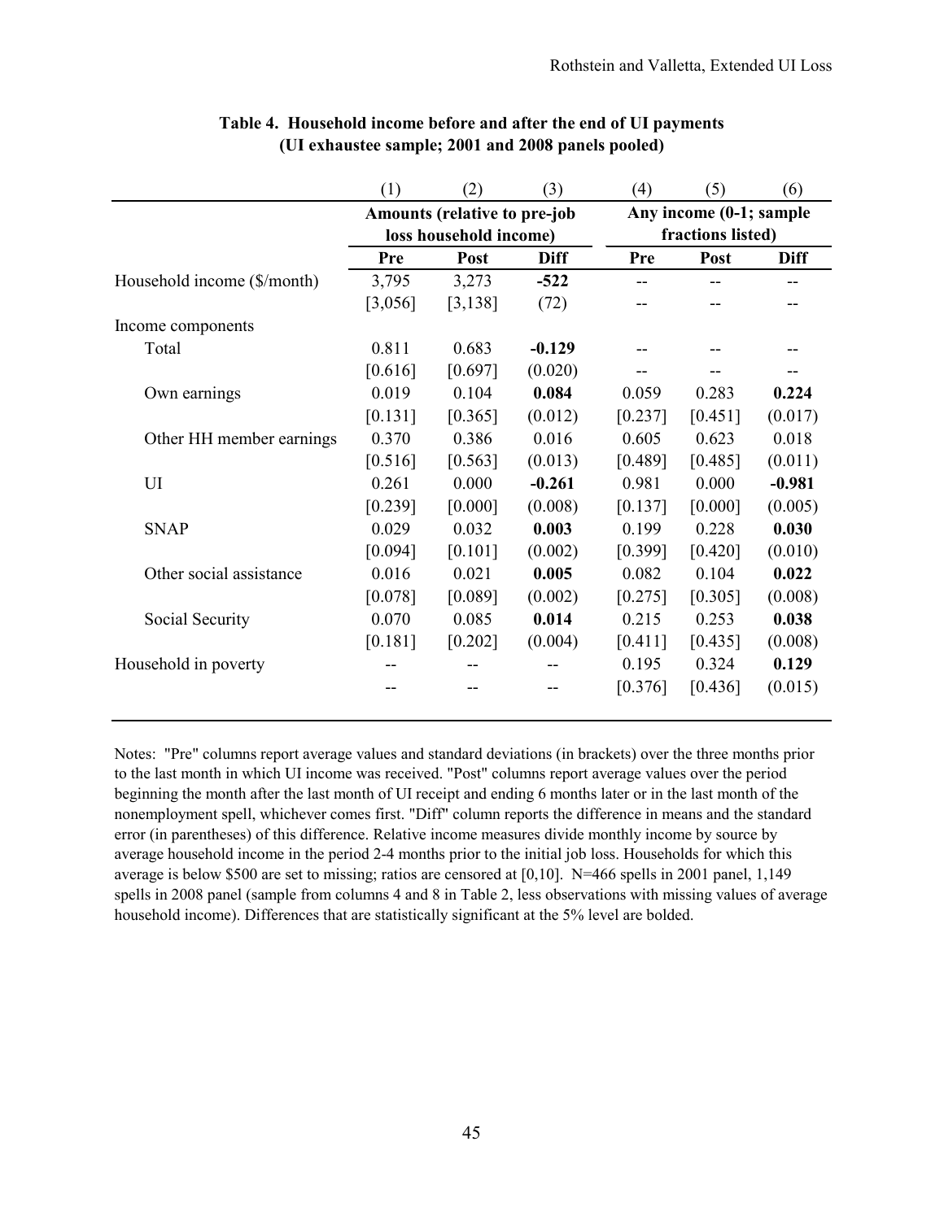**Table 4. Household income before and after the end of UI payments (UI exhaustee sample; 2001 and 2008 panels pooled)**

| | (1) | (2) | (3) | (4) | (5) | (6) |
|---|---|---|---|---|---|---|
| | Amounts (relative to pre-job loss household income) | | | Any income (0-1; sample fractions listed) | | |
| | Pre | Post | Diff | Pre | Post | Diff |
| Household income ($/month) | 3,795 | 3,273 | **-522** | -- | -- | -- |
| | [3,056] | [3,138] | (72) | -- | -- | -- |
| Income components | | | | | | |
| Total | 0.811 | 0.683 | **-0.129** | -- | -- | -- |
| | [0.616] | [0.697] | (0.020) | -- | -- | -- |
| Own earnings | 0.019 | 0.104 | **0.084** | 0.059 | 0.283 | **0.224** |
| | [0.131] | [0.365] | (0.012) | [0.237] | [0.451] | (0.017) |
| Other HH member earnings | 0.370 | 0.386 | 0.016 | 0.605 | 0.623 | 0.018 |
| | [0.516] | [0.563] | (0.013) | [0.489] | [0.485] | (0.011) |
| UI | 0.261 | 0.000 | **-0.261** | 0.981 | 0.000 | **-0.981** |
| | [0.239] | [0.000] | (0.008) | [0.137] | [0.000] | (0.005) |
| SNAP | 0.029 | 0.032 | **0.003** | 0.199 | 0.228 | **0.030** |
| | [0.094] | [0.101] | (0.002) | [0.399] | [0.420] | (0.010) |
| Other social assistance | 0.016 | 0.021 | **0.005** | 0.082 | 0.104 | **0.022** |
| | [0.078] | [0.089] | (0.002) | [0.275] | [0.305] | (0.008) |
| Social Security | 0.070 | 0.085 | **0.014** | 0.215 | 0.253 | **0.038** |
| | [0.181] | [0.202] | (0.004) | [0.411] | [0.435] | (0.008) |
| Household in poverty | -- | -- | -- | 0.195 | 0.324 | **0.129** |
| | -- | -- | -- | [0.376] | [0.436] | (0.015) |

Notes: "Pre" columns report average values and standard deviations (in brackets) over the three months prior to the last month in which UI income was received. "Post" columns report average values over the period beginning the month after the last month of UI receipt and ending 6 months later or in the last month of the nonemployment spell, whichever comes first. "Diff" column reports the difference in means and the standard error (in parentheses) of this difference. Relative income measures divide monthly income by source by average household income in the period 2-4 months prior to the initial job loss. Households for which this average is below $500 are set to missing; ratios are censored at [0,10]. N=466 spells in 2001 panel, 1,149 spells in 2008 panel (sample from columns 4 and 8 in Table 2, less observations with missing values of average household income). Differences that are statistically significant at the 5% level are bolded.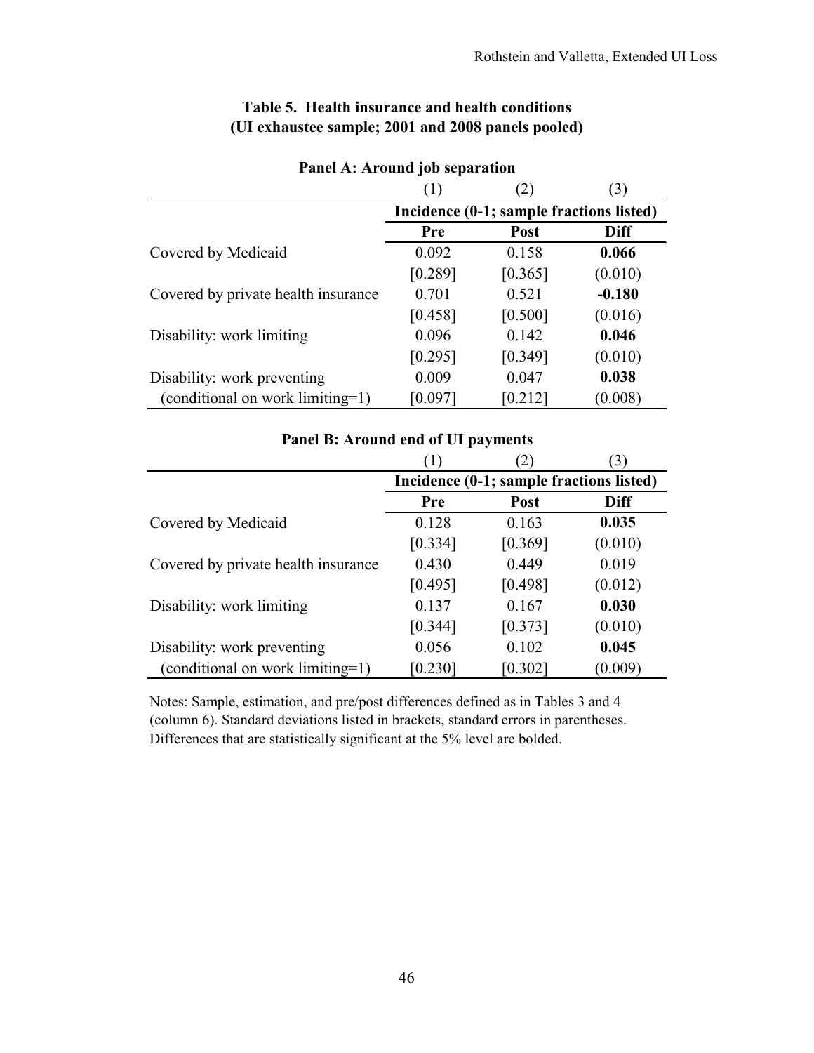**Table 5. Health insurance and health conditions (UI exhaustee sample; 2001 and 2008 panels pooled)**

**Panel A: Around job separation**

| | (1) | (2) | (3) |
|---|---|---|---|
| | Incidence (0-1; sample fractions listed) | | |
| | **Pre** | **Post** | **Diff** |
| Covered by Medicaid | 0.092 | 0.158 | **0.066** |
| | [0.289] | [0.365] | (0.010) |
| Covered by private health insurance | 0.701 | 0.521 | **-0.180** |
| | [0.458] | [0.500] | (0.016) |
| Disability: work limiting | 0.096 | 0.142 | **0.046** |
| | [0.295] | [0.349] | (0.010) |
| Disability: work preventing | 0.009 | 0.047 | **0.038** |
| (conditional on work limiting=1) | [0.097] | [0.212] | (0.008) |

**Panel B: Around end of UI payments**

| | (1) | (2) | (3) |
|---|---|---|---|
| | Incidence (0-1; sample fractions listed) | | |
| | **Pre** | **Post** | **Diff** |
| Covered by Medicaid | 0.128 | 0.163 | **0.035** |
| | [0.334] | [0.369] | (0.010) |
| Covered by private health insurance | 0.430 | 0.449 | 0.019 |
| | [0.495] | [0.498] | (0.012) |
| Disability: work limiting | 0.137 | 0.167 | **0.030** |
| | [0.344] | [0.373] | (0.010) |
| Disability: work preventing | 0.056 | 0.102 | **0.045** |
| (conditional on work limiting=1) | [0.230] | [0.302] | (0.009) |

Notes: Sample, estimation, and pre/post differences defined as in Tables 3 and 4 (column 6). Standard deviations listed in brackets, standard errors in parentheses. Differences that are statistically significant at the 5% level are bolded.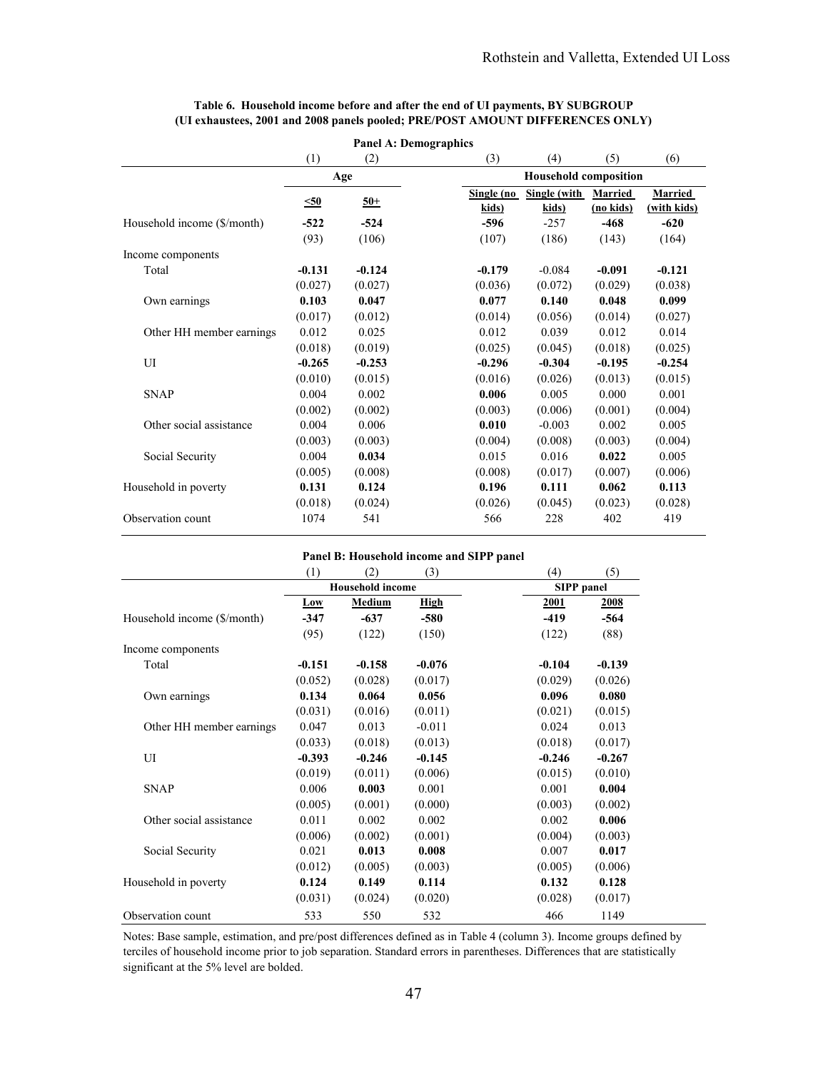**Table 6. Household income before and after the end of UI payments, BY SUBGROUP (UI exhaustees, 2001 and 2008 panels pooled; PRE/POST AMOUNT DIFFERENCES ONLY)**

**Panel A: Demographics**

| | (1) | (2) | (3) | (4) | (5) | (6) |
|---|---|---|---|---|---|---|
| | Age | | Household composition | | | |
| | ≤50 | 50+ | Single (no kids) | Single (with kids) | Married (no kids) | Married (with kids) |
| Household income ($/month) | **-522** | **-524** | **-596** | -257 | **-468** | **-620** |
| | (93) | (106) | (107) | (186) | (143) | (164) |
| Income components | | | | | | |
| Total | **-0.131** | **-0.124** | **-0.179** | -0.084 | **-0.091** | **-0.121** |
| | (0.027) | (0.027) | (0.036) | (0.072) | (0.029) | (0.038) |
| Own earnings | **0.103** | **0.047** | **0.077** | **0.140** | **0.048** | **0.099** |
| | (0.017) | (0.012) | (0.014) | (0.056) | (0.014) | (0.027) |
| Other HH member earnings | 0.012 | 0.025 | 0.012 | 0.039 | 0.012 | 0.014 |
| | (0.018) | (0.019) | (0.025) | (0.045) | (0.018) | (0.025) |
| UI | **-0.265** | **-0.253** | **-0.296** | **-0.304** | **-0.195** | **-0.254** |
| | (0.010) | (0.015) | (0.016) | (0.026) | (0.013) | (0.015) |
| SNAP | 0.004 | 0.002 | **0.006** | 0.005 | 0.000 | 0.001 |
| | (0.002) | (0.002) | (0.003) | (0.006) | (0.001) | (0.004) |
| Other social assistance | 0.004 | 0.006 | **0.010** | -0.003 | 0.002 | 0.005 |
| | (0.003) | (0.003) | (0.004) | (0.008) | (0.003) | (0.004) |
| Social Security | 0.004 | **0.034** | 0.015 | 0.016 | **0.022** | 0.005 |
| | (0.005) | (0.008) | (0.008) | (0.017) | (0.007) | (0.006) |
| Household in poverty | **0.131** | **0.124** | **0.196** | **0.111** | **0.062** | **0.113** |
| | (0.018) | (0.024) | (0.026) | (0.045) | (0.023) | (0.028) |
| Observation count | 1074 | 541 | 566 | 228 | 402 | 419 |

**Panel B: Household income and SIPP panel**

| | (1) | (2) | (3) | (4) | (5) |
|---|---|---|---|---|---|
| | Household income | | | SIPP panel | |
| | Low | Medium | High | 2001 | 2008 |
| Household income ($/month) | **-347** | **-637** | **-580** | **-419** | **-564** |
| | (95) | (122) | (150) | (122) | (88) |
| Income components | | | | | |
| Total | **-0.151** | **-0.158** | **-0.076** | **-0.104** | **-0.139** |
| | (0.052) | (0.028) | (0.017) | (0.029) | (0.026) |
| Own earnings | **0.134** | **0.064** | **0.056** | **0.096** | **0.080** |
| | (0.031) | (0.016) | (0.011) | (0.021) | (0.015) |
| Other HH member earnings | 0.047 | 0.013 | -0.011 | 0.024 | 0.013 |
| | (0.033) | (0.018) | (0.013) | (0.018) | (0.017) |
| UI | **-0.393** | **-0.246** | **-0.145** | **-0.246** | **-0.267** |
| | (0.019) | (0.011) | (0.006) | (0.015) | (0.010) |
| SNAP | 0.006 | **0.003** | 0.001 | 0.001 | **0.004** |
| | (0.005) | (0.001) | (0.000) | (0.003) | (0.002) |
| Other social assistance | 0.011 | 0.002 | 0.002 | 0.002 | **0.006** |
| | (0.006) | (0.002) | (0.001) | (0.004) | (0.003) |
| Social Security | 0.021 | **0.013** | **0.008** | 0.007 | **0.017** |
| | (0.012) | (0.005) | (0.003) | (0.005) | (0.006) |
| Household in poverty | **0.124** | **0.149** | **0.114** | **0.132** | **0.128** |
| | (0.031) | (0.024) | (0.020) | (0.028) | (0.017) |
| Observation count | 533 | 550 | 532 | 466 | 1149 |

Notes: Base sample, estimation, and pre/post differences defined as in Table 4 (column 3). Income groups defined by terciles of household income prior to job separation. Standard errors in parentheses. Differences that are statistically significant at the 5% level are bolded.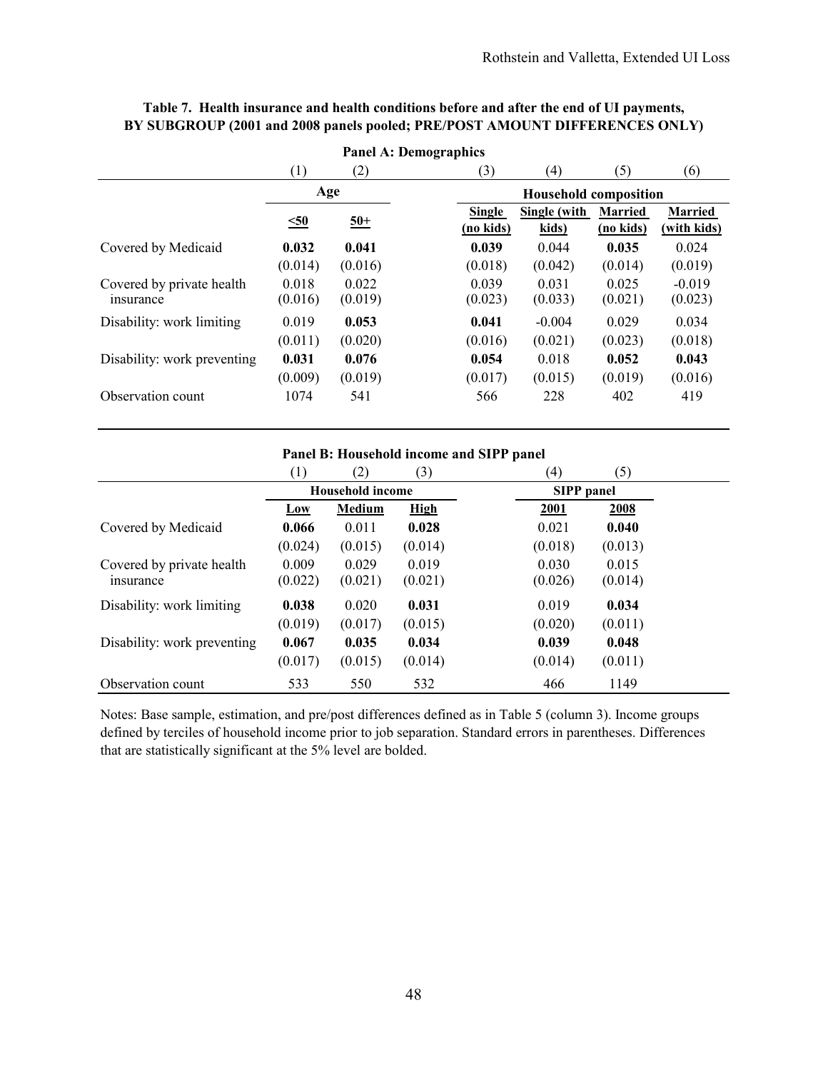**Table 7. Health insurance and health conditions before and after the end of UI payments, BY SUBGROUP (2001 and 2008 panels pooled; PRE/POST AMOUNT DIFFERENCES ONLY)**

**Panel A: Demographics**

| | (1) | (2) | (3) | (4) | (5) | (6) |
|---|---|---|---|---|---|---|
| | Age | | Household composition | | | |
| | ≤50 | 50+ | Single (no kids) | Single (with kids) | Married (no kids) | Married (with kids) |
| Covered by Medicaid | **0.032** | **0.041** | **0.039** | 0.044 | **0.035** | 0.024 |
| | (0.014) | (0.016) | (0.018) | (0.042) | (0.014) | (0.019) |
| Covered by private health insurance | 0.018 | 0.022 | 0.039 | 0.031 | 0.025 | -0.019 |
| | (0.016) | (0.019) | (0.023) | (0.033) | (0.021) | (0.023) |
| Disability: work limiting | 0.019 | **0.053** | **0.041** | -0.004 | 0.029 | 0.034 |
| | (0.011) | (0.020) | (0.016) | (0.021) | (0.023) | (0.018) |
| Disability: work preventing | **0.031** | **0.076** | **0.054** | 0.018 | **0.052** | **0.043** |
| | (0.009) | (0.019) | (0.017) | (0.015) | (0.019) | (0.016) |
| Observation count | 1074 | 541 | 566 | 228 | 402 | 419 |

**Panel B: Household income and SIPP panel**

| | (1) | (2) | (3) | (4) | (5) |
|---|---|---|---|---|---|
| | Household income | | | SIPP panel | |
| | Low | Medium | High | 2001 | 2008 |
| Covered by Medicaid | **0.066** | 0.011 | **0.028** | 0.021 | **0.040** |
| | (0.024) | (0.015) | (0.014) | (0.018) | (0.013) |
| Covered by private health insurance | 0.009 | 0.029 | 0.019 | 0.030 | 0.015 |
| | (0.022) | (0.021) | (0.021) | (0.026) | (0.014) |
| Disability: work limiting | **0.038** | 0.020 | **0.031** | 0.019 | **0.034** |
| | (0.019) | (0.017) | (0.015) | (0.020) | (0.011) |
| Disability: work preventing | **0.067** | **0.035** | **0.034** | **0.039** | **0.048** |
| | (0.017) | (0.015) | (0.014) | (0.014) | (0.011) |
| Observation count | 533 | 550 | 532 | 466 | 1149 |

Notes: Base sample, estimation, and pre/post differences defined as in Table 5 (column 3). Income groups defined by terciles of household income prior to job separation. Standard errors in parentheses. Differences that are statistically significant at the 5% level are bolded.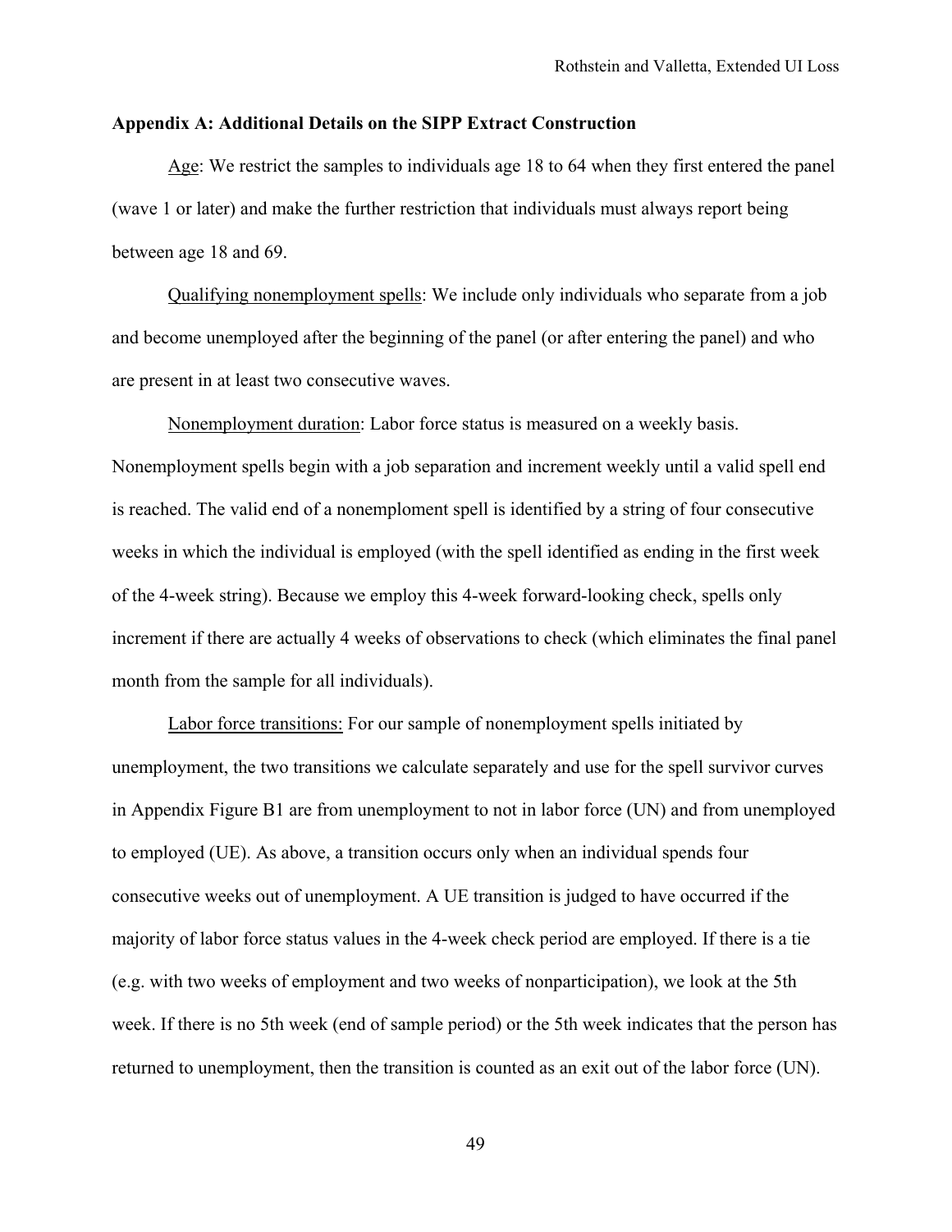## Appendix A: Additional Details on the SIPP Extract Construction

Age: We restrict the samples to individuals age 18 to 64 when they first entered the panel (wave 1 or later) and make the further restriction that individuals must always report being between age 18 and 69.

Qualifying nonemployment spells: We include only individuals who separate from a job and become unemployed after the beginning of the panel (or after entering the panel) and who are present in at least two consecutive waves.

Nonemployment duration: Labor force status is measured on a weekly basis. Nonemployment spells begin with a job separation and increment weekly until a valid spell end is reached. The valid end of a nonemploment spell is identified by a string of four consecutive weeks in which the individual is employed (with the spell identified as ending in the first week of the 4-week string). Because we employ this 4-week forward-looking check, spells only increment if there are actually 4 weeks of observations to check (which eliminates the final panel month from the sample for all individuals).

Labor force transitions: For our sample of nonemployment spells initiated by unemployment, the two transitions we calculate separately and use for the spell survivor curves in Appendix Figure B1 are from unemployment to not in labor force (UN) and from unemployed to employed (UE). As above, a transition occurs only when an individual spends four consecutive weeks out of unemployment. A UE transition is judged to have occurred if the majority of labor force status values in the 4-week check period are employed. If there is a tie (e.g. with two weeks of employment and two weeks of nonparticipation), we look at the 5th week. If there is no 5th week (end of sample period) or the 5th week indicates that the person has returned to unemployment, then the transition is counted as an exit out of the labor force (UN).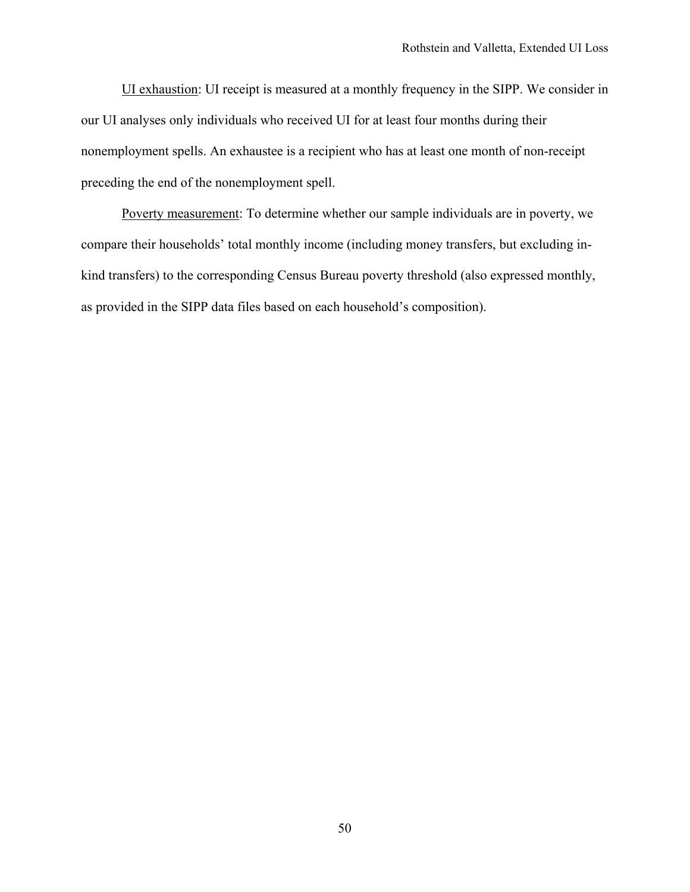<u>UI exhaustion</u>: UI receipt is measured at a monthly frequency in the SIPP. We consider in our UI analyses only individuals who received UI for at least four months during their nonemployment spells. An exhaustee is a recipient who has at least one month of non-receipt preceding the end of the nonemployment spell.

<u>Poverty measurement</u>: To determine whether our sample individuals are in poverty, we compare their households' total monthly income (including money transfers, but excluding in-kind transfers) to the corresponding Census Bureau poverty threshold (also expressed monthly, as provided in the SIPP data files based on each household's composition).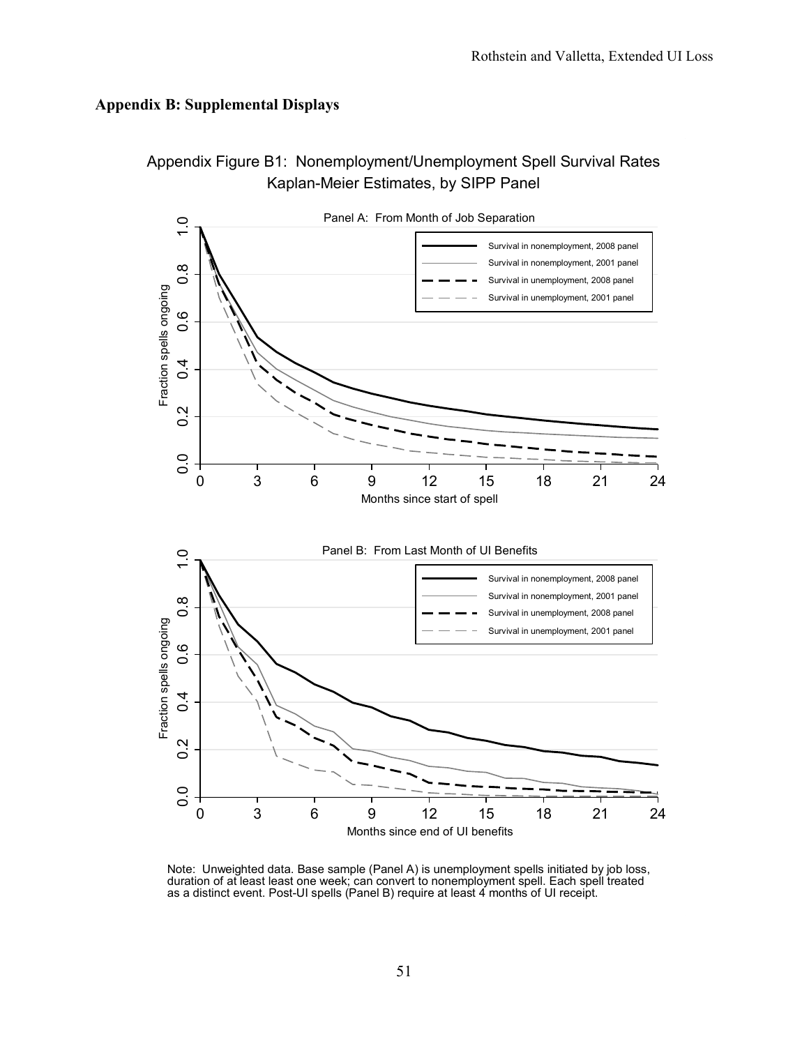## Appendix B: Supplemental Displays

Appendix Figure B1: Nonemployment/Unemployment Spell Survival Rates
Kaplan-Meier Estimates, by SIPP Panel

Note: Unweighted data. Base sample (Panel A) is unemployment spells initiated by job loss, duration of at least least one week; can convert to nonemployment spell. Each spell treated as a distinct event. Post-UI spells (Panel B) require at least 4 months of UI receipt.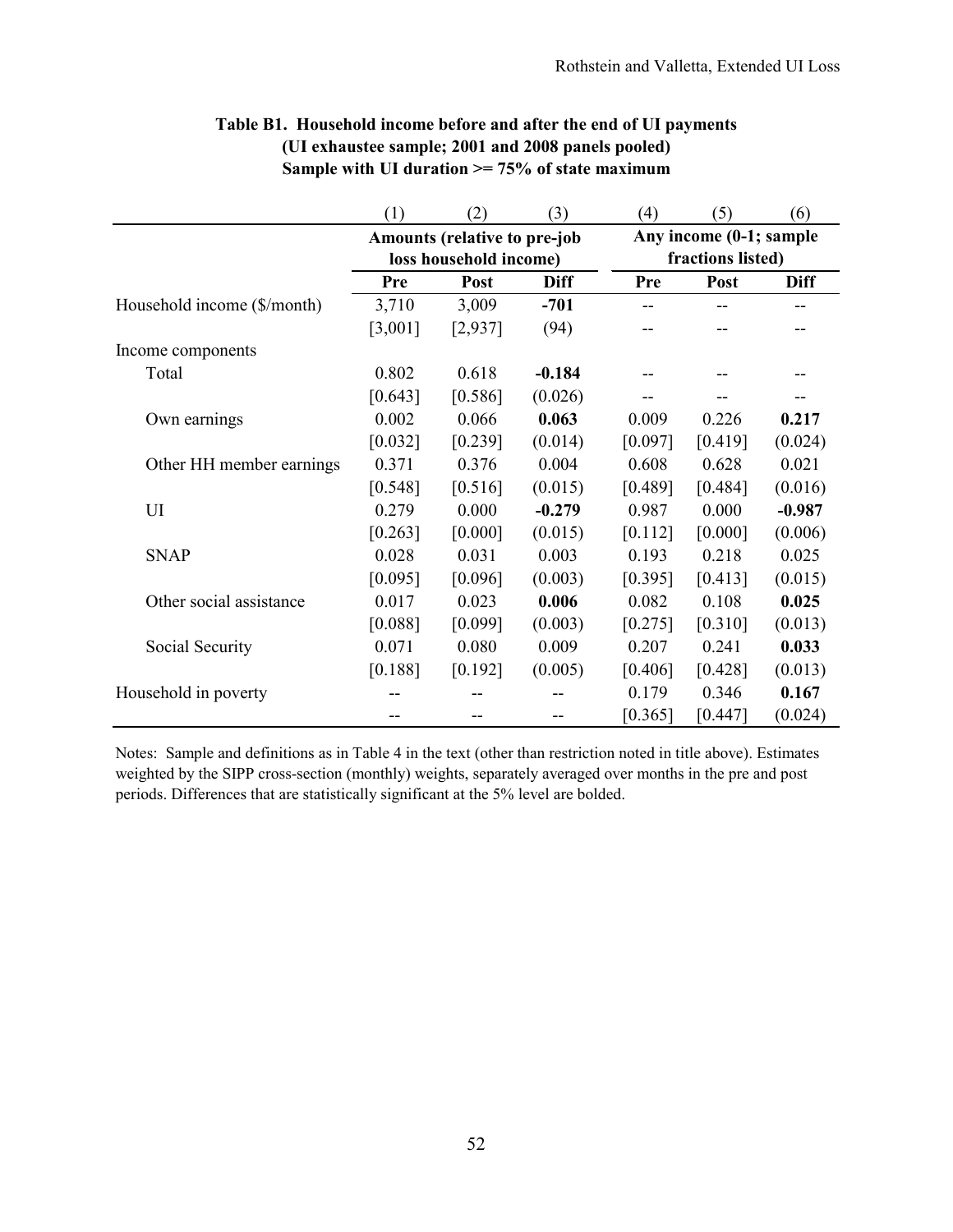**Table B1. Household income before and after the end of UI payments (UI exhaustee sample; 2001 and 2008 panels pooled) Sample with UI duration >= 75% of state maximum**

| | (1) | (2) | (3) | (4) | (5) | (6) |
|---|---|---|---|---|---|---|
| | Amounts (relative to pre-job loss household income) | | | Any income (0-1; sample fractions listed) | | |
| | Pre | Post | Diff | Pre | Post | Diff |
| Household income ($/month) | 3,710 | 3,009 | **-701** | -- | -- | -- |
| | [3,001] | [2,937] | (94) | -- | -- | -- |
| Income components | | | | | | |
| Total | 0.802 | 0.618 | **-0.184** | -- | -- | -- |
| | [0.643] | [0.586] | (0.026) | -- | -- | -- |
| Own earnings | 0.002 | 0.066 | **0.063** | 0.009 | 0.226 | **0.217** |
| | [0.032] | [0.239] | (0.014) | [0.097] | [0.419] | (0.024) |
| Other HH member earnings | 0.371 | 0.376 | 0.004 | 0.608 | 0.628 | 0.021 |
| | [0.548] | [0.516] | (0.015) | [0.489] | [0.484] | (0.016) |
| UI | 0.279 | 0.000 | **-0.279** | 0.987 | 0.000 | **-0.987** |
| | [0.263] | [0.000] | (0.015) | [0.112] | [0.000] | (0.006) |
| SNAP | 0.028 | 0.031 | 0.003 | 0.193 | 0.218 | 0.025 |
| | [0.095] | [0.096] | (0.003) | [0.395] | [0.413] | (0.015) |
| Other social assistance | 0.017 | 0.023 | **0.006** | 0.082 | 0.108 | **0.025** |
| | [0.088] | [0.099] | (0.003) | [0.275] | [0.310] | (0.013) |
| Social Security | 0.071 | 0.080 | 0.009 | 0.207 | 0.241 | **0.033** |
| | [0.188] | [0.192] | (0.005) | [0.406] | [0.428] | (0.013) |
| Household in poverty | -- | -- | -- | 0.179 | 0.346 | **0.167** |
| | -- | -- | -- | [0.365] | [0.447] | (0.024) |

Notes: Sample and definitions as in Table 4 in the text (other than restriction noted in title above). Estimates weighted by the SIPP cross-section (monthly) weights, separately averaged over months in the pre and post periods. Differences that are statistically significant at the 5% level are bolded.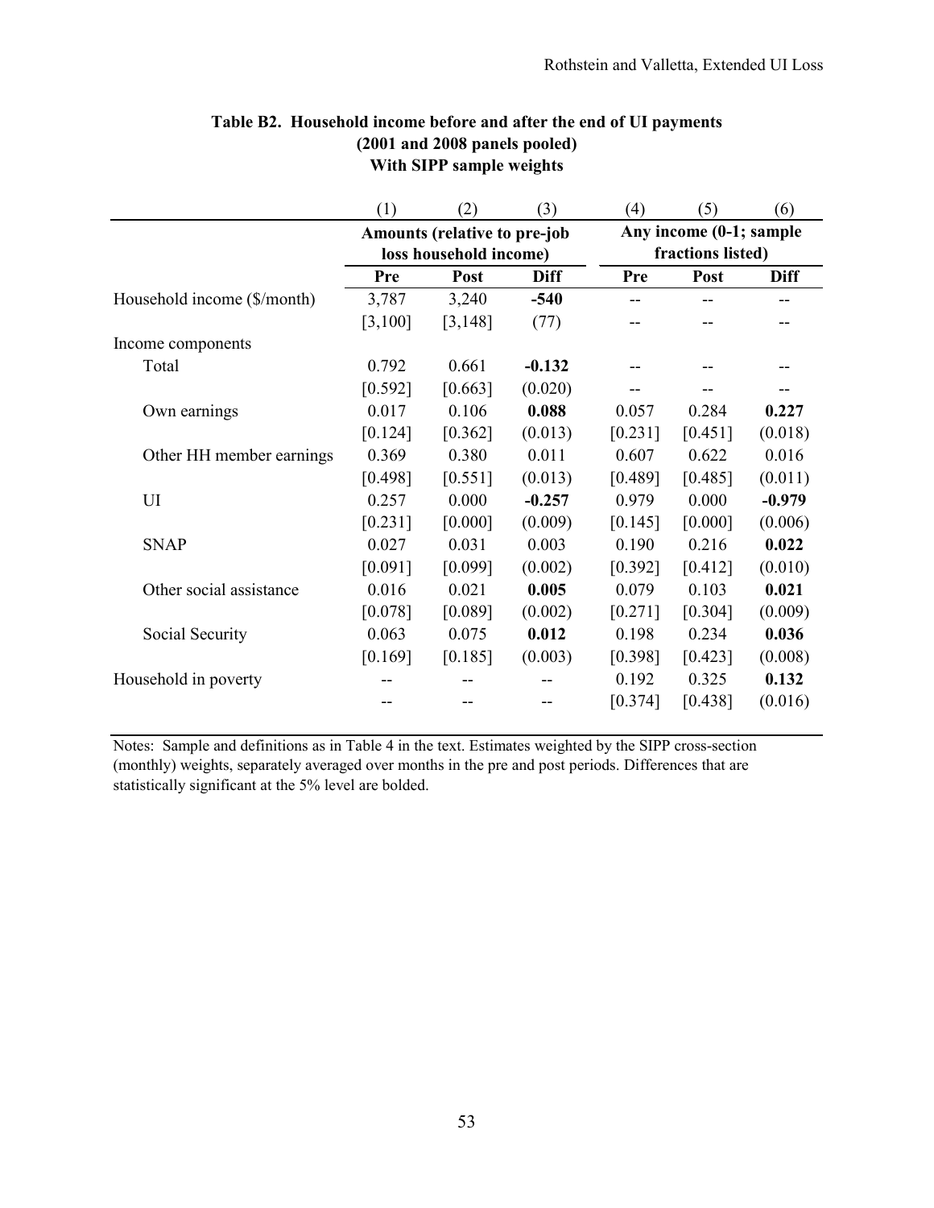**Table B2. Household income before and after the end of UI payments (2001 and 2008 panels pooled) With SIPP sample weights**

| | (1) | (2) | (3) | (4) | (5) | (6) |
|---|---|---|---|---|---|---|
| | Amounts (relative to pre-job loss household income) | | | Any income (0-1; sample fractions listed) | | |
| | Pre | Post | Diff | Pre | Post | Diff |
| Household income ($/month) | 3,787 | 3,240 | **-540** | -- | -- | -- |
| | [3,100] | [3,148] | (77) | -- | -- | -- |
| Income components | | | | | | |
| Total | 0.792 | 0.661 | **-0.132** | -- | -- | -- |
| | [0.592] | [0.663] | (0.020) | -- | -- | -- |
| Own earnings | 0.017 | 0.106 | **0.088** | 0.057 | 0.284 | **0.227** |
| | [0.124] | [0.362] | (0.013) | [0.231] | [0.451] | (0.018) |
| Other HH member earnings | 0.369 | 0.380 | 0.011 | 0.607 | 0.622 | 0.016 |
| | [0.498] | [0.551] | (0.013) | [0.489] | [0.485] | (0.011) |
| UI | 0.257 | 0.000 | **-0.257** | 0.979 | 0.000 | **-0.979** |
| | [0.231] | [0.000] | (0.009) | [0.145] | [0.000] | (0.006) |
| SNAP | 0.027 | 0.031 | 0.003 | 0.190 | 0.216 | **0.022** |
| | [0.091] | [0.099] | (0.002) | [0.392] | [0.412] | (0.010) |
| Other social assistance | 0.016 | 0.021 | **0.005** | 0.079 | 0.103 | **0.021** |
| | [0.078] | [0.089] | (0.002) | [0.271] | [0.304] | (0.009) |
| Social Security | 0.063 | 0.075 | **0.012** | 0.198 | 0.234 | **0.036** |
| | [0.169] | [0.185] | (0.003) | [0.398] | [0.423] | (0.008) |
| Household in poverty | -- | -- | -- | 0.192 | 0.325 | **0.132** |
| | -- | -- | -- | [0.374] | [0.438] | (0.016) |

Notes: Sample and definitions as in Table 4 in the text. Estimates weighted by the SIPP cross-section (monthly) weights, separately averaged over months in the pre and post periods. Differences that are statistically significant at the 5% level are bolded.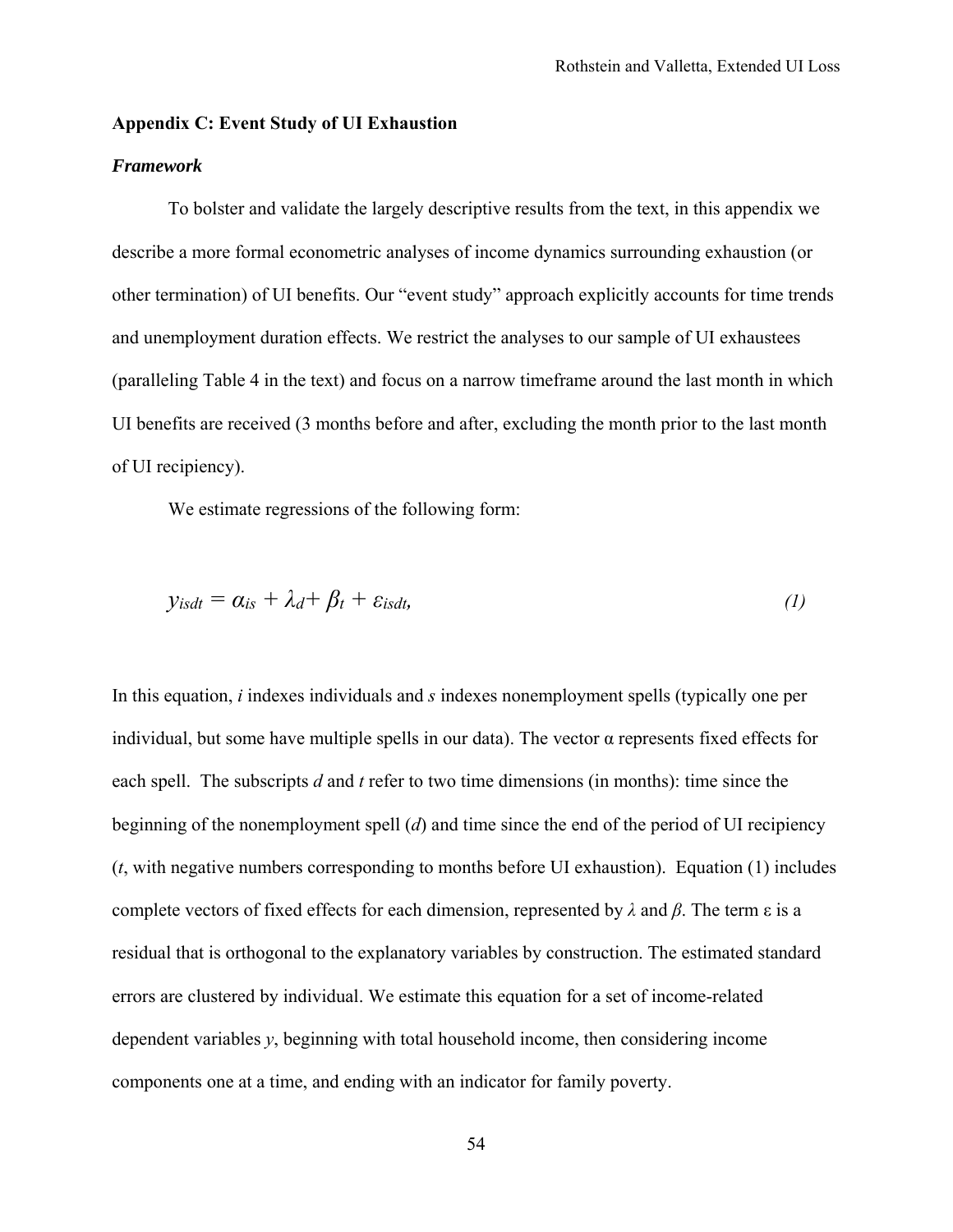## Appendix C: Event Study of UI Exhaustion

### *Framework*

To bolster and validate the largely descriptive results from the text, in this appendix we describe a more formal econometric analyses of income dynamics surrounding exhaustion (or other termination) of UI benefits. Our "event study" approach explicitly accounts for time trends and unemployment duration effects. We restrict the analyses to our sample of UI exhaustees (paralleling Table 4 in the text) and focus on a narrow timeframe around the last month in which UI benefits are received (3 months before and after, excluding the month prior to the last month of UI recipiency).

We estimate regressions of the following form:

$$y_{isdt} = \alpha_{is} + \lambda_d + \beta_t + \varepsilon_{isdt}, \qquad (1)$$

In this equation, $i$ indexes individuals and $s$ indexes nonemployment spells (typically one per individual, but some have multiple spells in our data). The vector α represents fixed effects for each spell. The subscripts $d$ and $t$ refer to two time dimensions (in months): time since the beginning of the nonemployment spell ($d$) and time since the end of the period of UI recipiency ($t$, with negative numbers corresponding to months before UI exhaustion). Equation (1) includes complete vectors of fixed effects for each dimension, represented by $\lambda$ and $\beta$. The term ε is a residual that is orthogonal to the explanatory variables by construction. The estimated standard errors are clustered by individual. We estimate this equation for a set of income-related dependent variables $y$, beginning with total household income, then considering income components one at a time, and ending with an indicator for family poverty.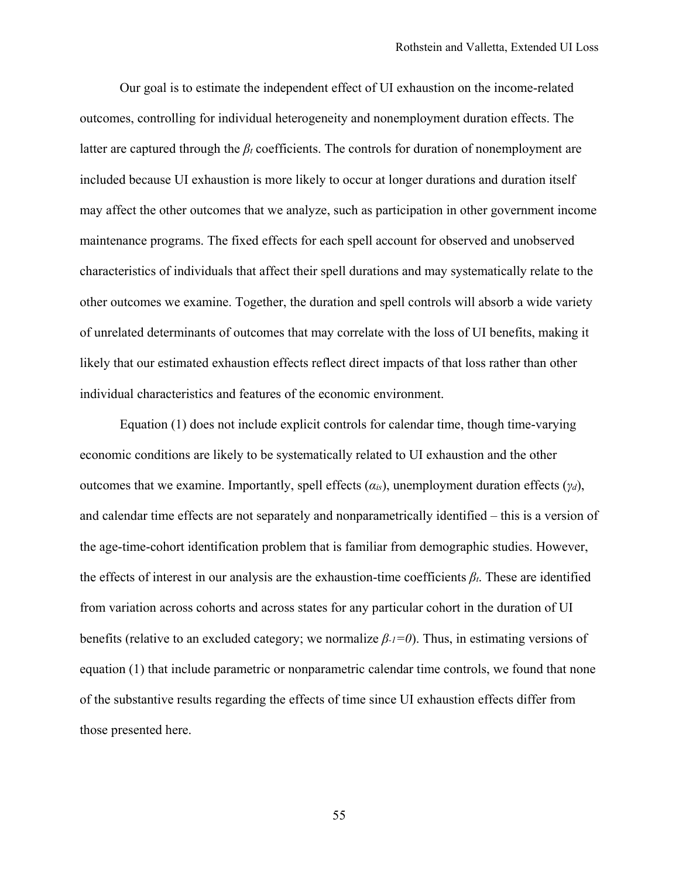Our goal is to estimate the independent effect of UI exhaustion on the income-related outcomes, controlling for individual heterogeneity and nonemployment duration effects. The latter are captured through the $\beta_t$ coefficients. The controls for duration of nonemployment are included because UI exhaustion is more likely to occur at longer durations and duration itself may affect the other outcomes that we analyze, such as participation in other government income maintenance programs. The fixed effects for each spell account for observed and unobserved characteristics of individuals that affect their spell durations and may systematically relate to the other outcomes we examine. Together, the duration and spell controls will absorb a wide variety of unrelated determinants of outcomes that may correlate with the loss of UI benefits, making it likely that our estimated exhaustion effects reflect direct impacts of that loss rather than other individual characteristics and features of the economic environment.

Equation (1) does not include explicit controls for calendar time, though time-varying economic conditions are likely to be systematically related to UI exhaustion and the other outcomes that we examine. Importantly, spell effects ($\alpha_{is}$), unemployment duration effects ($\gamma_d$), and calendar time effects are not separately and nonparametrically identified – this is a version of the age-time-cohort identification problem that is familiar from demographic studies. However, the effects of interest in our analysis are the exhaustion-time coefficients $\beta_t$. These are identified from variation across cohorts and across states for any particular cohort in the duration of UI benefits (relative to an excluded category; we normalize $\beta_{-1}=0$). Thus, in estimating versions of equation (1) that include parametric or nonparametric calendar time controls, we found that none of the substantive results regarding the effects of time since UI exhaustion effects differ from those presented here.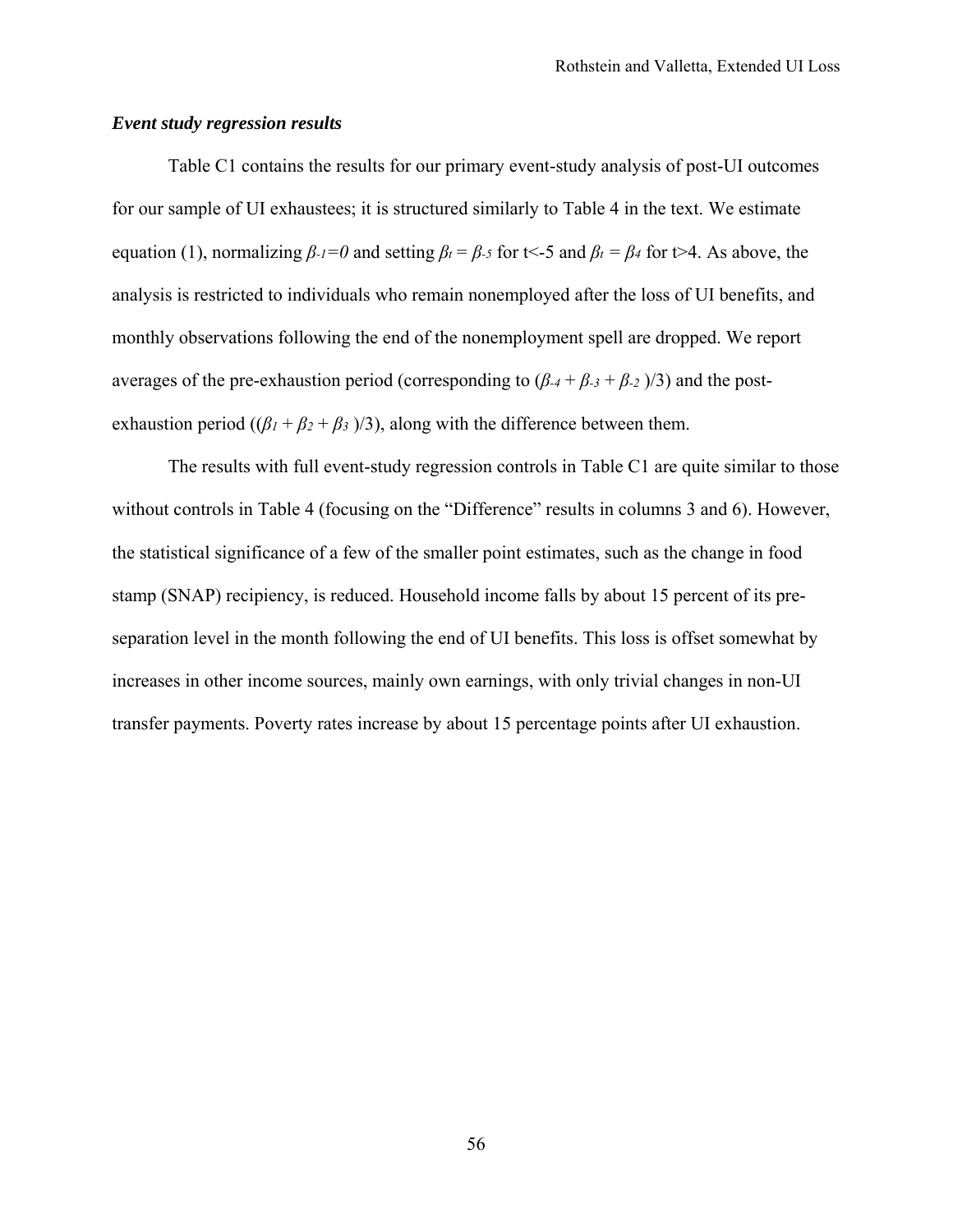### *Event study regression results*

Table C1 contains the results for our primary event-study analysis of post-UI outcomes for our sample of UI exhaustees; it is structured similarly to Table 4 in the text. We estimate equation (1), normalizing $\beta_{-1}=0$ and setting $\beta_t = \beta_{-5}$ for t<-5 and $\beta_t = \beta_4$ for t>4. As above, the analysis is restricted to individuals who remain nonemployed after the loss of UI benefits, and monthly observations following the end of the nonemployment spell are dropped. We report averages of the pre-exhaustion period (corresponding to $(\beta_{-4} + \beta_{-3} + \beta_{-2})/3$) and the post-exhaustion period ($(\beta_1 + \beta_2 + \beta_3)/3$), along with the difference between them.

The results with full event-study regression controls in Table C1 are quite similar to those without controls in Table 4 (focusing on the "Difference" results in columns 3 and 6). However, the statistical significance of a few of the smaller point estimates, such as the change in food stamp (SNAP) recipiency, is reduced. Household income falls by about 15 percent of its pre-separation level in the month following the end of UI benefits. This loss is offset somewhat by increases in other income sources, mainly own earnings, with only trivial changes in non-UI transfer payments. Poverty rates increase by about 15 percentage points after UI exhaustion.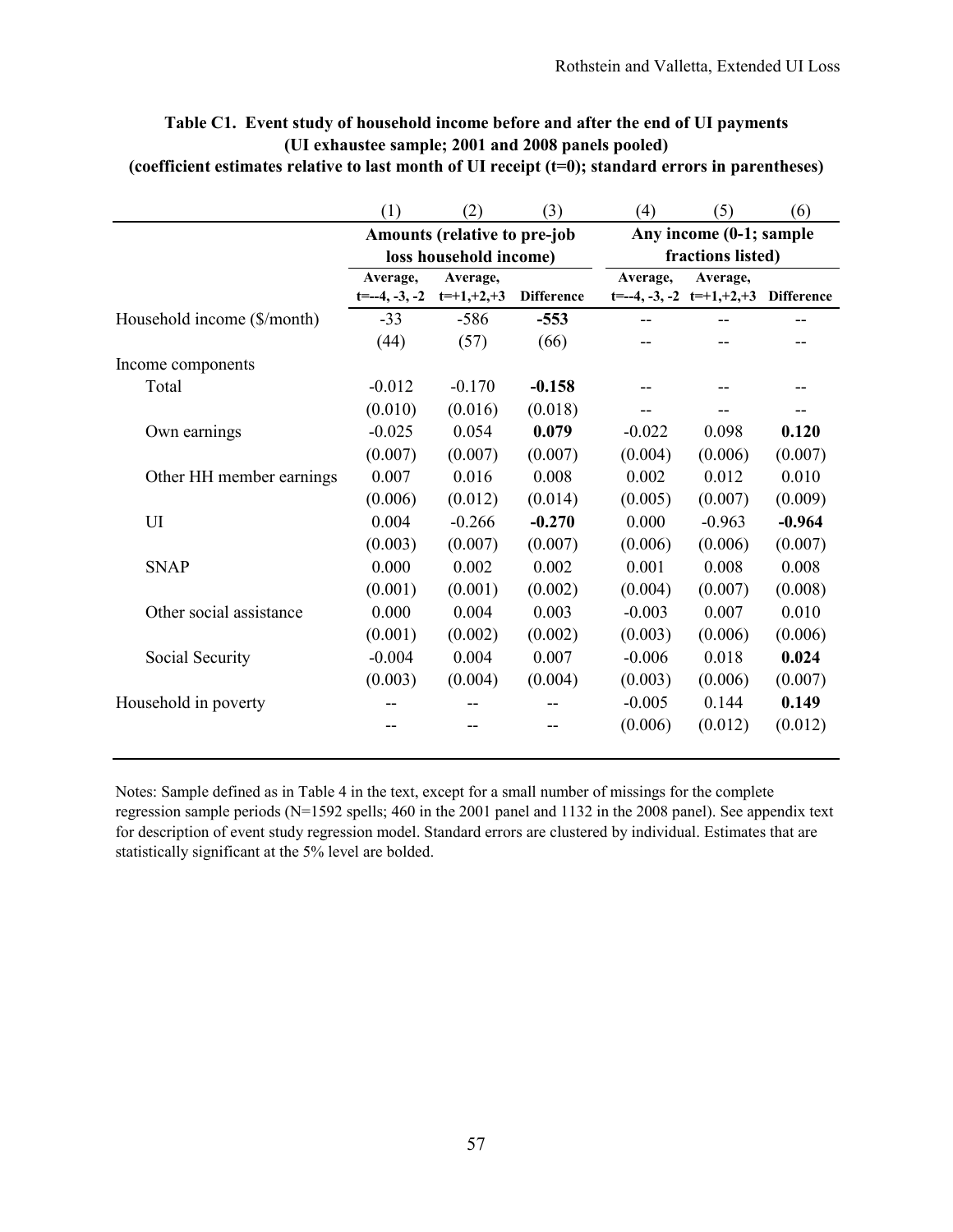**Table C1. Event study of household income before and after the end of UI payments (UI exhaustee sample; 2001 and 2008 panels pooled) (coefficient estimates relative to last month of UI receipt (t=0); standard errors in parentheses)**

| | (1) | (2) | (3) | (4) | (5) | (6) |
|---|---|---|---|---|---|---|
| | **Amounts (relative to pre-job loss household income)** | | | **Any income (0-1; sample fractions listed)** | | |
| | **Average, t=-4, -3, -2** | **Average, t=+1,+2,+3** | **Difference** | **Average, t=-4, -3, -2** | **Average, t=+1,+2,+3** | **Difference** |
| Household income ($/month) | -33 | -586 | **-553** | -- | -- | -- |
| | (44) | (57) | (66) | -- | -- | -- |
| Income components | | | | | | |
| Total | -0.012 | -0.170 | **-0.158** | -- | -- | -- |
| | (0.010) | (0.016) | (0.018) | -- | -- | -- |
| Own earnings | -0.025 | 0.054 | **0.079** | -0.022 | 0.098 | **0.120** |
| | (0.007) | (0.007) | (0.007) | (0.004) | (0.006) | (0.007) |
| Other HH member earnings | 0.007 | 0.016 | 0.008 | 0.002 | 0.012 | 0.010 |
| | (0.006) | (0.012) | (0.014) | (0.005) | (0.007) | (0.009) |
| UI | 0.004 | -0.266 | **-0.270** | 0.000 | -0.963 | **-0.964** |
| | (0.003) | (0.007) | (0.007) | (0.006) | (0.006) | (0.007) |
| SNAP | 0.000 | 0.002 | 0.002 | 0.001 | 0.008 | 0.008 |
| | (0.001) | (0.001) | (0.002) | (0.004) | (0.007) | (0.008) |
| Other social assistance | 0.000 | 0.004 | 0.003 | -0.003 | 0.007 | 0.010 |
| | (0.001) | (0.002) | (0.002) | (0.003) | (0.006) | (0.006) |
| Social Security | -0.004 | 0.004 | 0.007 | -0.006 | 0.018 | **0.024** |
| | (0.003) | (0.004) | (0.004) | (0.003) | (0.006) | (0.007) |
| Household in poverty | -- | -- | -- | -0.005 | 0.144 | **0.149** |
| | -- | -- | -- | (0.006) | (0.012) | (0.012) |

Notes: Sample defined as in Table 4 in the text, except for a small number of missings for the complete regression sample periods (N=1592 spells; 460 in the 2001 panel and 1132 in the 2008 panel). See appendix text for description of event study regression model. Standard errors are clustered by individual. Estimates that are statistically significant at the 5% level are bolded.